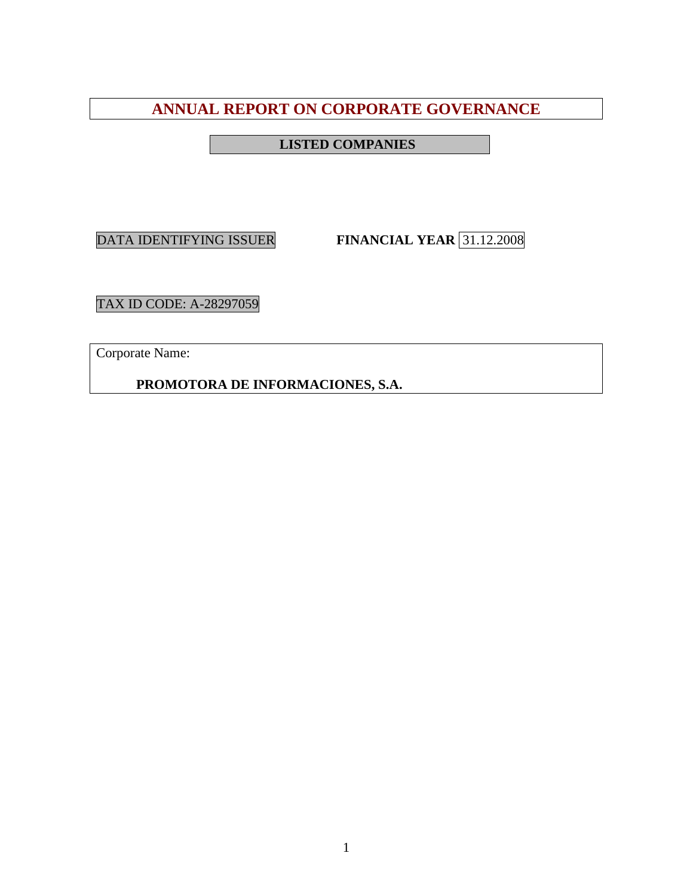# ANNUAL REPORT ON CORPORATE GOVERNANCE

**LISTED COMPANIES**

DATA IDENTIFYING ISSUER **FINANCIAL YEAR** 31.12.2008

TAX ID CODE: A-28297059

Corporate Name:

**PROMOTORA DE INFORMACIONES, S.A.**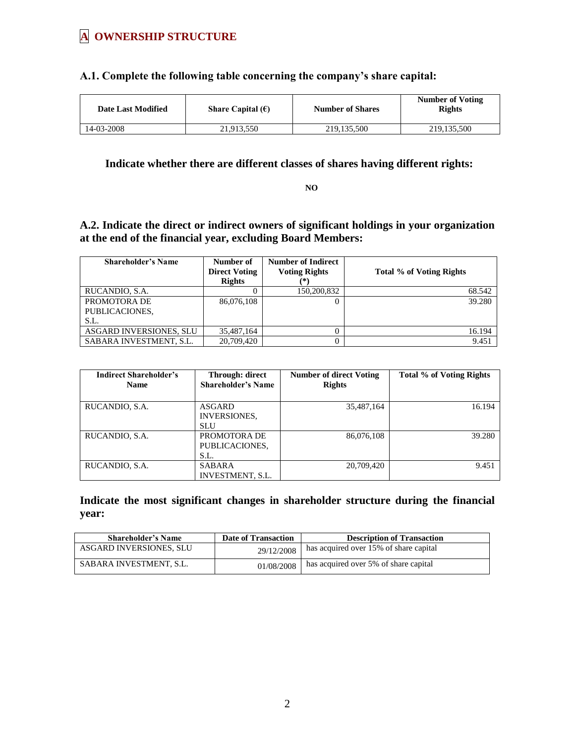# A OWNERSHIP STRUCTURE

## A.1. Complete the following table concerning the company's share capital:

| Date Last Modified | Share Capital (€) | Number of Shares | Number of Voting Rights |
|---|---|---|---|
| 14-03-2008 | 21,913,550 | 219,135,500 | 219,135,500 |

**Indicate whether there are different classes of shares having different rights:**

**NO**

## A.2. Indicate the direct or indirect owners of significant holdings in your organization at the end of the financial year, excluding Board Members:

| Shareholder's Name | Number of Direct Voting Rights | Number of Indirect Voting Rights (*) | Total % of Voting Rights |
|---|---|---|---|
| RUCANDIO, S.A. | 0 | 150,200,832 | 68.542 |
| PROMOTORA DE PUBLICACIONES, S.L. | 86,076,108 | 0 | 39.280 |
| ASGARD INVERSIONES, SLU | 35,487,164 | 0 | 16.194 |
| SABARA INVESTMENT, S.L. | 20,709,420 | 0 | 9.451 |

| Indirect Shareholder's Name | Through: direct Shareholder's Name | Number of direct Voting Rights | Total % of Voting Rights |
|---|---|---|---|
| RUCANDIO, S.A. | ASGARD INVERSIONES, SLU | 35,487,164 | 16.194 |
| RUCANDIO, S.A. | PROMOTORA DE PUBLICACIONES, S.L. | 86,076,108 | 39.280 |
| RUCANDIO, S.A. | SABARA INVESTMENT, S.L. | 20,709,420 | 9.451 |

### Indicate the most significant changes in shareholder structure during the financial year:

| Shareholder's Name | Date of Transaction | Description of Transaction |
|---|---|---|
| ASGARD INVERSIONES, SLU | 29/12/2008 | has acquired over 15% of share capital |
| SABARA INVESTMENT, S.L. | 01/08/2008 | has acquired over 5% of share capital |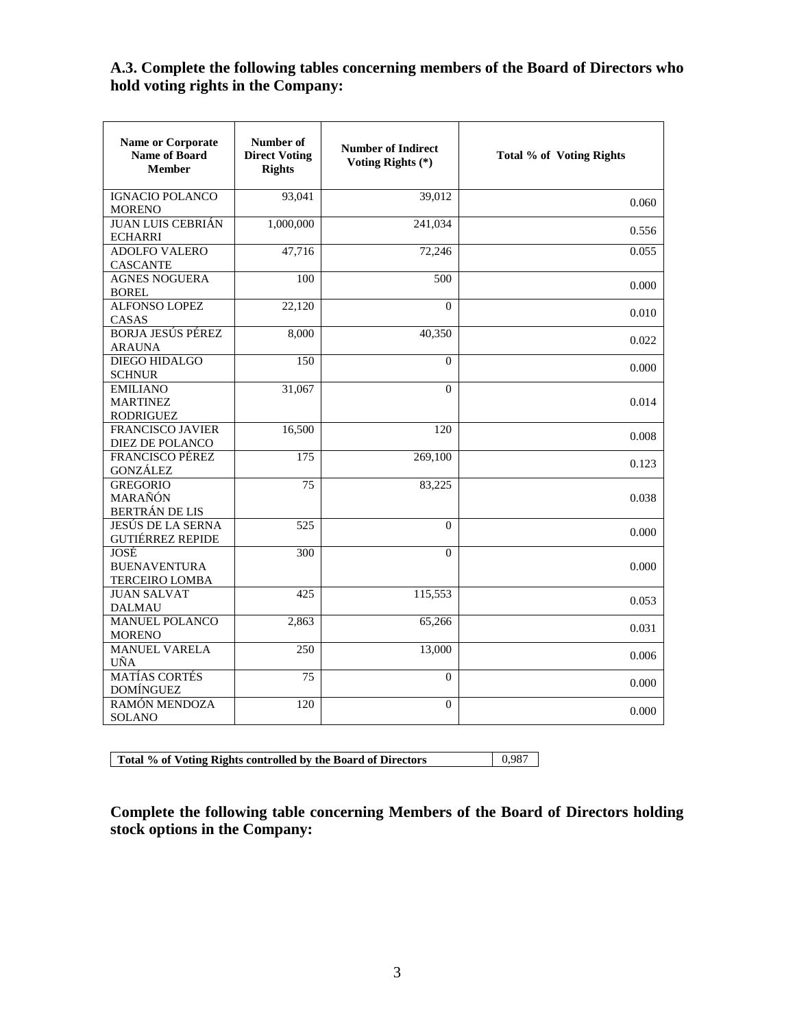### A.3. Complete the following tables concerning members of the Board of Directors who hold voting rights in the Company:

| Name or Corporate Name of Board Member | Number of Direct Voting Rights | Number of Indirect Voting Rights (*) | Total % of Voting Rights |
|---|---|---|---|
| IGNACIO POLANCO MORENO | 93,041 | 39,012 | 0.060 |
| JUAN LUIS CEBRIÁN ECHARRI | 1,000,000 | 241,034 | 0.556 |
| ADOLFO VALERO CASCANTE | 47,716 | 72,246 | 0.055 |
| AGNES NOGUERA BOREL | 100 | 500 | 0.000 |
| ALFONSO LOPEZ CASAS | 22,120 | 0 | 0.010 |
| BORJA JESÚS PÉREZ ARAUNA | 8,000 | 40,350 | 0.022 |
| DIEGO HIDALGO SCHNUR | 150 | 0 | 0.000 |
| EMILIANO MARTINEZ RODRIGUEZ | 31,067 | 0 | 0.014 |
| FRANCISCO JAVIER DIEZ DE POLANCO | 16,500 | 120 | 0.008 |
| FRANCISCO PÉREZ GONZÁLEZ | 175 | 269,100 | 0.123 |
| GREGORIO MARAÑÓN BERTRÁN DE LIS | 75 | 83,225 | 0.038 |
| JESÚS DE LA SERNA GUTIÉRREZ REPIDE | 525 | 0 | 0.000 |
| JOSÉ BUENAVENTURA TERCEIRO LOMBA | 300 | 0 | 0.000 |
| JUAN SALVAT DALMAU | 425 | 115,553 | 0.053 |
| MANUEL POLANCO MORENO | 2,863 | 65,266 | 0.031 |
| MANUEL VARELA UÑA | 250 | 13,000 | 0.006 |
| MATÍAS CORTÉS DOMÍNGUEZ | 75 | 0 | 0.000 |
| RAMÓN MENDOZA SOLANO | 120 | 0 | 0.000 |

| Total % of Voting Rights controlled by the Board of Directors | 0,987 |
|---|---|

### Complete the following table concerning Members of the Board of Directors holding stock options in the Company: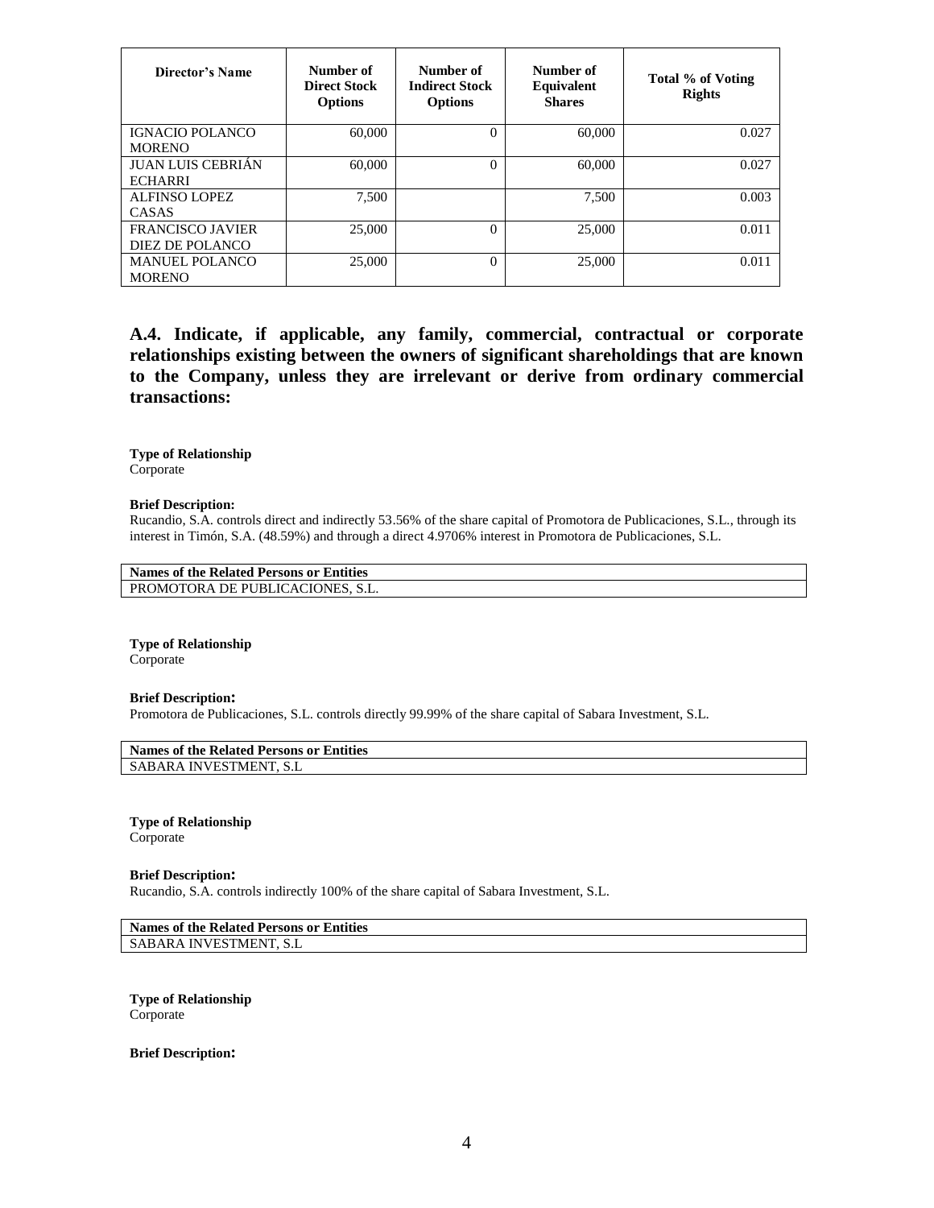| Director's Name | Number of Direct Stock Options | Number of Indirect Stock Options | Number of Equivalent Shares | Total % of Voting Rights |
|---|---|---|---|---|
| IGNACIO POLANCO MORENO | 60,000 | 0 | 60,000 | 0.027 |
| JUAN LUIS CEBRIÁN ECHARRI | 60,000 | 0 | 60,000 | 0.027 |
| ALFINSO LOPEZ CASAS | 7,500 | | 7,500 | 0.003 |
| FRANCISCO JAVIER DIEZ DE POLANCO | 25,000 | 0 | 25,000 | 0.011 |
| MANUEL POLANCO MORENO | 25,000 | 0 | 25,000 | 0.011 |

### A.4. Indicate, if applicable, any family, commercial, contractual or corporate relationships existing between the owners of significant shareholdings that are known to the Company, unless they are irrelevant or derive from ordinary commercial transactions:

**Type of Relationship**
Corporate

**Brief Description:**
Rucandio, S.A. controls direct and indirectly 53.56% of the share capital of Promotora de Publicaciones, S.L., through its interest in Timón, S.A. (48.59%) and through a direct 4.9706% interest in Promotora de Publicaciones, S.L.

| Names of the Related Persons or Entities |
|---|
| PROMOTORA DE PUBLICACIONES, S.L. |

**Type of Relationship**
Corporate

**Brief Description:**
Promotora de Publicaciones, S.L. controls directly 99.99% of the share capital of Sabara Investment, S.L.

| Names of the Related Persons or Entities |
|---|
| SABARA INVESTMENT, S.L |

**Type of Relationship**
Corporate

**Brief Description:**
Rucandio, S.A. controls indirectly 100% of the share capital of Sabara Investment, S.L.

| Names of the Related Persons or Entities |
|---|
| SABARA INVESTMENT, S.L |

**Type of Relationship**
Corporate

**Brief Description:**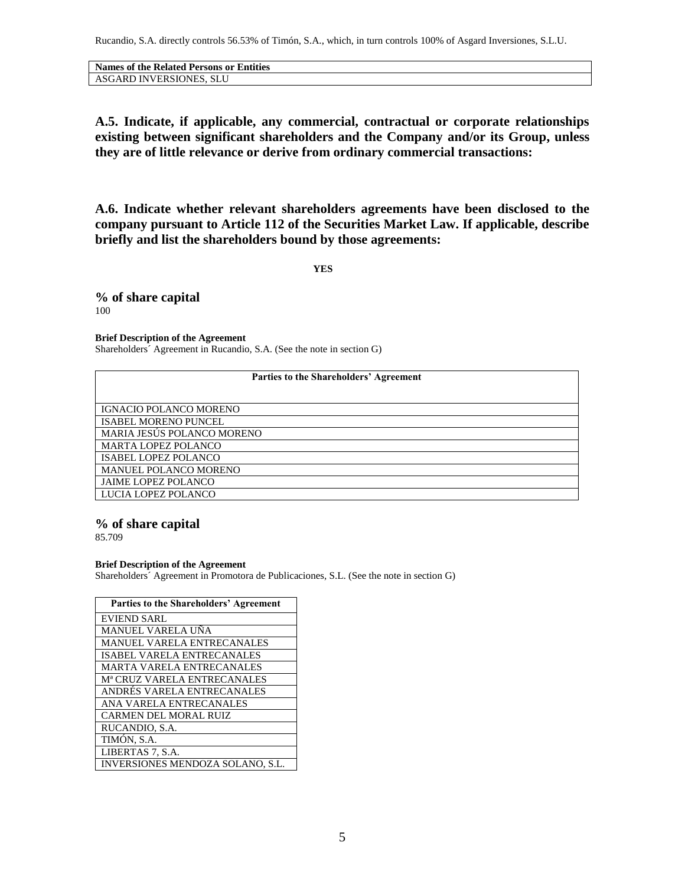Rucandio, S.A. directly controls 56.53% of Timón, S.A., which, in turn controls 100% of Asgard Inversiones, S.L.U.

| Names of the Related Persons or Entities |
| --- |
| ASGARD INVERSIONES, SLU |

**A.5. Indicate, if applicable, any commercial, contractual or corporate relationships existing between significant shareholders and the Company and/or its Group, unless they are of little relevance or derive from ordinary commercial transactions:**

**A.6. Indicate whether relevant shareholders agreements have been disclosed to the company pursuant to Article 112 of the Securities Market Law. If applicable, describe briefly and list the shareholders bound by those agreements:**

**YES**

**% of share capital**

100

**Brief Description of the Agreement**

Shareholders´ Agreement in Rucandio, S.A. (See the note in section G)

| Parties to the Shareholders' Agreement |
| --- |
| IGNACIO POLANCO MORENO |
| ISABEL MORENO PUNCEL |
| MARIA JESÚS POLANCO MORENO |
| MARTA LOPEZ POLANCO |
| ISABEL LOPEZ POLANCO |
| MANUEL POLANCO MORENO |
| JAIME LOPEZ POLANCO |
| LUCIA LOPEZ POLANCO |

**% of share capital**

85.709

**Brief Description of the Agreement**

Shareholders´ Agreement in Promotora de Publicaciones, S.L. (See the note in section G)

| Parties to the Shareholders' Agreement |
| --- |
| EVIEND SARL |
| MANUEL VARELA UÑA |
| MANUEL VARELA ENTRECANALES |
| ISABEL VARELA ENTRECANALES |
| MARTA VARELA ENTRECANALES |
| Mª CRUZ VARELA ENTRECANALES |
| ANDRÉS VARELA ENTRECANALES |
| ANA VARELA ENTRECANALES |
| CARMEN DEL MORAL RUIZ |
| RUCANDIO, S.A. |
| TIMÓN, S.A. |
| LIBERTAS 7, S.A. |
| INVERSIONES MENDOZA SOLANO, S.L. |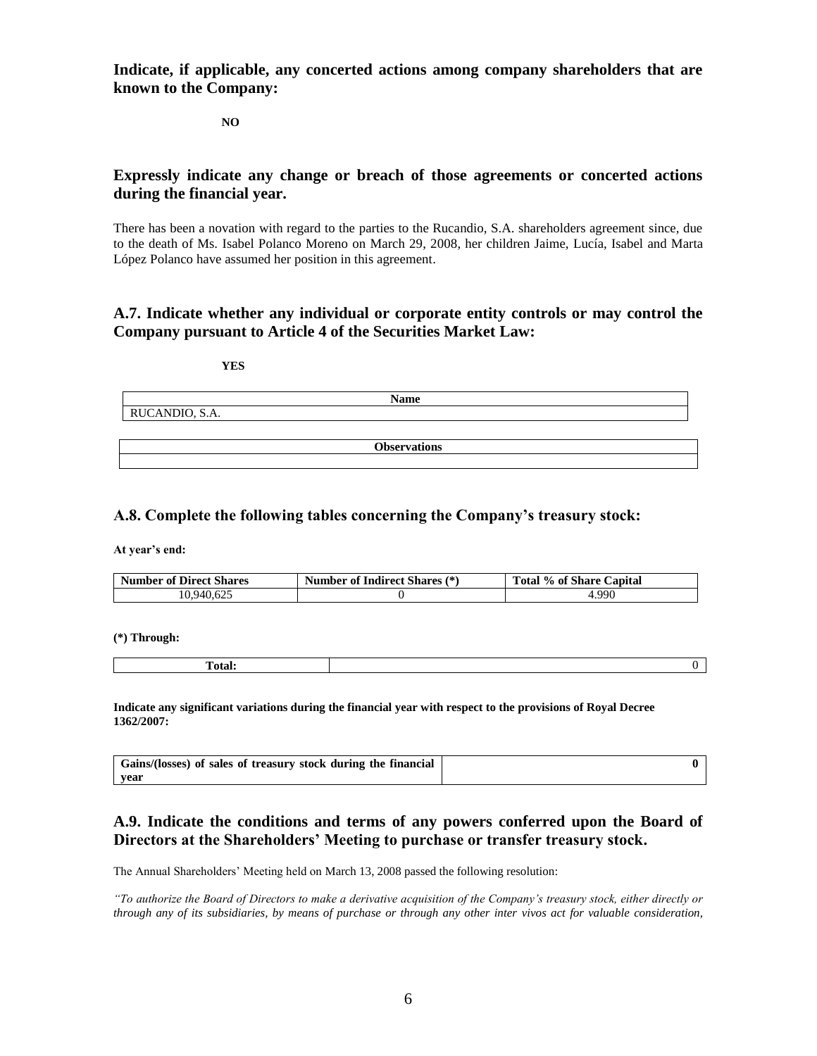**Indicate, if applicable, any concerted actions among company shareholders that are known to the Company:**

**NO**

**Expressly indicate any change or breach of those agreements or concerted actions during the financial year.**

There has been a novation with regard to the parties to the Rucandio, S.A. shareholders agreement since, due to the death of Ms. Isabel Polanco Moreno on March 29, 2008, her children Jaime, Lucía, Isabel and Marta López Polanco have assumed her position in this agreement.

## A.7. Indicate whether any individual or corporate entity controls or may control the Company pursuant to Article 4 of the Securities Market Law:

**YES**

| Name |
|---|
| RUCANDIO, S.A. |

| Observations |
|---|
| |

## A.8. Complete the following tables concerning the Company's treasury stock:

**At year's end:**

| Number of Direct Shares | Number of Indirect Shares (*) | Total % of Share Capital |
|---|---|---|
| 10,940,625 | 0 | 4.990 |

**(*) Through:**

| Total: | 0 |
|---|---|

**Indicate any significant variations during the financial year with respect to the provisions of Royal Decree 1362/2007:**

| Gains/(losses) of sales of treasury stock during the financial year | 0 |
|---|---|

## A.9. Indicate the conditions and terms of any powers conferred upon the Board of Directors at the Shareholders' Meeting to purchase or transfer treasury stock.

The Annual Shareholders' Meeting held on March 13, 2008 passed the following resolution:

*"To authorize the Board of Directors to make a derivative acquisition of the Company's treasury stock, either directly or through any of its subsidiaries, by means of purchase or through any other inter vivos act for valuable consideration,*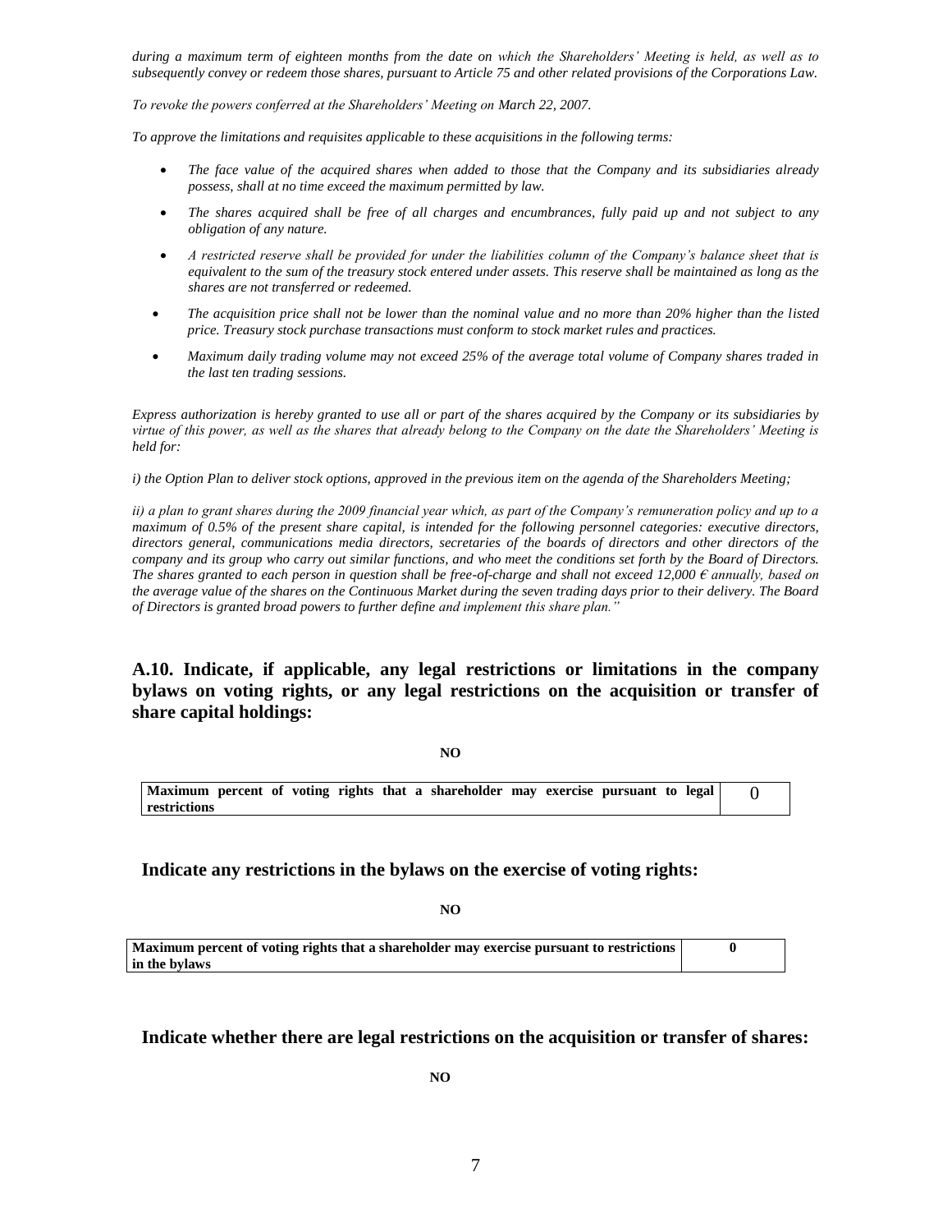*during a maximum term of eighteen months from the date on which the Shareholders' Meeting is held, as well as to subsequently convey or redeem those shares, pursuant to Article 75 and other related provisions of the Corporations Law.*

*To revoke the powers conferred at the Shareholders' Meeting on March 22, 2007.*

*To approve the limitations and requisites applicable to these acquisitions in the following terms:*

- *The face value of the acquired shares when added to those that the Company and its subsidiaries already possess, shall at no time exceed the maximum permitted by law.*
- *The shares acquired shall be free of all charges and encumbrances, fully paid up and not subject to any obligation of any nature.*
- *A restricted reserve shall be provided for under the liabilities column of the Company's balance sheet that is equivalent to the sum of the treasury stock entered under assets. This reserve shall be maintained as long as the shares are not transferred or redeemed.*
- *The acquisition price shall not be lower than the nominal value and no more than 20% higher than the listed price. Treasury stock purchase transactions must conform to stock market rules and practices.*
- *Maximum daily trading volume may not exceed 25% of the average total volume of Company shares traded in the last ten trading sessions.*

*Express authorization is hereby granted to use all or part of the shares acquired by the Company or its subsidiaries by virtue of this power, as well as the shares that already belong to the Company on the date the Shareholders' Meeting is held for:*

*i) the Option Plan to deliver stock options, approved in the previous item on the agenda of the Shareholders Meeting;*

*ii) a plan to grant shares during the 2009 financial year which, as part of the Company's remuneration policy and up to a maximum of 0.5% of the present share capital, is intended for the following personnel categories: executive directors, directors general, communications media directors, secretaries of the boards of directors and other directors of the company and its group who carry out similar functions, and who meet the conditions set forth by the Board of Directors. The shares granted to each person in question shall be free-of-charge and shall not exceed 12,000 € annually, based on the average value of the shares on the Continuous Market during the seven trading days prior to their delivery. The Board of Directors is granted broad powers to further define and implement this share plan."*

## A.10. Indicate, if applicable, any legal restrictions or limitations in the company bylaws on voting rights, or any legal restrictions on the acquisition or transfer of share capital holdings:

**NO**

| **Maximum percent of voting rights that a shareholder may exercise pursuant to legal restrictions** | 0 |
|---|---|

### Indicate any restrictions in the bylaws on the exercise of voting rights:

**NO**

| **Maximum percent of voting rights that a shareholder may exercise pursuant to restrictions in the bylaws** | **0** |
|---|---|

### Indicate whether there are legal restrictions on the acquisition or transfer of shares:

**NO**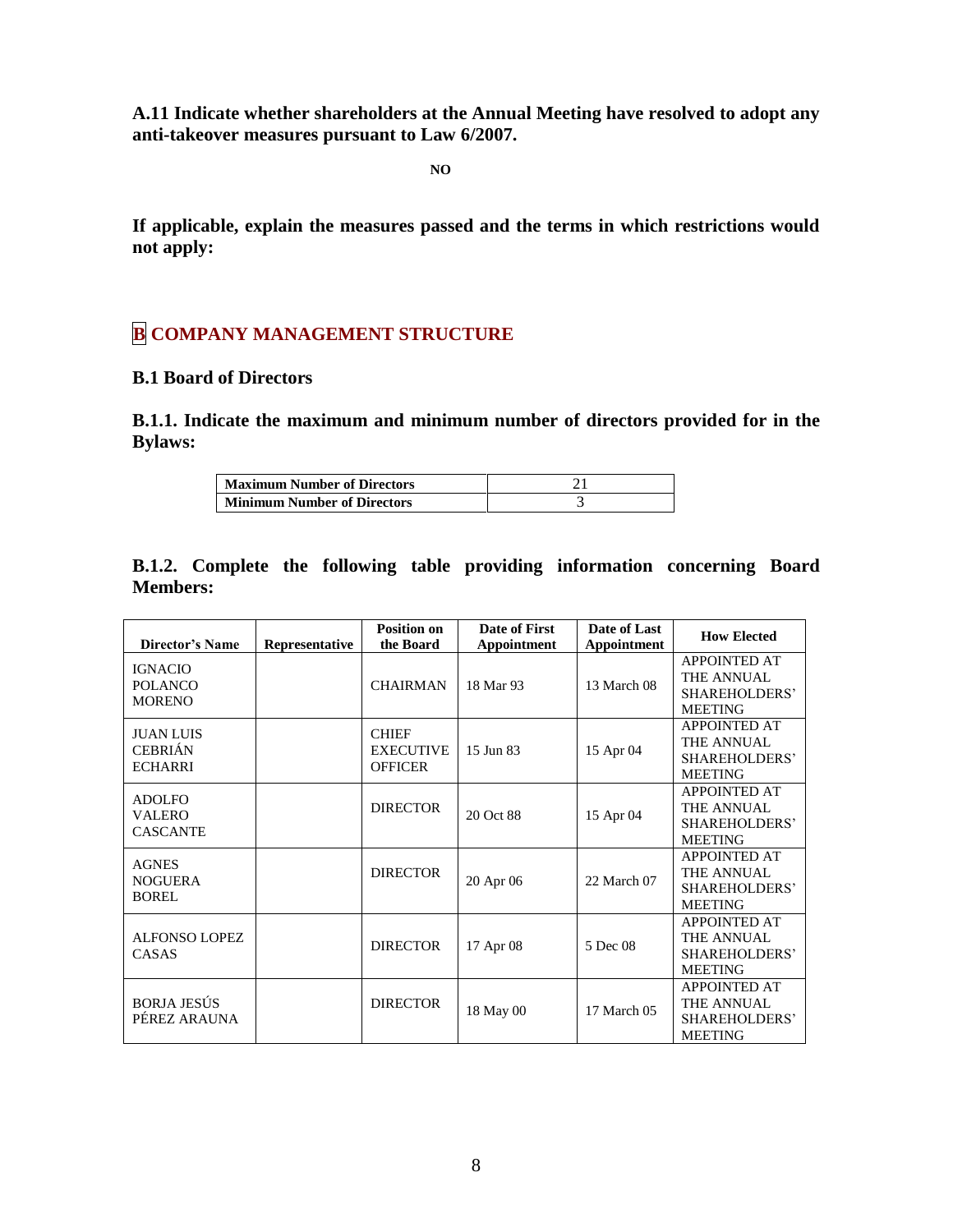**A.11 Indicate whether shareholders at the Annual Meeting have resolved to adopt any anti-takeover measures pursuant to Law 6/2007.**

**NO**

**If applicable, explain the measures passed and the terms in which restrictions would not apply:**

## B COMPANY MANAGEMENT STRUCTURE

### B.1 Board of Directors

**B.1.1. Indicate the maximum and minimum number of directors provided for in the Bylaws:**

| Maximum Number of Directors | 21 |
|---|---|
| **Minimum Number of Directors** | 3 |

**B.1.2. Complete the following table providing information concerning Board Members:**

| Director's Name | Representative | Position on the Board | Date of First Appointment | Date of Last Appointment | How Elected |
|---|---|---|---|---|---|
| IGNACIO POLANCO MORENO | | CHAIRMAN | 18 Mar 93 | 13 March 08 | APPOINTED AT THE ANNUAL SHAREHOLDERS' MEETING |
| JUAN LUIS CEBRIÁN ECHARRI | | CHIEF EXECUTIVE OFFICER | 15 Jun 83 | 15 Apr 04 | APPOINTED AT THE ANNUAL SHAREHOLDERS' MEETING |
| ADOLFO VALERO CASCANTE | | DIRECTOR | 20 Oct 88 | 15 Apr 04 | APPOINTED AT THE ANNUAL SHAREHOLDERS' MEETING |
| AGNES NOGUERA BOREL | | DIRECTOR | 20 Apr 06 | 22 March 07 | APPOINTED AT THE ANNUAL SHAREHOLDERS' MEETING |
| ALFONSO LOPEZ CASAS | | DIRECTOR | 17 Apr 08 | 5 Dec 08 | APPOINTED AT THE ANNUAL SHAREHOLDERS' MEETING |
| BORJA JESÚS PÉREZ ARAUNA | | DIRECTOR | 18 May 00 | 17 March 05 | APPOINTED AT THE ANNUAL SHAREHOLDERS' MEETING |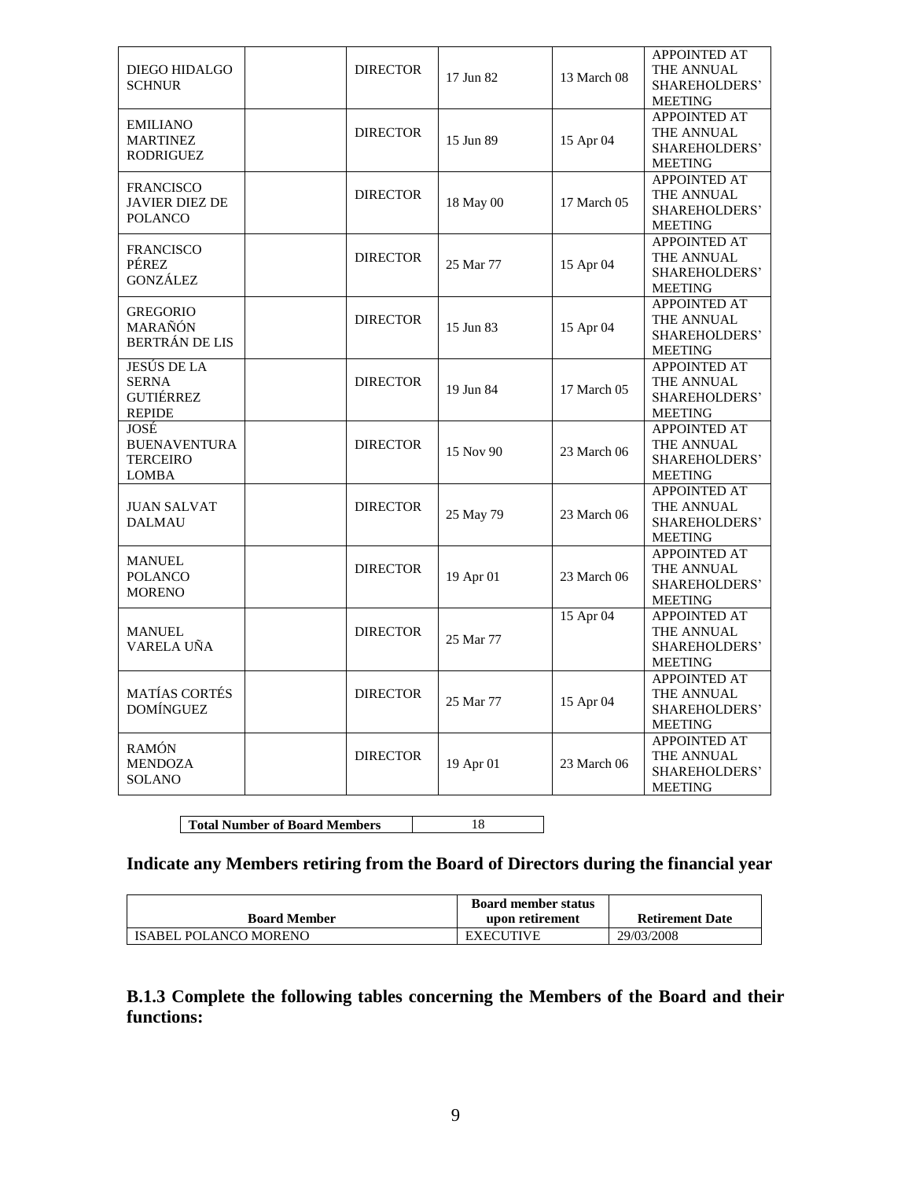| | | | | | |
|---|---|---|---|---|---|
| DIEGO HIDALGO SCHNUR | | DIRECTOR | 17 Jun 82 | 13 March 08 | APPOINTED AT THE ANNUAL SHAREHOLDERS' MEETING |
| EMILIANO MARTINEZ RODRIGUEZ | | DIRECTOR | 15 Jun 89 | 15 Apr 04 | APPOINTED AT THE ANNUAL SHAREHOLDERS' MEETING |
| FRANCISCO JAVIER DIEZ DE POLANCO | | DIRECTOR | 18 May 00 | 17 March 05 | APPOINTED AT THE ANNUAL SHAREHOLDERS' MEETING |
| FRANCISCO PÉREZ GONZÁLEZ | | DIRECTOR | 25 Mar 77 | 15 Apr 04 | APPOINTED AT THE ANNUAL SHAREHOLDERS' MEETING |
| GREGORIO MARAÑÓN BERTRÁN DE LIS | | DIRECTOR | 15 Jun 83 | 15 Apr 04 | APPOINTED AT THE ANNUAL SHAREHOLDERS' MEETING |
| JESÚS DE LA SERNA GUTIÉRREZ REPIDE | | DIRECTOR | 19 Jun 84 | 17 March 05 | APPOINTED AT THE ANNUAL SHAREHOLDERS' MEETING |
| JOSÉ BUENAVENTURA TERCEIRO LOMBA | | DIRECTOR | 15 Nov 90 | 23 March 06 | APPOINTED AT THE ANNUAL SHAREHOLDERS' MEETING |
| JUAN SALVAT DALMAU | | DIRECTOR | 25 May 79 | 23 March 06 | APPOINTED AT THE ANNUAL SHAREHOLDERS' MEETING |
| MANUEL POLANCO MORENO | | DIRECTOR | 19 Apr 01 | 23 March 06 | APPOINTED AT THE ANNUAL SHAREHOLDERS' MEETING |
| MANUEL VARELA UÑA | | DIRECTOR | 25 Mar 77 | 15 Apr 04 | APPOINTED AT THE ANNUAL SHAREHOLDERS' MEETING |
| MATÍAS CORTÉS DOMÍNGUEZ | | DIRECTOR | 25 Mar 77 | 15 Apr 04 | APPOINTED AT THE ANNUAL SHAREHOLDERS' MEETING |
| RAMÓN MENDOZA SOLANO | | DIRECTOR | 19 Apr 01 | 23 March 06 | APPOINTED AT THE ANNUAL SHAREHOLDERS' MEETING |

| **Total Number of Board Members** | 18 |
|---|---|

## Indicate any Members retiring from the Board of Directors during the financial year

| Board Member | Board member status upon retirement | Retirement Date |
|---|---|---|
| ISABEL POLANCO MORENO | EXECUTIVE | 29/03/2008 |

## B.1.3 Complete the following tables concerning the Members of the Board and their functions: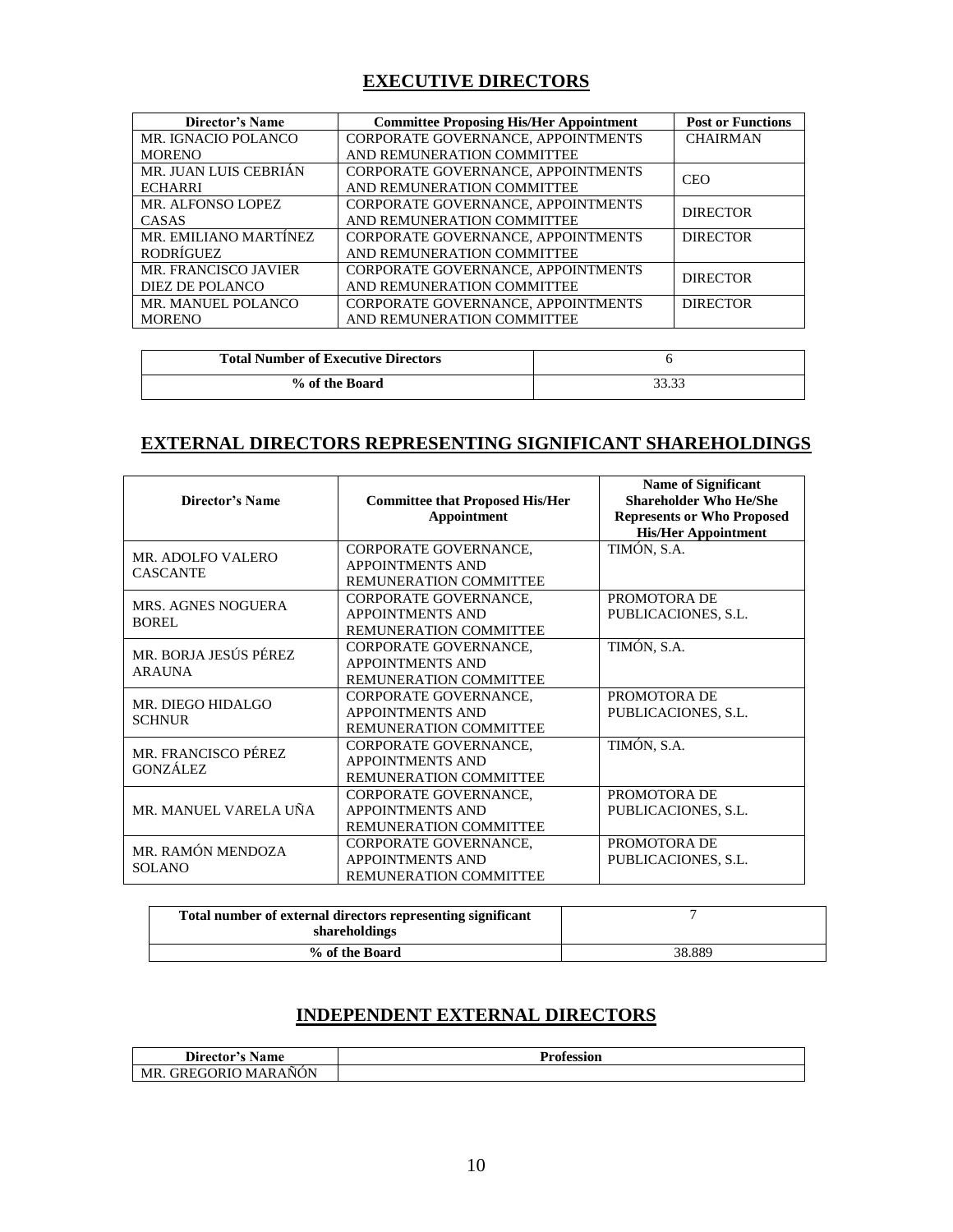## EXECUTIVE DIRECTORS

| Director's Name | Committee Proposing His/Her Appointment | Post or Functions |
|---|---|---|
| MR. IGNACIO POLANCO MORENO | CORPORATE GOVERNANCE, APPOINTMENTS AND REMUNERATION COMMITTEE | CHAIRMAN |
| MR. JUAN LUIS CEBRIÁN ECHARRI | CORPORATE GOVERNANCE, APPOINTMENTS AND REMUNERATION COMMITTEE | CEO |
| MR. ALFONSO LOPEZ CASAS | CORPORATE GOVERNANCE, APPOINTMENTS AND REMUNERATION COMMITTEE | DIRECTOR |
| MR. EMILIANO MARTÍNEZ RODRÍGUEZ | CORPORATE GOVERNANCE, APPOINTMENTS AND REMUNERATION COMMITTEE | DIRECTOR |
| MR. FRANCISCO JAVIER DIEZ DE POLANCO | CORPORATE GOVERNANCE, APPOINTMENTS AND REMUNERATION COMMITTEE | DIRECTOR |
| MR. MANUEL POLANCO MORENO | CORPORATE GOVERNANCE, APPOINTMENTS AND REMUNERATION COMMITTEE | DIRECTOR |

| Total Number of Executive Directors | 6 |
|---|---|
| % of the Board | 33.33 |

## EXTERNAL DIRECTORS REPRESENTING SIGNIFICANT SHAREHOLDINGS

| Director's Name | Committee that Proposed His/Her Appointment | Name of Significant Shareholder Who He/She Represents or Who Proposed His/Her Appointment |
|---|---|---|
| MR. ADOLFO VALERO CASCANTE | CORPORATE GOVERNANCE, APPOINTMENTS AND REMUNERATION COMMITTEE | TIMÓN, S.A. |
| MRS. AGNES NOGUERA BOREL | CORPORATE GOVERNANCE, APPOINTMENTS AND REMUNERATION COMMITTEE | PROMOTORA DE PUBLICACIONES, S.L. |
| MR. BORJA JESÚS PÉREZ ARAUNA | CORPORATE GOVERNANCE, APPOINTMENTS AND REMUNERATION COMMITTEE | TIMÓN, S.A. |
| MR. DIEGO HIDALGO SCHNUR | CORPORATE GOVERNANCE, APPOINTMENTS AND REMUNERATION COMMITTEE | PROMOTORA DE PUBLICACIONES, S.L. |
| MR. FRANCISCO PÉREZ GONZÁLEZ | CORPORATE GOVERNANCE, APPOINTMENTS AND REMUNERATION COMMITTEE | TIMÓN, S.A. |
| MR. MANUEL VARELA UÑA | CORPORATE GOVERNANCE, APPOINTMENTS AND REMUNERATION COMMITTEE | PROMOTORA DE PUBLICACIONES, S.L. |
| MR. RAMÓN MENDOZA SOLANO | CORPORATE GOVERNANCE, APPOINTMENTS AND REMUNERATION COMMITTEE | PROMOTORA DE PUBLICACIONES, S.L. |

| Total number of external directors representing significant shareholdings | 7 |
|---|---|
| % of the Board | 38.889 |

## INDEPENDENT EXTERNAL DIRECTORS

| Director's Name | Profession |
|---|---|
| MR. GREGORIO MARAÑÓN | |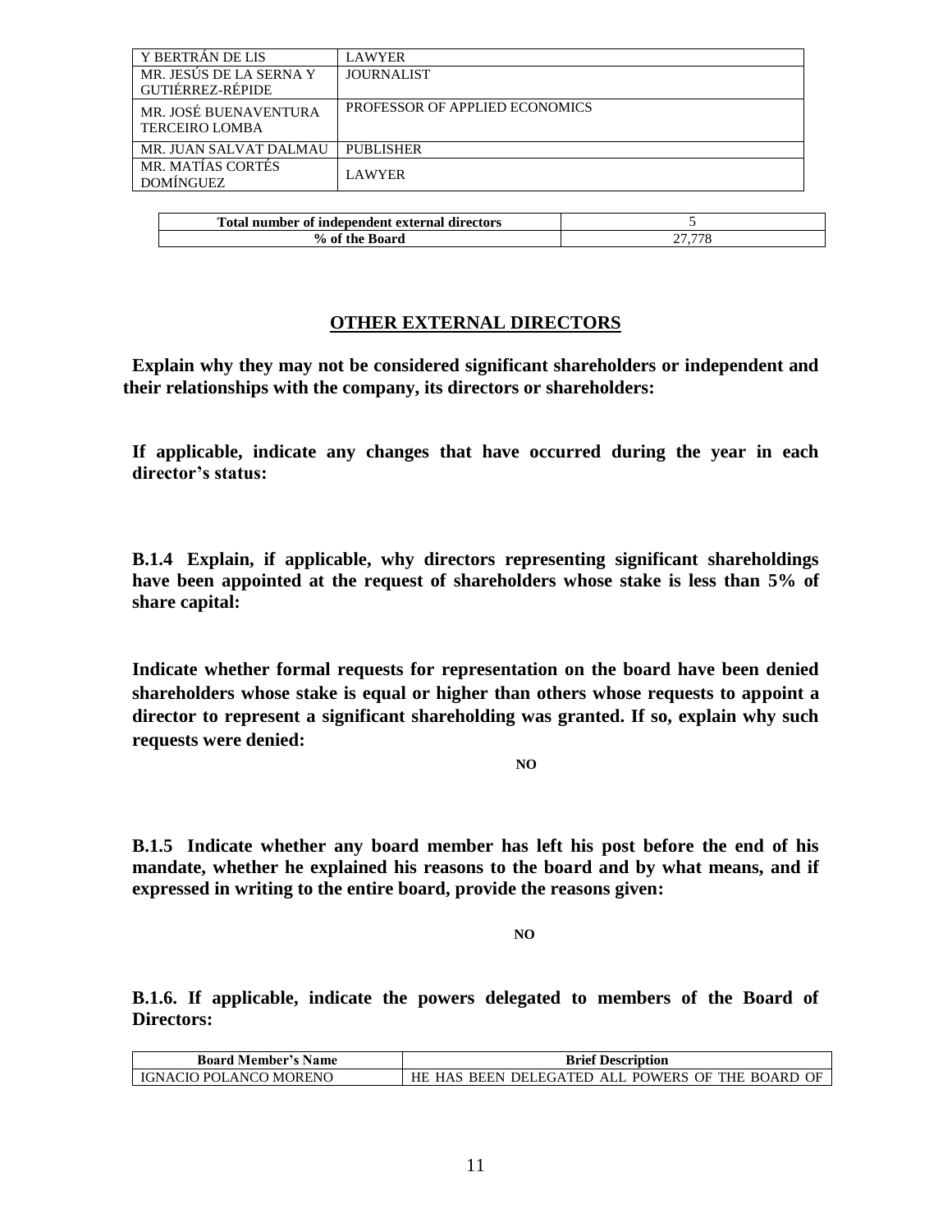| | |
|---|---|
| Y BERTRÁN DE LIS | LAWYER |
| MR. JESÚS DE LA SERNA Y GUTIÉRREZ-RÉPIDE | JOURNALIST |
| MR. JOSÉ BUENAVENTURA TERCEIRO LOMBA | PROFESSOR OF APPLIED ECONOMICS |
| MR. JUAN SALVAT DALMAU | PUBLISHER |
| MR. MATÍAS CORTÉS DOMÍNGUEZ | LAWYER |

| **Total number of independent external directors** | 5 |
|---|---|
| **% of the Board** | 27,778 |

## OTHER EXTERNAL DIRECTORS

**Explain why they may not be considered significant shareholders or independent and their relationships with the company, its directors or shareholders:**

**If applicable, indicate any changes that have occurred during the year in each director's status:**

**B.1.4 Explain, if applicable, why directors representing significant shareholdings have been appointed at the request of shareholders whose stake is less than 5% of share capital:**

**Indicate whether formal requests for representation on the board have been denied shareholders whose stake is equal or higher than others whose requests to appoint a director to represent a significant shareholding was granted. If so, explain why such requests were denied:**

**NO**

**B.1.5 Indicate whether any board member has left his post before the end of his mandate, whether he explained his reasons to the board and by what means, and if expressed in writing to the entire board, provide the reasons given:**

**NO**

**B.1.6. If applicable, indicate the powers delegated to members of the Board of Directors:**

| **Board Member's Name** | **Brief Description** |
|---|---|
| IGNACIO POLANCO MORENO | HE HAS BEEN DELEGATED ALL POWERS OF THE BOARD OF |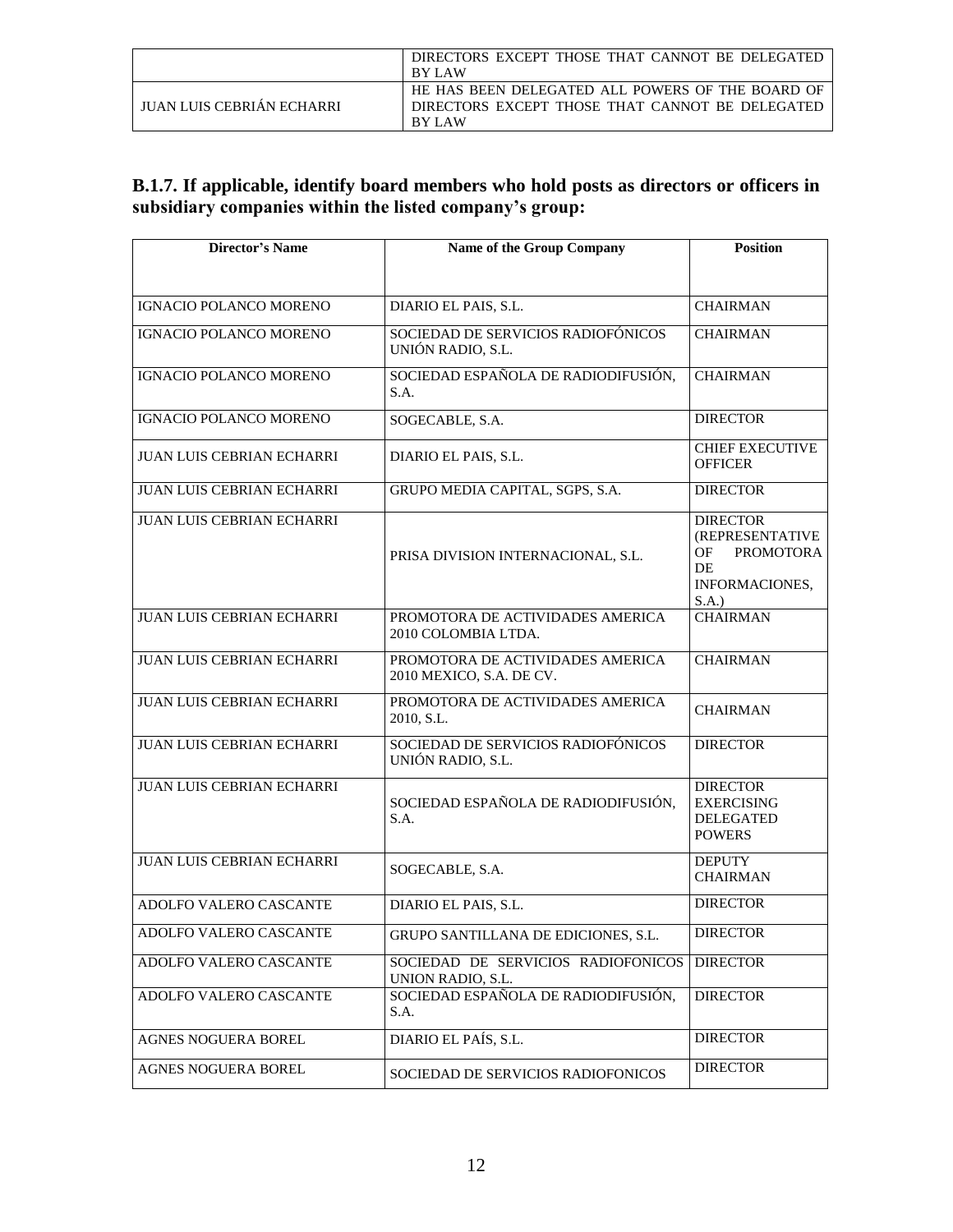| | |
|---|---|
| | DIRECTORS EXCEPT THOSE THAT CANNOT BE DELEGATED BY LAW |
| JUAN LUIS CEBRIÁN ECHARRI | HE HAS BEEN DELEGATED ALL POWERS OF THE BOARD OF DIRECTORS EXCEPT THOSE THAT CANNOT BE DELEGATED BY LAW |

## B.1.7. If applicable, identify board members who hold posts as directors or officers in subsidiary companies within the listed company's group:

| Director's Name | Name of the Group Company | Position |
|---|---|---|
| IGNACIO POLANCO MORENO | DIARIO EL PAIS, S.L. | CHAIRMAN |
| IGNACIO POLANCO MORENO | SOCIEDAD DE SERVICIOS RADIOFÓNICOS UNIÓN RADIO, S.L. | CHAIRMAN |
| IGNACIO POLANCO MORENO | SOCIEDAD ESPAÑOLA DE RADIODIFUSIÓN, S.A. | CHAIRMAN |
| IGNACIO POLANCO MORENO | SOGECABLE, S.A. | DIRECTOR |
| JUAN LUIS CEBRIAN ECHARRI | DIARIO EL PAIS, S.L. | CHIEF EXECUTIVE OFFICER |
| JUAN LUIS CEBRIAN ECHARRI | GRUPO MEDIA CAPITAL, SGPS, S.A. | DIRECTOR |
| JUAN LUIS CEBRIAN ECHARRI | PRISA DIVISION INTERNACIONAL, S.L. | DIRECTOR (REPRESENTATIVE OF PROMOTORA DE INFORMACIONES, S.A.) |
| JUAN LUIS CEBRIAN ECHARRI | PROMOTORA DE ACTIVIDADES AMERICA 2010 COLOMBIA LTDA. | CHAIRMAN |
| JUAN LUIS CEBRIAN ECHARRI | PROMOTORA DE ACTIVIDADES AMERICA 2010 MEXICO, S.A. DE CV. | CHAIRMAN |
| JUAN LUIS CEBRIAN ECHARRI | PROMOTORA DE ACTIVIDADES AMERICA 2010, S.L. | CHAIRMAN |
| JUAN LUIS CEBRIAN ECHARRI | SOCIEDAD DE SERVICIOS RADIOFÓNICOS UNIÓN RADIO, S.L. | DIRECTOR |
| JUAN LUIS CEBRIAN ECHARRI | SOCIEDAD ESPAÑOLA DE RADIODIFUSIÓN, S.A. | DIRECTOR EXERCISING DELEGATED POWERS |
| JUAN LUIS CEBRIAN ECHARRI | SOGECABLE, S.A. | DEPUTY CHAIRMAN |
| ADOLFO VALERO CASCANTE | DIARIO EL PAIS, S.L. | DIRECTOR |
| ADOLFO VALERO CASCANTE | GRUPO SANTILLANA DE EDICIONES, S.L. | DIRECTOR |
| ADOLFO VALERO CASCANTE | SOCIEDAD DE SERVICIOS RADIOFONICOS UNION RADIO, S.L. | DIRECTOR |
| ADOLFO VALERO CASCANTE | SOCIEDAD ESPAÑOLA DE RADIODIFUSIÓN, S.A. | DIRECTOR |
| AGNES NOGUERA BOREL | DIARIO EL PAÍS, S.L. | DIRECTOR |
| AGNES NOGUERA BOREL | SOCIEDAD DE SERVICIOS RADIOFONICOS | DIRECTOR |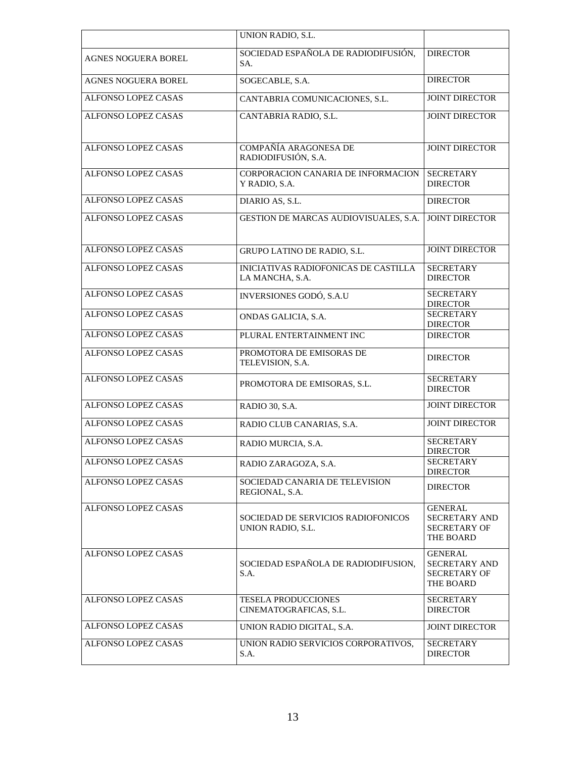| | | |
|---|---|---|
| | UNION RADIO, S.L. | |
| AGNES NOGUERA BOREL | SOCIEDAD ESPAÑOLA DE RADIODIFUSIÓN, SA. | DIRECTOR |
| AGNES NOGUERA BOREL | SOGECABLE, S.A. | DIRECTOR |
| ALFONSO LOPEZ CASAS | CANTABRIA COMUNICACIONES, S.L. | JOINT DIRECTOR |
| ALFONSO LOPEZ CASAS | CANTABRIA RADIO, S.L. | JOINT DIRECTOR |
| ALFONSO LOPEZ CASAS | COMPAÑÍA ARAGONESA DE RADIODIFUSIÓN, S.A. | JOINT DIRECTOR |
| ALFONSO LOPEZ CASAS | CORPORACION CANARIA DE INFORMACION Y RADIO, S.A. | SECRETARY DIRECTOR |
| ALFONSO LOPEZ CASAS | DIARIO AS, S.L. | DIRECTOR |
| ALFONSO LOPEZ CASAS | GESTION DE MARCAS AUDIOVISUALES, S.A. | JOINT DIRECTOR |
| ALFONSO LOPEZ CASAS | GRUPO LATINO DE RADIO, S.L. | JOINT DIRECTOR |
| ALFONSO LOPEZ CASAS | INICIATIVAS RADIOFONICAS DE CASTILLA LA MANCHA, S.A. | SECRETARY DIRECTOR |
| ALFONSO LOPEZ CASAS | INVERSIONES GODÓ, S.A.U | SECRETARY DIRECTOR |
| ALFONSO LOPEZ CASAS | ONDAS GALICIA, S.A. | SECRETARY DIRECTOR |
| ALFONSO LOPEZ CASAS | PLURAL ENTERTAINMENT INC | DIRECTOR |
| ALFONSO LOPEZ CASAS | PROMOTORA DE EMISORAS DE TELEVISION, S.A. | DIRECTOR |
| ALFONSO LOPEZ CASAS | PROMOTORA DE EMISORAS, S.L. | SECRETARY DIRECTOR |
| ALFONSO LOPEZ CASAS | RADIO 30, S.A. | JOINT DIRECTOR |
| ALFONSO LOPEZ CASAS | RADIO CLUB CANARIAS, S.A. | JOINT DIRECTOR |
| ALFONSO LOPEZ CASAS | RADIO MURCIA, S.A. | SECRETARY DIRECTOR |
| ALFONSO LOPEZ CASAS | RADIO ZARAGOZA, S.A. | SECRETARY DIRECTOR |
| ALFONSO LOPEZ CASAS | SOCIEDAD CANARIA DE TELEVISION REGIONAL, S.A. | DIRECTOR |
| ALFONSO LOPEZ CASAS | SOCIEDAD DE SERVICIOS RADIOFONICOS UNION RADIO, S.L. | GENERAL SECRETARY AND SECRETARY OF THE BOARD |
| ALFONSO LOPEZ CASAS | SOCIEDAD ESPAÑOLA DE RADIODIFUSION, S.A. | GENERAL SECRETARY AND SECRETARY OF THE BOARD |
| ALFONSO LOPEZ CASAS | TESELA PRODUCCIONES CINEMATOGRAFICAS, S.L. | SECRETARY DIRECTOR |
| ALFONSO LOPEZ CASAS | UNION RADIO DIGITAL, S.A. | JOINT DIRECTOR |
| ALFONSO LOPEZ CASAS | UNION RADIO SERVICIOS CORPORATIVOS, S.A. | SECRETARY DIRECTOR |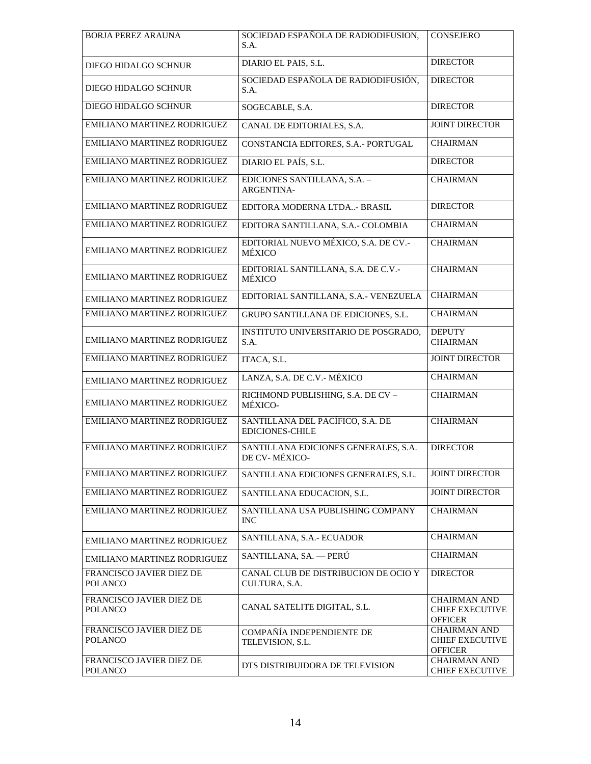| BORJA PEREZ ARAUNA | SOCIEDAD ESPAÑOLA DE RADIODIFUSION, S.A. | CONSEJERO |
|---|---|---|
| DIEGO HIDALGO SCHNUR | DIARIO EL PAIS, S.L. | DIRECTOR |
| DIEGO HIDALGO SCHNUR | SOCIEDAD ESPAÑOLA DE RADIODIFUSIÓN, S.A. | DIRECTOR |
| DIEGO HIDALGO SCHNUR | SOGECABLE, S.A. | DIRECTOR |
| EMILIANO MARTINEZ RODRIGUEZ | CANAL DE EDITORIALES, S.A. | JOINT DIRECTOR |
| EMILIANO MARTINEZ RODRIGUEZ | CONSTANCIA EDITORES, S.A.- PORTUGAL | CHAIRMAN |
| EMILIANO MARTINEZ RODRIGUEZ | DIARIO EL PAÍS, S.L. | DIRECTOR |
| EMILIANO MARTINEZ RODRIGUEZ | EDICIONES SANTILLANA, S.A. – ARGENTINA- | CHAIRMAN |
| EMILIANO MARTINEZ RODRIGUEZ | EDITORA MODERNA LTDA..- BRASIL | DIRECTOR |
| EMILIANO MARTINEZ RODRIGUEZ | EDITORA SANTILLANA, S.A.- COLOMBIA | CHAIRMAN |
| EMILIANO MARTINEZ RODRIGUEZ | EDITORIAL NUEVO MÉXICO, S.A. DE CV.- MÉXICO | CHAIRMAN |
| EMILIANO MARTINEZ RODRIGUEZ | EDITORIAL SANTILLANA, S.A. DE C.V.- MÉXICO | CHAIRMAN |
| EMILIANO MARTINEZ RODRIGUEZ | EDITORIAL SANTILLANA, S.A.- VENEZUELA | CHAIRMAN |
| EMILIANO MARTINEZ RODRIGUEZ | GRUPO SANTILLANA DE EDICIONES, S.L. | CHAIRMAN |
| EMILIANO MARTINEZ RODRIGUEZ | INSTITUTO UNIVERSITARIO DE POSGRADO, S.A. | DEPUTY CHAIRMAN |
| EMILIANO MARTINEZ RODRIGUEZ | ITACA, S.L. | JOINT DIRECTOR |
| EMILIANO MARTINEZ RODRIGUEZ | LANZA, S.A. DE C.V.- MÉXICO | CHAIRMAN |
| EMILIANO MARTINEZ RODRIGUEZ | RICHMOND PUBLISHING, S.A. DE CV – MÉXICO- | CHAIRMAN |
| EMILIANO MARTINEZ RODRIGUEZ | SANTILLANA DEL PACÍFICO, S.A. DE EDICIONES-CHILE | CHAIRMAN |
| EMILIANO MARTINEZ RODRIGUEZ | SANTILLANA EDICIONES GENERALES, S.A. DE CV- MÉXICO- | DIRECTOR |
| EMILIANO MARTINEZ RODRIGUEZ | SANTILLANA EDICIONES GENERALES, S.L. | JOINT DIRECTOR |
| EMILIANO MARTINEZ RODRIGUEZ | SANTILLANA EDUCACION, S.L. | JOINT DIRECTOR |
| EMILIANO MARTINEZ RODRIGUEZ | SANTILLANA USA PUBLISHING COMPANY INC | CHAIRMAN |
| EMILIANO MARTINEZ RODRIGUEZ | SANTILLANA, S.A.- ECUADOR | CHAIRMAN |
| EMILIANO MARTINEZ RODRIGUEZ | SANTILLANA, SA. — PERÚ | CHAIRMAN |
| FRANCISCO JAVIER DIEZ DE POLANCO | CANAL CLUB DE DISTRIBUCION DE OCIO Y CULTURA, S.A. | DIRECTOR |
| FRANCISCO JAVIER DIEZ DE POLANCO | CANAL SATELITE DIGITAL, S.L. | CHAIRMAN AND CHIEF EXECUTIVE OFFICER |
| FRANCISCO JAVIER DIEZ DE POLANCO | COMPAÑÍA INDEPENDIENTE DE TELEVISION, S.L. | CHAIRMAN AND CHIEF EXECUTIVE OFFICER |
| FRANCISCO JAVIER DIEZ DE POLANCO | DTS DISTRIBUIDORA DE TELEVISION | CHAIRMAN AND CHIEF EXECUTIVE |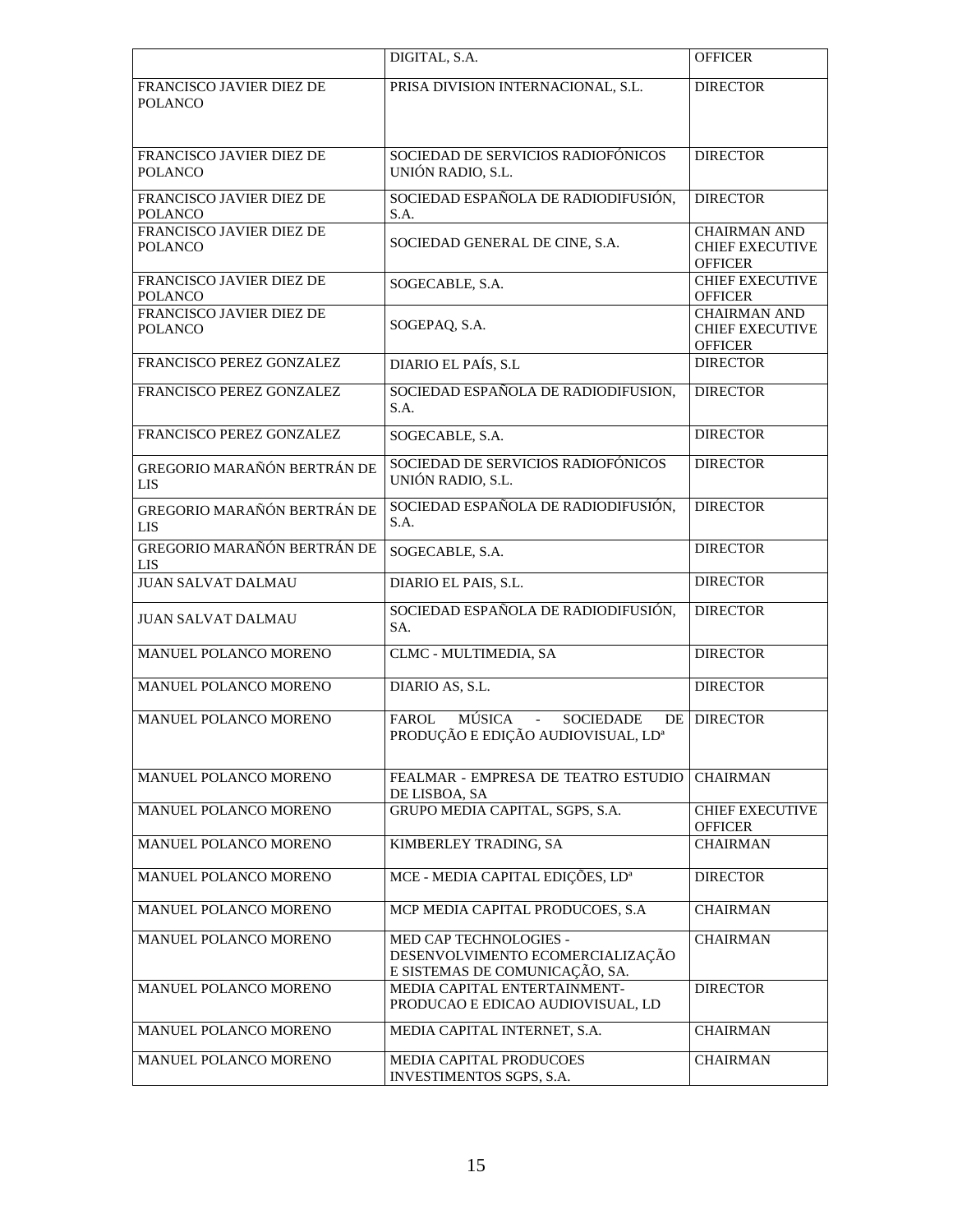|  |  |  |
| --- | --- | --- |
|  | DIGITAL, S.A. | OFFICER |
| FRANCISCO JAVIER DIEZ DE POLANCO | PRISA DIVISION INTERNACIONAL, S.L. | DIRECTOR |
| FRANCISCO JAVIER DIEZ DE POLANCO | SOCIEDAD DE SERVICIOS RADIOFÓNICOS UNIÓN RADIO, S.L. | DIRECTOR |
| FRANCISCO JAVIER DIEZ DE POLANCO | SOCIEDAD ESPAÑOLA DE RADIODIFUSIÓN, S.A. | DIRECTOR |
| FRANCISCO JAVIER DIEZ DE POLANCO | SOCIEDAD GENERAL DE CINE, S.A. | CHAIRMAN AND CHIEF EXECUTIVE OFFICER |
| FRANCISCO JAVIER DIEZ DE POLANCO | SOGECABLE, S.A. | CHIEF EXECUTIVE OFFICER |
| FRANCISCO JAVIER DIEZ DE POLANCO | SOGEPAQ, S.A. | CHAIRMAN AND CHIEF EXECUTIVE OFFICER |
| FRANCISCO PEREZ GONZALEZ | DIARIO EL PAÍS, S.L | DIRECTOR |
| FRANCISCO PEREZ GONZALEZ | SOCIEDAD ESPAÑOLA DE RADIODIFUSION, S.A. | DIRECTOR |
| FRANCISCO PEREZ GONZALEZ | SOGECABLE, S.A. | DIRECTOR |
| GREGORIO MARAÑÓN BERTRÁN DE LIS | SOCIEDAD DE SERVICIOS RADIOFÓNICOS UNIÓN RADIO, S.L. | DIRECTOR |
| GREGORIO MARAÑÓN BERTRÁN DE LIS | SOCIEDAD ESPAÑOLA DE RADIODIFUSIÓN, S.A. | DIRECTOR |
| GREGORIO MARAÑÓN BERTRÁN DE LIS | SOGECABLE, S.A. | DIRECTOR |
| JUAN SALVAT DALMAU | DIARIO EL PAIS, S.L. | DIRECTOR |
| JUAN SALVAT DALMAU | SOCIEDAD ESPAÑOLA DE RADIODIFUSIÓN, SA. | DIRECTOR |
| MANUEL POLANCO MORENO | CLMC - MULTIMEDIA, SA | DIRECTOR |
| MANUEL POLANCO MORENO | DIARIO AS, S.L. | DIRECTOR |
| MANUEL POLANCO MORENO | FAROL MÚSICA - SOCIEDADE DE PRODUÇÃO E EDIÇÃO AUDIOVISUAL, LDª | DIRECTOR |
| MANUEL POLANCO MORENO | FEALMAR - EMPRESA DE TEATRO ESTUDIO DE LISBOA, SA | CHAIRMAN |
| MANUEL POLANCO MORENO | GRUPO MEDIA CAPITAL, SGPS, S.A. | CHIEF EXECUTIVE OFFICER |
| MANUEL POLANCO MORENO | KIMBERLEY TRADING, SA | CHAIRMAN |
| MANUEL POLANCO MORENO | MCE - MEDIA CAPITAL EDIÇÕES, LDª | DIRECTOR |
| MANUEL POLANCO MORENO | MCP MEDIA CAPITAL PRODUCOES, S.A | CHAIRMAN |
| MANUEL POLANCO MORENO | MED CAP TECHNOLOGIES - DESENVOLVIMENTO ECOMERCIALIZAÇÃO E SISTEMAS DE COMUNICAÇÃO, SA. | CHAIRMAN |
| MANUEL POLANCO MORENO | MEDIA CAPITAL ENTERTAINMENT-PRODUCAO E EDICAO AUDIOVISUAL, LD | DIRECTOR |
| MANUEL POLANCO MORENO | MEDIA CAPITAL INTERNET, S.A. | CHAIRMAN |
| MANUEL POLANCO MORENO | MEDIA CAPITAL PRODUCOES INVESTIMENTOS SGPS, S.A. | CHAIRMAN |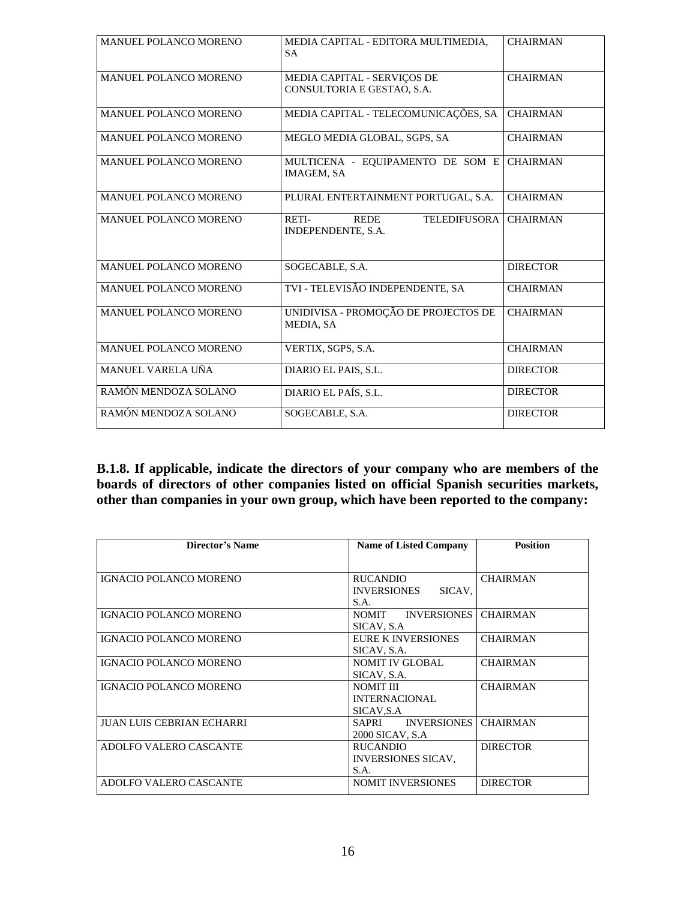| | | |
|---|---|---|
| MANUEL POLANCO MORENO | MEDIA CAPITAL - EDITORA MULTIMEDIA, SA | CHAIRMAN |
| MANUEL POLANCO MORENO | MEDIA CAPITAL - SERVIÇOS DE CONSULTORIA E GESTAO, S.A. | CHAIRMAN |
| MANUEL POLANCO MORENO | MEDIA CAPITAL - TELECOMUNICAÇÕES, SA | CHAIRMAN |
| MANUEL POLANCO MORENO | MEGLO MEDIA GLOBAL, SGPS, SA | CHAIRMAN |
| MANUEL POLANCO MORENO | MULTICENA - EQUIPAMENTO DE SOM E IMAGEM, SA | CHAIRMAN |
| MANUEL POLANCO MORENO | PLURAL ENTERTAINMENT PORTUGAL, S.A. | CHAIRMAN |
| MANUEL POLANCO MORENO | RETI- REDE TELEDIFUSORA INDEPENDENTE, S.A. | CHAIRMAN |
| MANUEL POLANCO MORENO | SOGECABLE, S.A. | DIRECTOR |
| MANUEL POLANCO MORENO | TVI - TELEVISÃO INDEPENDENTE, SA | CHAIRMAN |
| MANUEL POLANCO MORENO | UNIDIVISA - PROMOÇÃO DE PROJECTOS DE MEDIA, SA | CHAIRMAN |
| MANUEL POLANCO MORENO | VERTIX, SGPS, S.A. | CHAIRMAN |
| MANUEL VARELA UÑA | DIARIO EL PAIS, S.L. | DIRECTOR |
| RAMÓN MENDOZA SOLANO | DIARIO EL PAÍS, S.L. | DIRECTOR |
| RAMÓN MENDOZA SOLANO | SOGECABLE, S.A. | DIRECTOR |

**B.1.8. If applicable, indicate the directors of your company who are members of the boards of directors of other companies listed on official Spanish securities markets, other than companies in your own group, which have been reported to the company:**

| Director's Name | Name of Listed Company | Position |
|---|---|---|
| IGNACIO POLANCO MORENO | RUCANDIO INVERSIONES SICAV, S.A. | CHAIRMAN |
| IGNACIO POLANCO MORENO | NOMIT INVERSIONES SICAV, S.A | CHAIRMAN |
| IGNACIO POLANCO MORENO | EURE K INVERSIONES SICAV, S.A. | CHAIRMAN |
| IGNACIO POLANCO MORENO | NOMIT IV GLOBAL SICAV, S.A. | CHAIRMAN |
| IGNACIO POLANCO MORENO | NOMIT III INTERNACIONAL SICAV,S.A | CHAIRMAN |
| JUAN LUIS CEBRIAN ECHARRI | SAPRI INVERSIONES 2000 SICAV, S.A | CHAIRMAN |
| ADOLFO VALERO CASCANTE | RUCANDIO INVERSIONES SICAV, S.A. | DIRECTOR |
| ADOLFO VALERO CASCANTE | NOMIT INVERSIONES | DIRECTOR |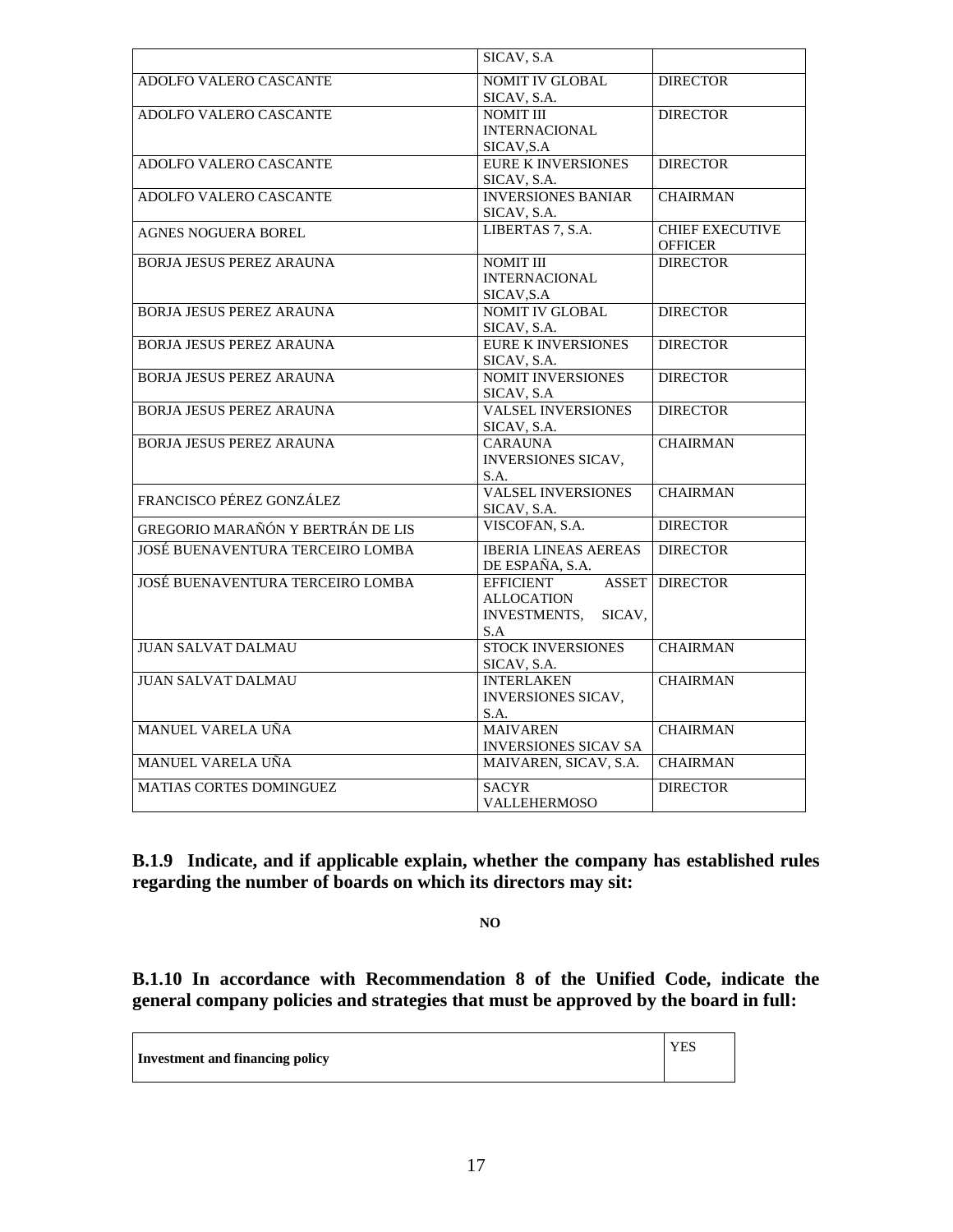| | SICAV, S.A | |
|---|---|---|
| ADOLFO VALERO CASCANTE | NOMIT IV GLOBAL SICAV, S.A. | DIRECTOR |
| ADOLFO VALERO CASCANTE | NOMIT III INTERNACIONAL SICAV,S.A | DIRECTOR |
| ADOLFO VALERO CASCANTE | EURE K INVERSIONES SICAV, S.A. | DIRECTOR |
| ADOLFO VALERO CASCANTE | INVERSIONES BANIAR SICAV, S.A. | CHAIRMAN |
| AGNES NOGUERA BOREL | LIBERTAS 7, S.A. | CHIEF EXECUTIVE OFFICER |
| BORJA JESUS PEREZ ARAUNA | NOMIT III INTERNACIONAL SICAV,S.A | DIRECTOR |
| BORJA JESUS PEREZ ARAUNA | NOMIT IV GLOBAL SICAV, S.A. | DIRECTOR |
| BORJA JESUS PEREZ ARAUNA | EURE K INVERSIONES SICAV, S.A. | DIRECTOR |
| BORJA JESUS PEREZ ARAUNA | NOMIT INVERSIONES SICAV, S.A | DIRECTOR |
| BORJA JESUS PEREZ ARAUNA | VALSEL INVERSIONES SICAV, S.A. | DIRECTOR |
| BORJA JESUS PEREZ ARAUNA | CARAUNA INVERSIONES SICAV, S.A. | CHAIRMAN |
| FRANCISCO PÉREZ GONZÁLEZ | VALSEL INVERSIONES SICAV, S.A. | CHAIRMAN |
| GREGORIO MARAÑÓN Y BERTRÁN DE LIS | VISCOFAN, S.A. | DIRECTOR |
| JOSÉ BUENAVENTURA TERCEIRO LOMBA | IBERIA LINEAS AEREAS DE ESPAÑA, S.A. | DIRECTOR |
| JOSÉ BUENAVENTURA TERCEIRO LOMBA | EFFICIENT ASSET ALLOCATION INVESTMENTS, SICAV, S.A | DIRECTOR |
| JUAN SALVAT DALMAU | STOCK INVERSIONES SICAV, S.A. | CHAIRMAN |
| JUAN SALVAT DALMAU | INTERLAKEN INVERSIONES SICAV, S.A. | CHAIRMAN |
| MANUEL VARELA UÑA | MAIVAREN INVERSIONES SICAV SA | CHAIRMAN |
| MANUEL VARELA UÑA | MAIVAREN, SICAV, S.A. | CHAIRMAN |
| MATIAS CORTES DOMINGUEZ | SACYR VALLEHERMOSO | DIRECTOR |

**B.1.9 Indicate, and if applicable explain, whether the company has established rules regarding the number of boards on which its directors may sit:**

**NO**

**B.1.10 In accordance with Recommendation 8 of the Unified Code, indicate the general company policies and strategies that must be approved by the board in full:**

| **Investment and financing policy** | YES |
|---|---|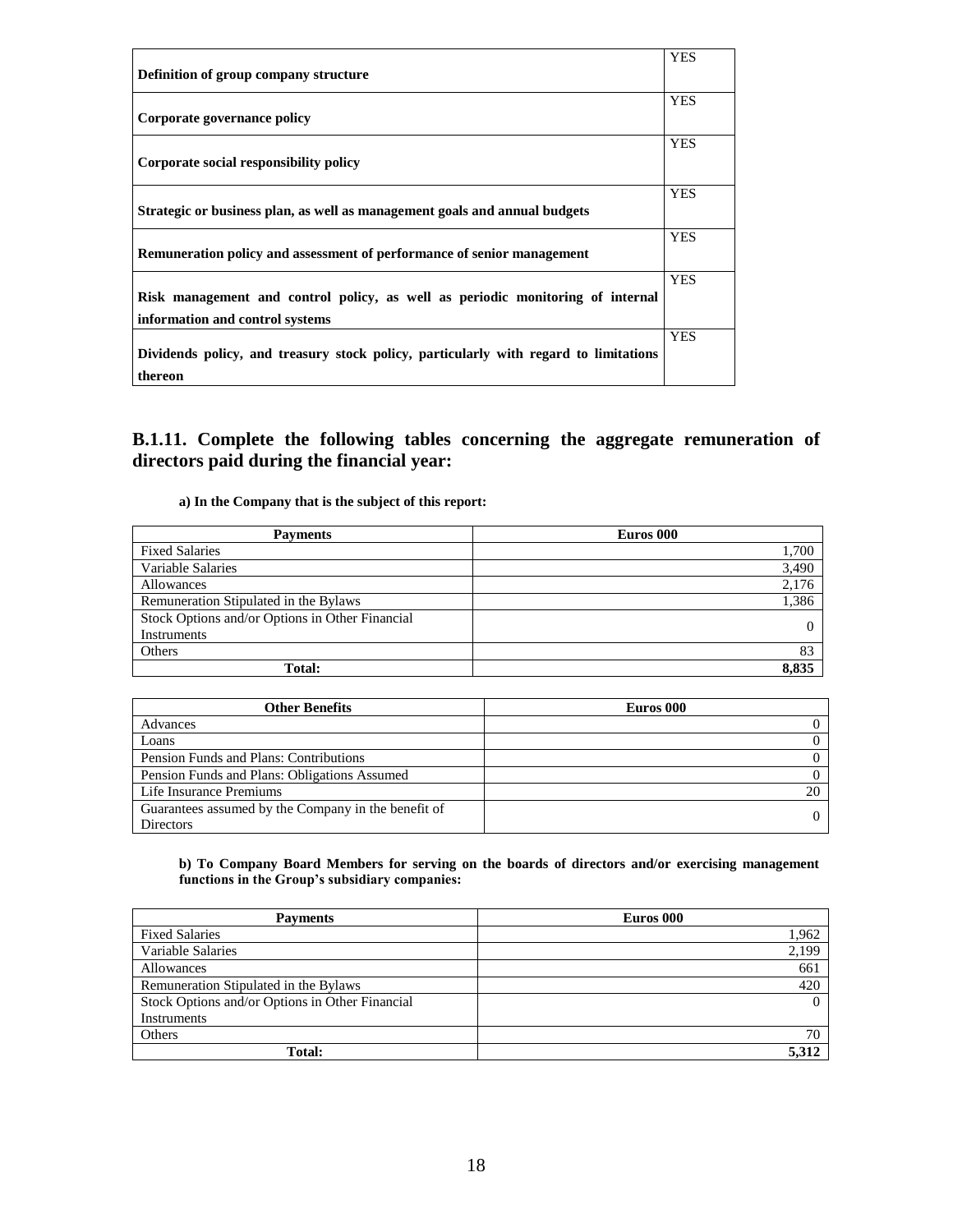| | |
|---|---|
| **Definition of group company structure** | YES |
| **Corporate governance policy** | YES |
| **Corporate social responsibility policy** | YES |
| **Strategic or business plan, as well as management goals and annual budgets** | YES |
| **Remuneration policy and assessment of performance of senior management** | YES |
| **Risk management and control policy, as well as periodic monitoring of internal information and control systems** | YES |
| **Dividends policy, and treasury stock policy, particularly with regard to limitations thereon** | YES |

## B.1.11. Complete the following tables concerning the aggregate remuneration of directors paid during the financial year:

**a) In the Company that is the subject of this report:**

| Payments | Euros 000 |
|---|---|
| Fixed Salaries | 1,700 |
| Variable Salaries | 3,490 |
| Allowances | 2,176 |
| Remuneration Stipulated in the Bylaws | 1,386 |
| Stock Options and/or Options in Other Financial Instruments | 0 |
| Others | 83 |
| **Total:** | **8,835** |

| Other Benefits | Euros 000 |
|---|---|
| Advances | 0 |
| Loans | 0 |
| Pension Funds and Plans: Contributions | 0 |
| Pension Funds and Plans: Obligations Assumed | 0 |
| Life Insurance Premiums | 20 |
| Guarantees assumed by the Company in the benefit of Directors | 0 |

**b) To Company Board Members for serving on the boards of directors and/or exercising management functions in the Group's subsidiary companies:**

| Payments | Euros 000 |
|---|---|
| Fixed Salaries | 1,962 |
| Variable Salaries | 2,199 |
| Allowances | 661 |
| Remuneration Stipulated in the Bylaws | 420 |
| Stock Options and/or Options in Other Financial Instruments | 0 |
| Others | 70 |
| **Total:** | **5,312** |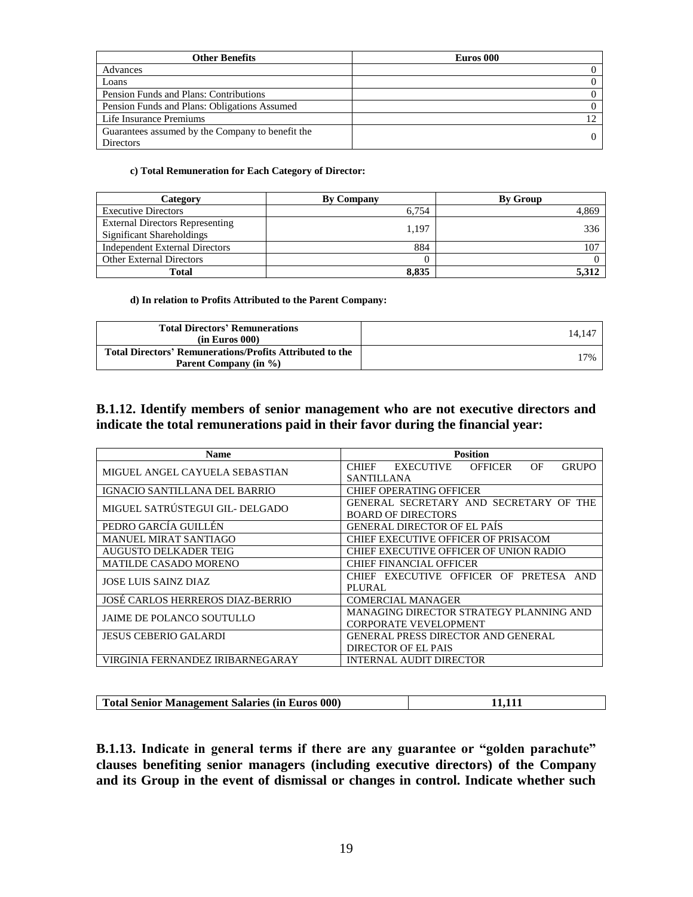| Other Benefits | Euros 000 |
|---|---|
| Advances | 0 |
| Loans | 0 |
| Pension Funds and Plans: Contributions | 0 |
| Pension Funds and Plans: Obligations Assumed | 0 |
| Life Insurance Premiums | 12 |
| Guarantees assumed by the Company to benefit the Directors | 0 |

**c) Total Remuneration for Each Category of Director:**

| Category | By Company | By Group |
|---|---|---|
| Executive Directors | 6,754 | 4,869 |
| External Directors Representing Significant Shareholdings | 1,197 | 336 |
| Independent External Directors | 884 | 107 |
| Other External Directors | 0 | 0 |
| **Total** | **8,835** | **5,312** |

**d) In relation to Profits Attributed to the Parent Company:**

| | |
|---|---|
| **Total Directors' Remunerations (in Euros 000)** | 14,147 |
| **Total Directors' Remunerations/Profits Attributed to the Parent Company (in %)** | 17% |

## B.1.12. Identify members of senior management who are not executive directors and indicate the total remunerations paid in their favor during the financial year:

| Name | Position |
|---|---|
| MIGUEL ANGEL CAYUELA SEBASTIAN | CHIEF EXECUTIVE OFFICER OF GRUPO SANTILLANA |
| IGNACIO SANTILLANA DEL BARRIO | CHIEF OPERATING OFFICER |
| MIGUEL SATRÚSTEGUI GIL- DELGADO | GENERAL SECRETARY AND SECRETARY OF THE BOARD OF DIRECTORS |
| PEDRO GARCÍA GUILLÉN | GENERAL DIRECTOR OF EL PAÍS |
| MANUEL MIRAT SANTIAGO | CHIEF EXECUTIVE OFFICER OF PRISACOM |
| AUGUSTO DELKADER TEIG | CHIEF EXECUTIVE OFFICER OF UNION RADIO |
| MATILDE CASADO MORENO | CHIEF FINANCIAL OFFICER |
| JOSE LUIS SAINZ DIAZ | CHIEF EXECUTIVE OFFICER OF PRETESA AND PLURAL |
| JOSÉ CARLOS HERREROS DIAZ-BERRIO | COMERCIAL MANAGER |
| JAIME DE POLANCO SOUTULLO | MANAGING DIRECTOR STRATEGY PLANNING AND CORPORATE VEVELOPMENT |
| JESUS CEBERIO GALARDI | GENERAL PRESS DIRECTOR AND GENERAL DIRECTOR OF EL PAIS |
| VIRGINIA FERNANDEZ IRIBARNEGARAY | INTERNAL AUDIT DIRECTOR |

| Total Senior Management Salaries (in Euros 000) | 11,111 |
|---|---|

## B.1.13. Indicate in general terms if there are any guarantee or "golden parachute" clauses benefiting senior managers (including executive directors) of the Company and its Group in the event of dismissal or changes in control. Indicate whether such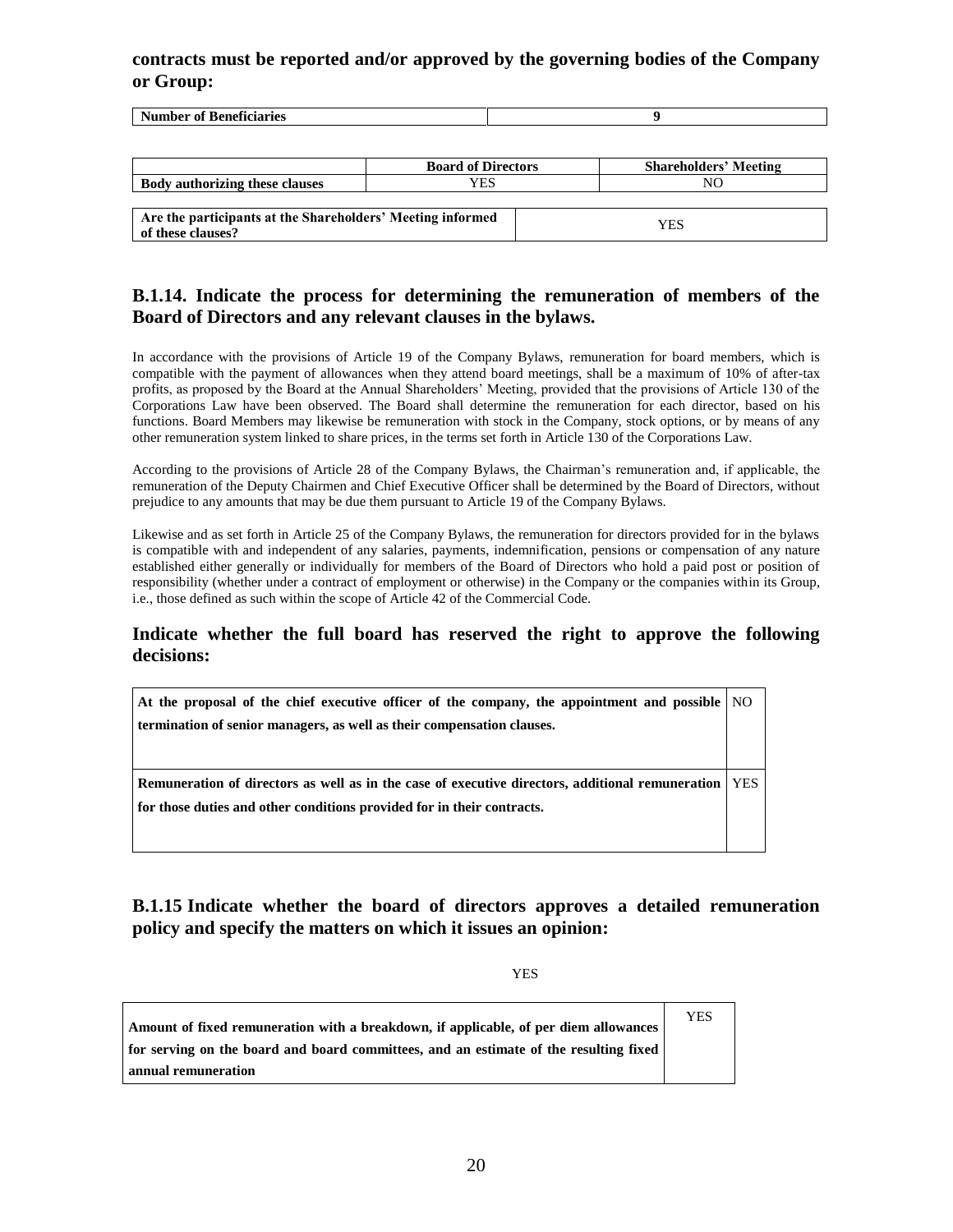**contracts must be reported and/or approved by the governing bodies of the Company or Group:**

| Number of Beneficiaries | 9 |
|---|---|

| | Board of Directors | Shareholders' Meeting |
|---|---|---|
| Body authorizing these clauses | YES | NO |

| Are the participants at the Shareholders' Meeting informed of these clauses? | YES |
|---|---|

## B.1.14. Indicate the process for determining the remuneration of members of the Board of Directors and any relevant clauses in the bylaws.

In accordance with the provisions of Article 19 of the Company Bylaws, remuneration for board members, which is compatible with the payment of allowances when they attend board meetings, shall be a maximum of 10% of after-tax profits, as proposed by the Board at the Annual Shareholders' Meeting, provided that the provisions of Article 130 of the Corporations Law have been observed. The Board shall determine the remuneration for each director, based on his functions. Board Members may likewise be remuneration with stock in the Company, stock options, or by means of any other remuneration system linked to share prices, in the terms set forth in Article 130 of the Corporations Law.

According to the provisions of Article 28 of the Company Bylaws, the Chairman's remuneration and, if applicable, the remuneration of the Deputy Chairmen and Chief Executive Officer shall be determined by the Board of Directors, without prejudice to any amounts that may be due them pursuant to Article 19 of the Company Bylaws.

Likewise and as set forth in Article 25 of the Company Bylaws, the remuneration for directors provided for in the bylaws is compatible with and independent of any salaries, payments, indemnification, pensions or compensation of any nature established either generally or individually for members of the Board of Directors who hold a paid post or position of responsibility (whether under a contract of employment or otherwise) in the Company or the companies within its Group, i.e., those defined as such within the scope of Article 42 of the Commercial Code.

## Indicate whether the full board has reserved the right to approve the following decisions:

| | |
|---|---|
| **At the proposal of the chief executive officer of the company, the appointment and possible termination of senior managers, as well as their compensation clauses.** | NO |
| **Remuneration of directors as well as in the case of executive directors, additional remuneration for those duties and other conditions provided for in their contracts.** | YES |

## B.1.15 Indicate whether the board of directors approves a detailed remuneration policy and specify the matters on which it issues an opinion:

YES

| | |
|---|---|
| **Amount of fixed remuneration with a breakdown, if applicable, of per diem allowances for serving on the board and board committees, and an estimate of the resulting fixed annual remuneration** | YES |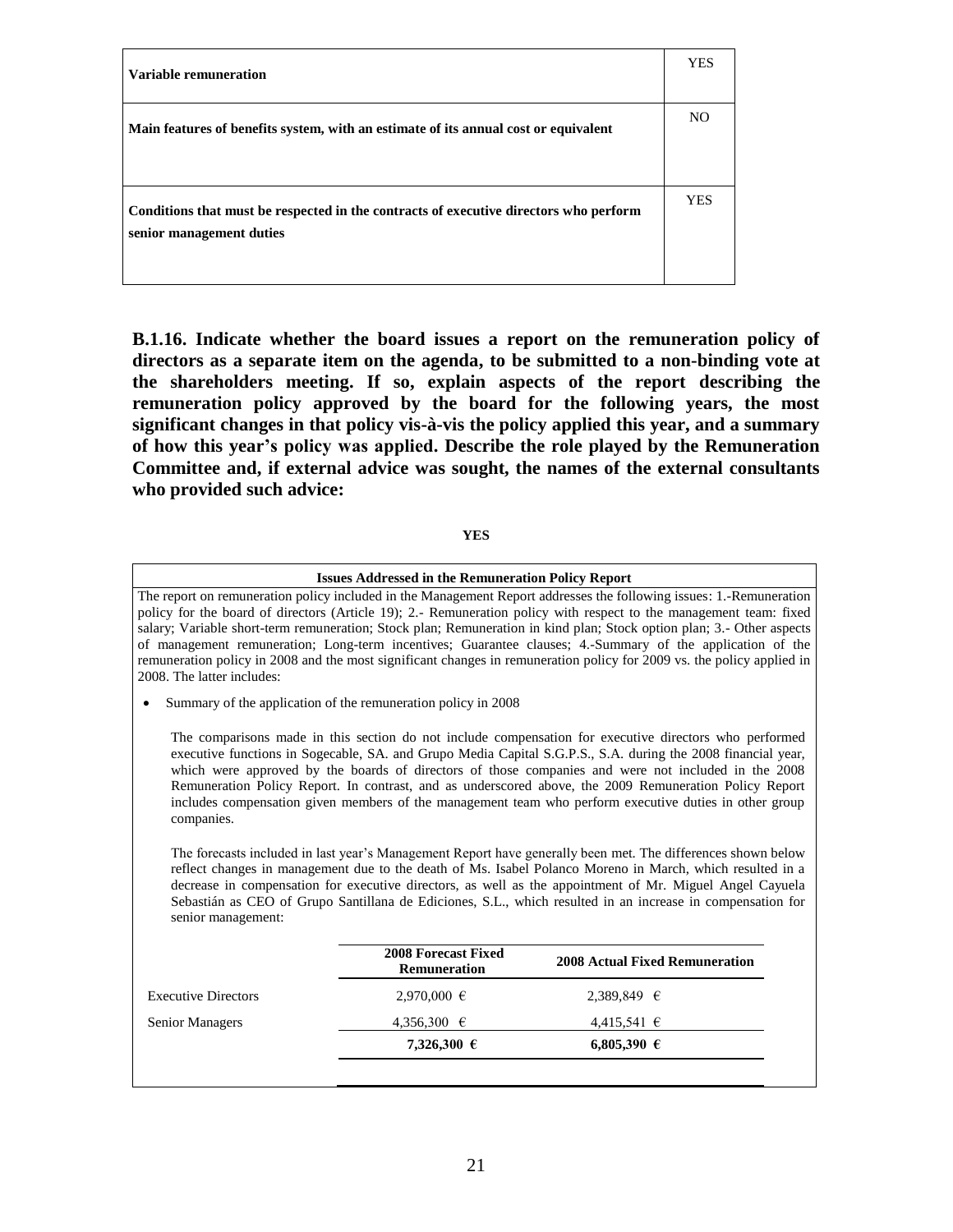| | |
|---|---|
| **Variable remuneration** | YES |
| **Main features of benefits system, with an estimate of its annual cost or equivalent** | NO |
| **Conditions that must be respected in the contracts of executive directors who perform senior management duties** | YES |

**B.1.16. Indicate whether the board issues a report on the remuneration policy of directors as a separate item on the agenda, to be submitted to a non-binding vote at the shareholders meeting. If so, explain aspects of the report describing the remuneration policy approved by the board for the following years, the most significant changes in that policy vis-à-vis the policy applied this year, and a summary of how this year's policy was applied. Describe the role played by the Remuneration Committee and, if external advice was sought, the names of the external consultants who provided such advice:**

**YES**

**Issues Addressed in the Remuneration Policy Report**

The report on remuneration policy included in the Management Report addresses the following issues: 1.-Remuneration policy for the board of directors (Article 19); 2.- Remuneration policy with respect to the management team: fixed salary; Variable short-term remuneration; Stock plan; Remuneration in kind plan; Stock option plan; 3.- Other aspects of management remuneration; Long-term incentives; Guarantee clauses; 4.-Summary of the application of the remuneration policy in 2008 and the most significant changes in remuneration policy for 2009 vs. the policy applied in 2008. The latter includes:

- Summary of the application of the remuneration policy in 2008

  The comparisons made in this section do not include compensation for executive directors who performed executive functions in Sogecable, SA. and Grupo Media Capital S.G.P.S., S.A. during the 2008 financial year, which were approved by the boards of directors of those companies and were not included in the 2008 Remuneration Policy Report. In contrast, and as underscored above, the 2009 Remuneration Policy Report includes compensation given members of the management team who perform executive duties in other group companies.

  The forecasts included in last year's Management Report have generally been met. The differences shown below reflect changes in management due to the death of Ms. Isabel Polanco Moreno in March, which resulted in a decrease in compensation for executive directors, as well as the appointment of Mr. Miguel Angel Cayuela Sebastián as CEO of Grupo Santillana de Ediciones, S.L., which resulted in an increase in compensation for senior management:

| | 2008 Forecast Fixed Remuneration | 2008 Actual Fixed Remuneration |
|---|---|---|
| Executive Directors | 2,970,000 € | 2,389,849 € |
| Senior Managers | 4,356,300 € | 4,415,541 € |
| | **7,326,300 €** | **6,805,390 €** |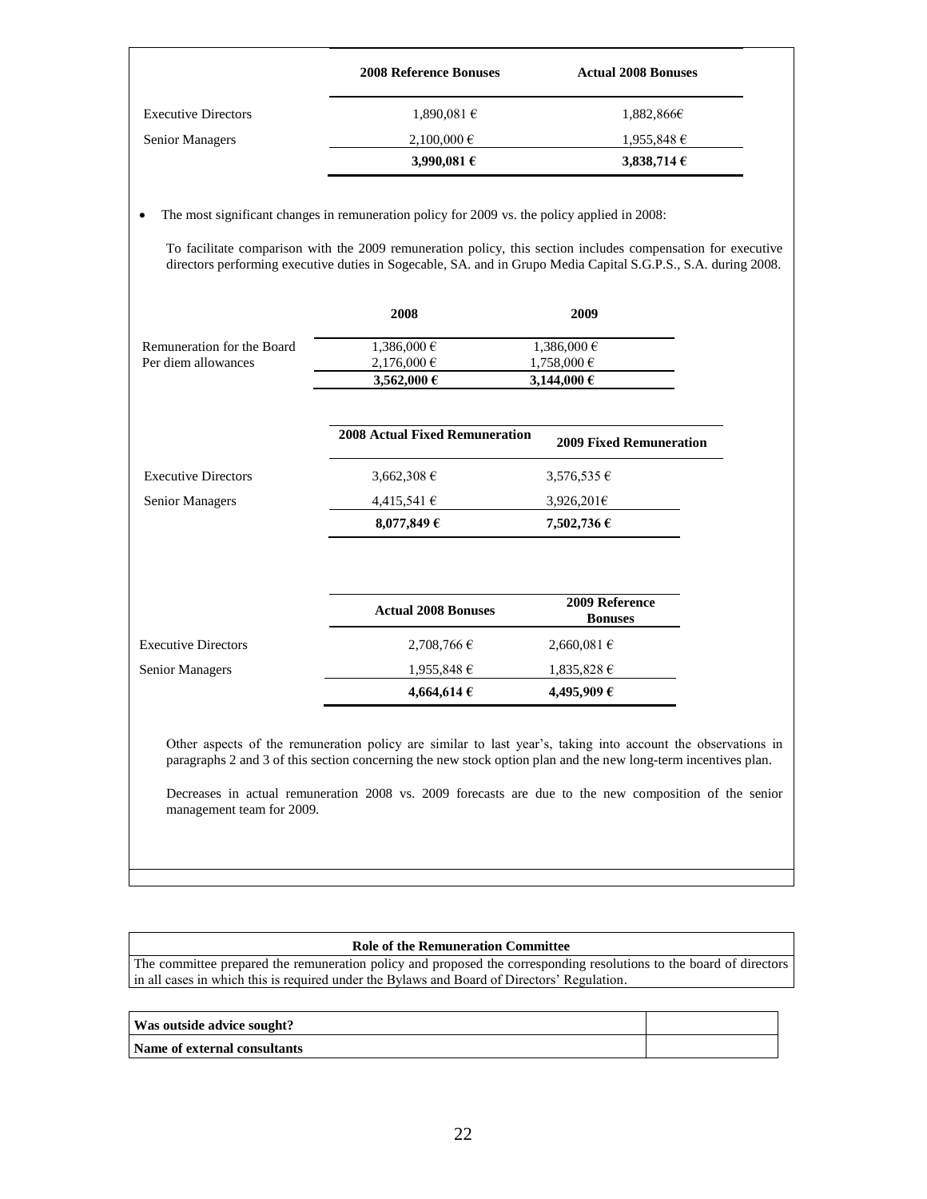| | 2008 Reference Bonuses | Actual 2008 Bonuses |
|---|---|---|
| Executive Directors | 1,890,081 € | 1,882,866€ |
| Senior Managers | 2,100,000 € | 1,955,848 € |
| | **3,990,081 €** | **3,838,714 €** |

- The most significant changes in remuneration policy for 2009 vs. the policy applied in 2008:

  To facilitate comparison with the 2009 remuneration policy, this section includes compensation for executive directors performing executive duties in Sogecable, SA. and in Grupo Media Capital S.G.P.S., S.A. during 2008.

| | 2008 | 2009 |
|---|---|---|
| Remuneration for the Board | 1,386,000 € | 1,386,000 € |
| Per diem allowances | 2,176,000 € | 1,758,000 € |
| | **3,562,000 €** | **3,144,000 €** |

| | 2008 Actual Fixed Remuneration | 2009 Fixed Remuneration |
|---|---|---|
| Executive Directors | 3,662,308 € | 3,576,535 € |
| Senior Managers | 4,415,541 € | 3,926,201€ |
| | **8,077,849 €** | **7,502,736 €** |

| | Actual 2008 Bonuses | 2009 Reference Bonuses |
|---|---|---|
| Executive Directors | 2,708,766 € | 2,660,081 € |
| Senior Managers | 1,955,848 € | 1,835,828 € |
| | **4,664,614 €** | **4,495,909 €** |

Other aspects of the remuneration policy are similar to last year's, taking into account the observations in paragraphs 2 and 3 of this section concerning the new stock option plan and the new long-term incentives plan.

Decreases in actual remuneration 2008 vs. 2009 forecasts are due to the new composition of the senior management team for 2009.

| Role of the Remuneration Committee |
|---|
| The committee prepared the remuneration policy and proposed the corresponding resolutions to the board of directors in all cases in which this is required under the Bylaws and Board of Directors' Regulation. |

| | |
|---|---|
| **Was outside advice sought?** | |
| **Name of external consultants** | |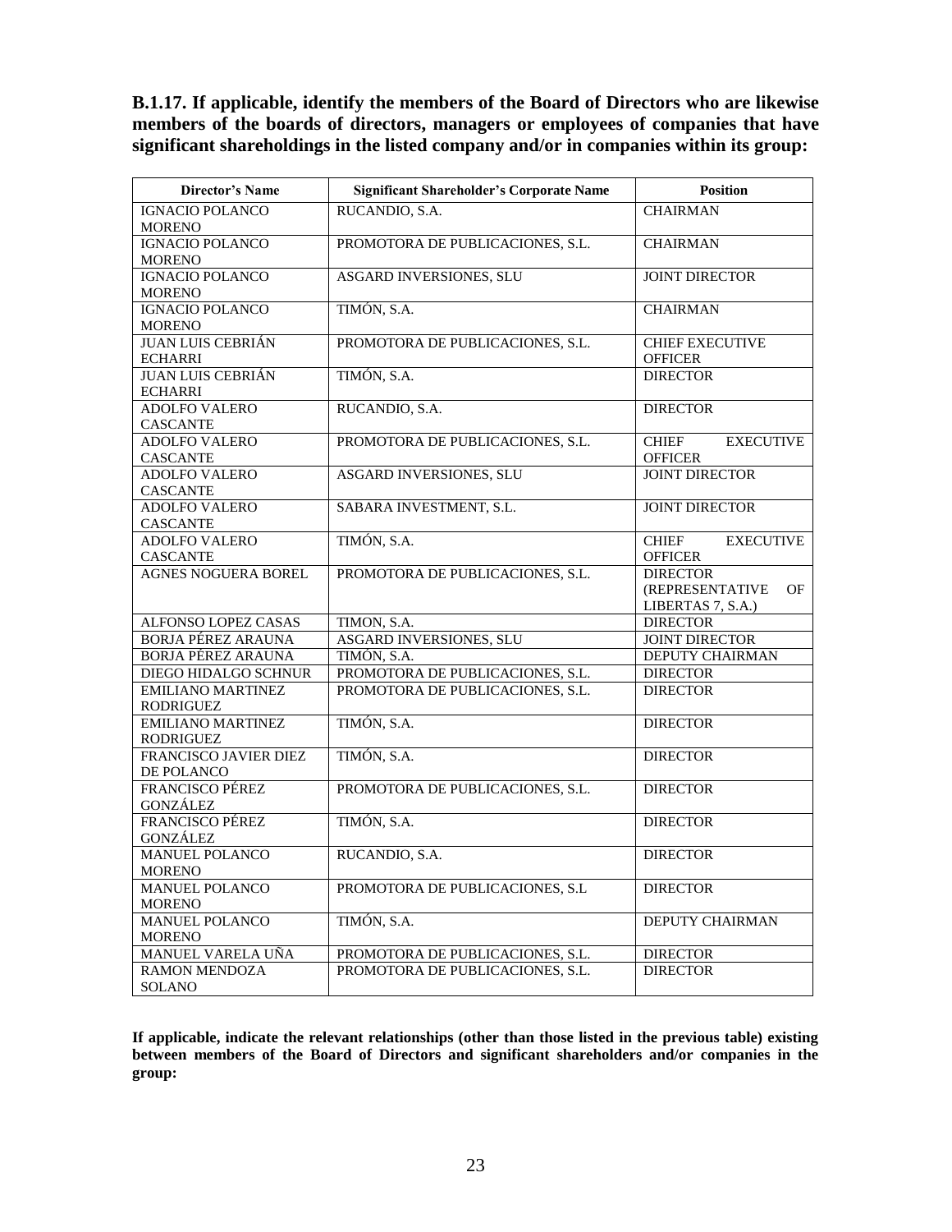**B.1.17. If applicable, identify the members of the Board of Directors who are likewise members of the boards of directors, managers or employees of companies that have significant shareholdings in the listed company and/or in companies within its group:**

| Director's Name | Significant Shareholder's Corporate Name | Position |
|---|---|---|
| IGNACIO POLANCO MORENO | RUCANDIO, S.A. | CHAIRMAN |
| IGNACIO POLANCO MORENO | PROMOTORA DE PUBLICACIONES, S.L. | CHAIRMAN |
| IGNACIO POLANCO MORENO | ASGARD INVERSIONES, SLU | JOINT DIRECTOR |
| IGNACIO POLANCO MORENO | TIMÓN, S.A. | CHAIRMAN |
| JUAN LUIS CEBRIÁN ECHARRI | PROMOTORA DE PUBLICACIONES, S.L. | CHIEF EXECUTIVE OFFICER |
| JUAN LUIS CEBRIÁN ECHARRI | TIMÓN, S.A. | DIRECTOR |
| ADOLFO VALERO CASCANTE | RUCANDIO, S.A. | DIRECTOR |
| ADOLFO VALERO CASCANTE | PROMOTORA DE PUBLICACIONES, S.L. | CHIEF EXECUTIVE OFFICER |
| ADOLFO VALERO CASCANTE | ASGARD INVERSIONES, SLU | JOINT DIRECTOR |
| ADOLFO VALERO CASCANTE | SABARA INVESTMENT, S.L. | JOINT DIRECTOR |
| ADOLFO VALERO CASCANTE | TIMÓN, S.A. | CHIEF EXECUTIVE OFFICER |
| AGNES NOGUERA BOREL | PROMOTORA DE PUBLICACIONES, S.L. | DIRECTOR (REPRESENTATIVE OF LIBERTAS 7, S.A.) |
| ALFONSO LOPEZ CASAS | TIMON, S.A. | DIRECTOR |
| BORJA PÉREZ ARAUNA | ASGARD INVERSIONES, SLU | JOINT DIRECTOR |
| BORJA PÉREZ ARAUNA | TIMÓN, S.A. | DEPUTY CHAIRMAN |
| DIEGO HIDALGO SCHNUR | PROMOTORA DE PUBLICACIONES, S.L. | DIRECTOR |
| EMILIANO MARTINEZ RODRIGUEZ | PROMOTORA DE PUBLICACIONES, S.L. | DIRECTOR |
| EMILIANO MARTINEZ RODRIGUEZ | TIMÓN, S.A. | DIRECTOR |
| FRANCISCO JAVIER DIEZ DE POLANCO | TIMÓN, S.A. | DIRECTOR |
| FRANCISCO PÉREZ GONZÁLEZ | PROMOTORA DE PUBLICACIONES, S.L. | DIRECTOR |
| FRANCISCO PÉREZ GONZÁLEZ | TIMÓN, S.A. | DIRECTOR |
| MANUEL POLANCO MORENO | RUCANDIO, S.A. | DIRECTOR |
| MANUEL POLANCO MORENO | PROMOTORA DE PUBLICACIONES, S.L | DIRECTOR |
| MANUEL POLANCO MORENO | TIMÓN, S.A. | DEPUTY CHAIRMAN |
| MANUEL VARELA UÑA | PROMOTORA DE PUBLICACIONES, S.L. | DIRECTOR |
| RAMON MENDOZA SOLANO | PROMOTORA DE PUBLICACIONES, S.L. | DIRECTOR |

**If applicable, indicate the relevant relationships (other than those listed in the previous table) existing between members of the Board of Directors and significant shareholders and/or companies in the group:**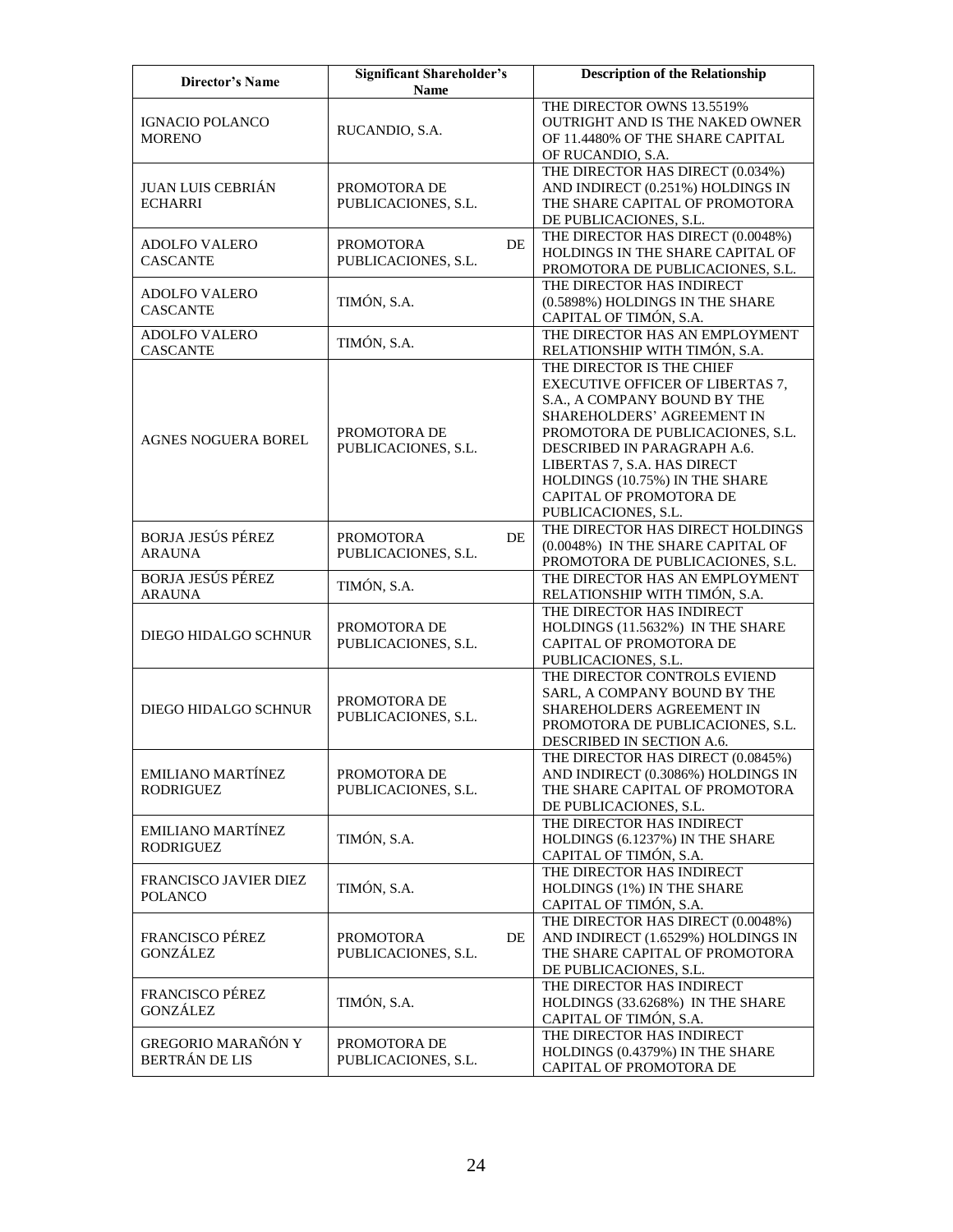| Director's Name | Significant Shareholder's Name | Description of the Relationship |
|---|---|---|
| IGNACIO POLANCO MORENO | RUCANDIO, S.A. | THE DIRECTOR OWNS 13.5519% OUTRIGHT AND IS THE NAKED OWNER OF 11.4480% OF THE SHARE CAPITAL OF RUCANDIO, S.A. |
| JUAN LUIS CEBRIÁN ECHARRI | PROMOTORA DE PUBLICACIONES, S.L. | THE DIRECTOR HAS DIRECT (0.034%) AND INDIRECT (0.251%) HOLDINGS IN THE SHARE CAPITAL OF PROMOTORA DE PUBLICACIONES, S.L. |
| ADOLFO VALERO CASCANTE | PROMOTORA DE PUBLICACIONES, S.L. | THE DIRECTOR HAS DIRECT (0.0048%) HOLDINGS IN THE SHARE CAPITAL OF PROMOTORA DE PUBLICACIONES, S.L. |
| ADOLFO VALERO CASCANTE | TIMÓN, S.A. | THE DIRECTOR HAS INDIRECT (0.5898%) HOLDINGS IN THE SHARE CAPITAL OF TIMÓN, S.A. |
| ADOLFO VALERO CASCANTE | TIMÓN, S.A. | THE DIRECTOR HAS AN EMPLOYMENT RELATIONSHIP WITH TIMÓN, S.A. |
| AGNES NOGUERA BOREL | PROMOTORA DE PUBLICACIONES, S.L. | THE DIRECTOR IS THE CHIEF EXECUTIVE OFFICER OF LIBERTAS 7, S.A., A COMPANY BOUND BY THE SHAREHOLDERS' AGREEMENT IN PROMOTORA DE PUBLICACIONES, S.L. DESCRIBED IN PARAGRAPH A.6. LIBERTAS 7, S.A. HAS DIRECT HOLDINGS (10.75%) IN THE SHARE CAPITAL OF PROMOTORA DE PUBLICACIONES, S.L. |
| BORJA JESÚS PÉREZ ARAUNA | PROMOTORA DE PUBLICACIONES, S.L. | THE DIRECTOR HAS DIRECT HOLDINGS (0.0048%) IN THE SHARE CAPITAL OF PROMOTORA DE PUBLICACIONES, S.L. |
| BORJA JESÚS PÉREZ ARAUNA | TIMÓN, S.A. | THE DIRECTOR HAS AN EMPLOYMENT RELATIONSHIP WITH TIMÓN, S.A. |
| DIEGO HIDALGO SCHNUR | PROMOTORA DE PUBLICACIONES, S.L. | THE DIRECTOR HAS INDIRECT HOLDINGS (11.5632%) IN THE SHARE CAPITAL OF PROMOTORA DE PUBLICACIONES, S.L. |
| DIEGO HIDALGO SCHNUR | PROMOTORA DE PUBLICACIONES, S.L. | THE DIRECTOR CONTROLS EVIEND SARL, A COMPANY BOUND BY THE SHAREHOLDERS AGREEMENT IN PROMOTORA DE PUBLICACIONES, S.L. DESCRIBED IN SECTION A.6. |
| EMILIANO MARTÍNEZ RODRIGUEZ | PROMOTORA DE PUBLICACIONES, S.L. | THE DIRECTOR HAS DIRECT (0.0845%) AND INDIRECT (0.3086%) HOLDINGS IN THE SHARE CAPITAL OF PROMOTORA DE PUBLICACIONES, S.L. |
| EMILIANO MARTÍNEZ RODRIGUEZ | TIMÓN, S.A. | THE DIRECTOR HAS INDIRECT HOLDINGS (6.1237%) IN THE SHARE CAPITAL OF TIMÓN, S.A. |
| FRANCISCO JAVIER DIEZ POLANCO | TIMÓN, S.A. | THE DIRECTOR HAS INDIRECT HOLDINGS (1%) IN THE SHARE CAPITAL OF TIMÓN, S.A. |
| FRANCISCO PÉREZ GONZÁLEZ | PROMOTORA DE PUBLICACIONES, S.L. | THE DIRECTOR HAS DIRECT (0.0048%) AND INDIRECT (1.6529%) HOLDINGS IN THE SHARE CAPITAL OF PROMOTORA DE PUBLICACIONES, S.L. |
| FRANCISCO PÉREZ GONZÁLEZ | TIMÓN, S.A. | THE DIRECTOR HAS INDIRECT HOLDINGS (33.6268%) IN THE SHARE CAPITAL OF TIMÓN, S.A. |
| GREGORIO MARAÑÓN Y BERTRÁN DE LIS | PROMOTORA DE PUBLICACIONES, S.L. | THE DIRECTOR HAS INDIRECT HOLDINGS (0.4379%) IN THE SHARE CAPITAL OF PROMOTORA DE |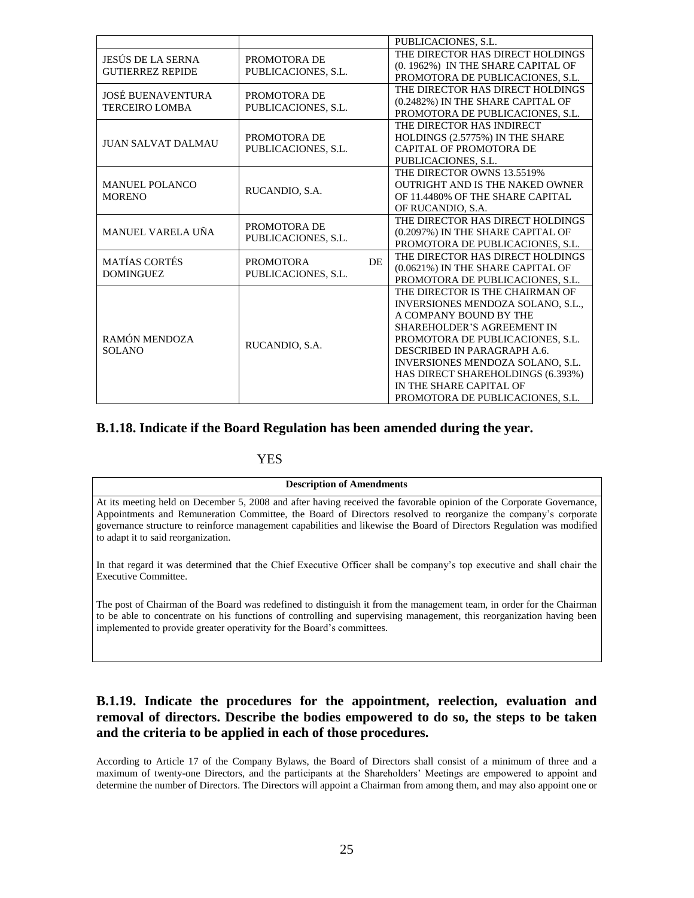| | | PUBLICACIONES, S.L. |
|---|---|---|
| JESÚS DE LA SERNA GUTIERREZ REPIDE | PROMOTORA DE PUBLICACIONES, S.L. | THE DIRECTOR HAS DIRECT HOLDINGS (0. 1962%) IN THE SHARE CAPITAL OF PROMOTORA DE PUBLICACIONES, S.L. |
| JOSÉ BUENAVENTURA TERCEIRO LOMBA | PROMOTORA DE PUBLICACIONES, S.L. | THE DIRECTOR HAS DIRECT HOLDINGS (0.2482%) IN THE SHARE CAPITAL OF PROMOTORA DE PUBLICACIONES, S.L. |
| JUAN SALVAT DALMAU | PROMOTORA DE PUBLICACIONES, S.L. | THE DIRECTOR HAS INDIRECT HOLDINGS (2.5775%) IN THE SHARE CAPITAL OF PROMOTORA DE PUBLICACIONES, S.L. |
| MANUEL POLANCO MORENO | RUCANDIO, S.A. | THE DIRECTOR OWNS 13.5519% OUTRIGHT AND IS THE NAKED OWNER OF 11.4480% OF THE SHARE CAPITAL OF RUCANDIO, S.A. |
| MANUEL VARELA UÑA | PROMOTORA DE PUBLICACIONES, S.L. | THE DIRECTOR HAS DIRECT HOLDINGS (0.2097%) IN THE SHARE CAPITAL OF PROMOTORA DE PUBLICACIONES, S.L. |
| MATÍAS CORTÉS DOMINGUEZ | PROMOTORA DE PUBLICACIONES, S.L. | THE DIRECTOR HAS DIRECT HOLDINGS (0.0621%) IN THE SHARE CAPITAL OF PROMOTORA DE PUBLICACIONES, S.L. |
| RAMÓN MENDOZA SOLANO | RUCANDIO, S.A. | THE DIRECTOR IS THE CHAIRMAN OF INVERSIONES MENDOZA SOLANO, S.L., A COMPANY BOUND BY THE SHAREHOLDER'S AGREEMENT IN PROMOTORA DE PUBLICACIONES, S.L. DESCRIBED IN PARAGRAPH A.6. INVERSIONES MENDOZA SOLANO, S.L. HAS DIRECT SHAREHOLDINGS (6.393%) IN THE SHARE CAPITAL OF PROMOTORA DE PUBLICACIONES, S.L. |

### B.1.18. Indicate if the Board Regulation has been amended during the year.

YES

| Description of Amendments |
|---|
| At its meeting held on December 5, 2008 and after having received the favorable opinion of the Corporate Governance, Appointments and Remuneration Committee, the Board of Directors resolved to reorganize the company's corporate governance structure to reinforce management capabilities and likewise the Board of Directors Regulation was modified to adapt it to said reorganization.<br><br>In that regard it was determined that the Chief Executive Officer shall be company's top executive and shall chair the Executive Committee.<br><br>The post of Chairman of the Board was redefined to distinguish it from the management team, in order for the Chairman to be able to concentrate on his functions of controlling and supervising management, this reorganization having been implemented to provide greater operativity for the Board's committees. |

### B.1.19. Indicate the procedures for the appointment, reelection, evaluation and removal of directors. Describe the bodies empowered to do so, the steps to be taken and the criteria to be applied in each of those procedures.

According to Article 17 of the Company Bylaws, the Board of Directors shall consist of a minimum of three and a maximum of twenty-one Directors, and the participants at the Shareholders' Meetings are empowered to appoint and determine the number of Directors. The Directors will appoint a Chairman from among them, and may also appoint one or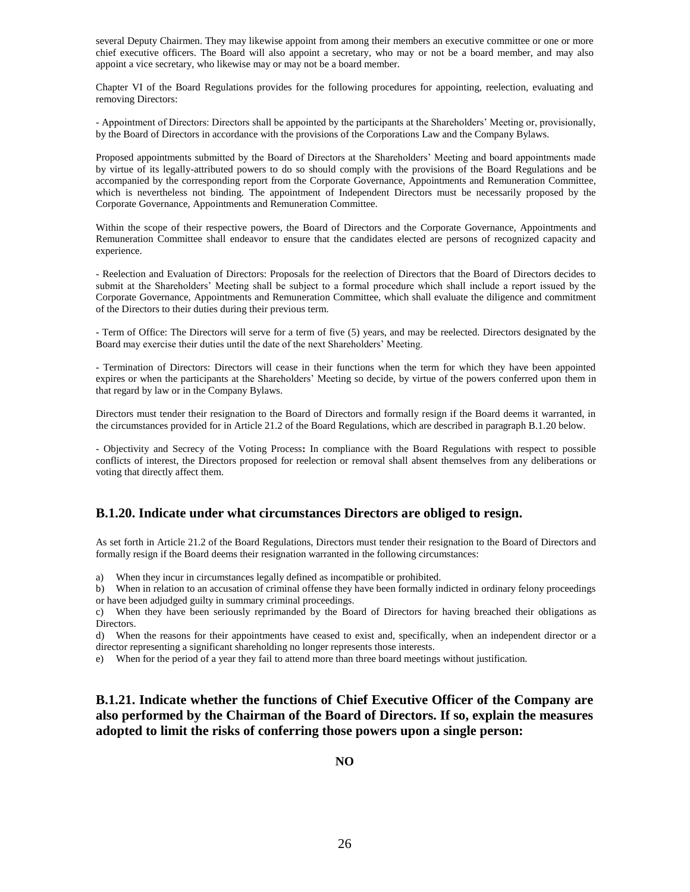several Deputy Chairmen. They may likewise appoint from among their members an executive committee or one or more chief executive officers. The Board will also appoint a secretary, who may or not be a board member, and may also appoint a vice secretary, who likewise may or may not be a board member.

Chapter VI of the Board Regulations provides for the following procedures for appointing, reelection, evaluating and removing Directors:

- Appointment of Directors: Directors shall be appointed by the participants at the Shareholders' Meeting or, provisionally, by the Board of Directors in accordance with the provisions of the Corporations Law and the Company Bylaws.

Proposed appointments submitted by the Board of Directors at the Shareholders' Meeting and board appointments made by virtue of its legally-attributed powers to do so should comply with the provisions of the Board Regulations and be accompanied by the corresponding report from the Corporate Governance, Appointments and Remuneration Committee, which is nevertheless not binding. The appointment of Independent Directors must be necessarily proposed by the Corporate Governance, Appointments and Remuneration Committee.

Within the scope of their respective powers, the Board of Directors and the Corporate Governance, Appointments and Remuneration Committee shall endeavor to ensure that the candidates elected are persons of recognized capacity and experience.

- Reelection and Evaluation of Directors: Proposals for the reelection of Directors that the Board of Directors decides to submit at the Shareholders' Meeting shall be subject to a formal procedure which shall include a report issued by the Corporate Governance, Appointments and Remuneration Committee, which shall evaluate the diligence and commitment of the Directors to their duties during their previous term.

- Term of Office: The Directors will serve for a term of five (5) years, and may be reelected. Directors designated by the Board may exercise their duties until the date of the next Shareholders' Meeting.

- Termination of Directors: Directors will cease in their functions when the term for which they have been appointed expires or when the participants at the Shareholders' Meeting so decide, by virtue of the powers conferred upon them in that regard by law or in the Company Bylaws.

Directors must tender their resignation to the Board of Directors and formally resign if the Board deems it warranted, in the circumstances provided for in Article 21.2 of the Board Regulations, which are described in paragraph B.1.20 below.

- Objectivity and Secrecy of the Voting Process**:** In compliance with the Board Regulations with respect to possible conflicts of interest, the Directors proposed for reelection or removal shall absent themselves from any deliberations or voting that directly affect them.

## B.1.20. Indicate under what circumstances Directors are obliged to resign.

As set forth in Article 21.2 of the Board Regulations, Directors must tender their resignation to the Board of Directors and formally resign if the Board deems their resignation warranted in the following circumstances:

a) When they incur in circumstances legally defined as incompatible or prohibited.
b) When in relation to an accusation of criminal offense they have been formally indicted in ordinary felony proceedings or have been adjudged guilty in summary criminal proceedings.
c) When they have been seriously reprimanded by the Board of Directors for having breached their obligations as Directors.
d) When the reasons for their appointments have ceased to exist and, specifically, when an independent director or a director representing a significant shareholding no longer represents those interests.
e) When for the period of a year they fail to attend more than three board meetings without justification.

## B.1.21. Indicate whether the functions of Chief Executive Officer of the Company are also performed by the Chairman of the Board of Directors. If so, explain the measures adopted to limit the risks of conferring those powers upon a single person:

**NO**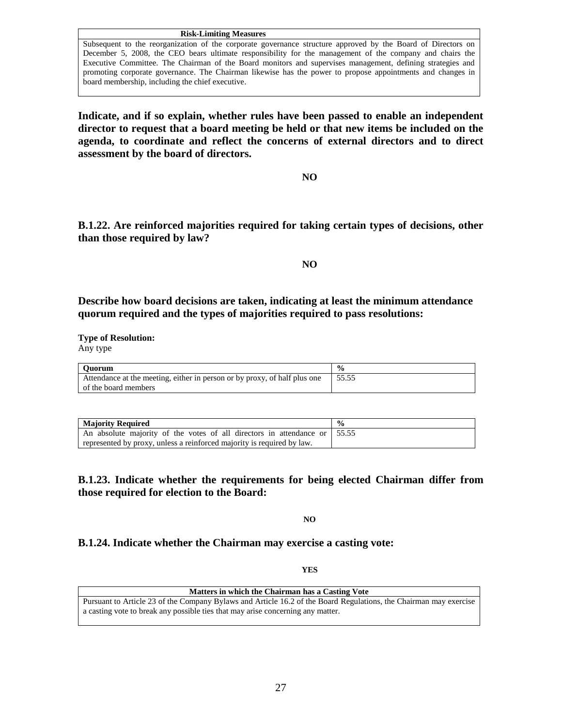| Risk-Limiting Measures |
| --- |
| Subsequent to the reorganization of the corporate governance structure approved by the Board of Directors on December 5, 2008, the CEO bears ultimate responsibility for the management of the company and chairs the Executive Committee. The Chairman of the Board monitors and supervises management, defining strategies and promoting corporate governance. The Chairman likewise has the power to propose appointments and changes in board membership, including the chief executive. |

**Indicate, and if so explain, whether rules have been passed to enable an independent director to request that a board meeting be held or that new items be included on the agenda, to coordinate and reflect the concerns of external directors and to direct assessment by the board of directors.**

**NO**

**B.1.22. Are reinforced majorities required for taking certain types of decisions, other than those required by law?**

**NO**

**Describe how board decisions are taken, indicating at least the minimum attendance quorum required and the types of majorities required to pass resolutions:**

**Type of Resolution:**
Any type

| Quorum | % |
| --- | --- |
| Attendance at the meeting, either in person or by proxy, of half plus one of the board members | 55.55 |

| Majority Required | % |
| --- | --- |
| An absolute majority of the votes of all directors in attendance or represented by proxy, unless a reinforced majority is required by law. | 55.55 |

**B.1.23. Indicate whether the requirements for being elected Chairman differ from those required for election to the Board:**

**NO**

**B.1.24. Indicate whether the Chairman may exercise a casting vote:**

**YES**

| Matters in which the Chairman has a Casting Vote |
| --- |
| Pursuant to Article 23 of the Company Bylaws and Article 16.2 of the Board Regulations, the Chairman may exercise a casting vote to break any possible ties that may arise concerning any matter. |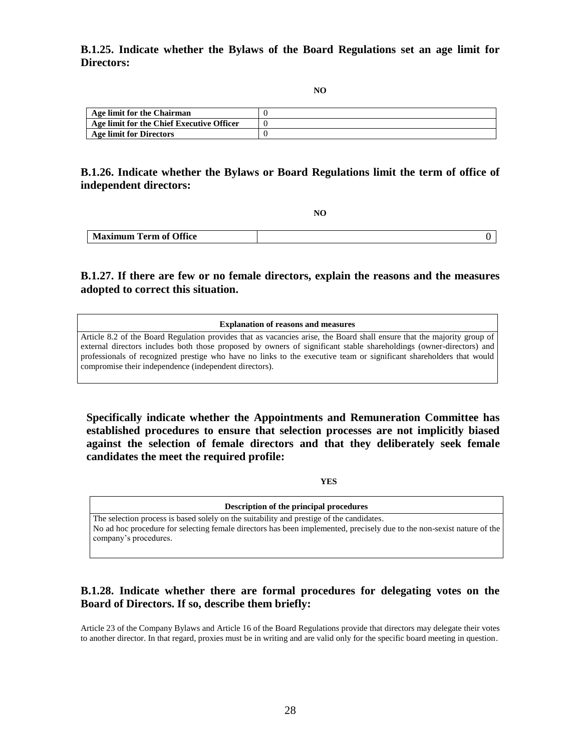**B.1.25. Indicate whether the Bylaws of the Board Regulations set an age limit for Directors:**

NO

| Age limit for the Chairman | 0 |
|---|---|
| Age limit for the Chief Executive Officer | 0 |
| Age limit for Directors | 0 |

**B.1.26. Indicate whether the Bylaws or Board Regulations limit the term of office of independent directors:**

NO

| Maximum Term of Office | 0 |
|---|---|

**B.1.27. If there are few or no female directors, explain the reasons and the measures adopted to correct this situation.**

| Explanation of reasons and measures |
|---|
| Article 8.2 of the Board Regulation provides that as vacancies arise, the Board shall ensure that the majority group of external directors includes both those proposed by owners of significant stable shareholdings (owner-directors) and professionals of recognized prestige who have no links to the executive team or significant shareholders that would compromise their independence (independent directors). |

**Specifically indicate whether the Appointments and Remuneration Committee has established procedures to ensure that selection processes are not implicitly biased against the selection of female directors and that they deliberately seek female candidates the meet the required profile:**

YES

| Description of the principal procedures |
|---|
| The selection process is based solely on the suitability and prestige of the candidates.<br>No ad hoc procedure for selecting female directors has been implemented, precisely due to the non-sexist nature of the company's procedures. |

**B.1.28. Indicate whether there are formal procedures for delegating votes on the Board of Directors. If so, describe them briefly:**

Article 23 of the Company Bylaws and Article 16 of the Board Regulations provide that directors may delegate their votes to another director. In that regard, proxies must be in writing and are valid only for the specific board meeting in question.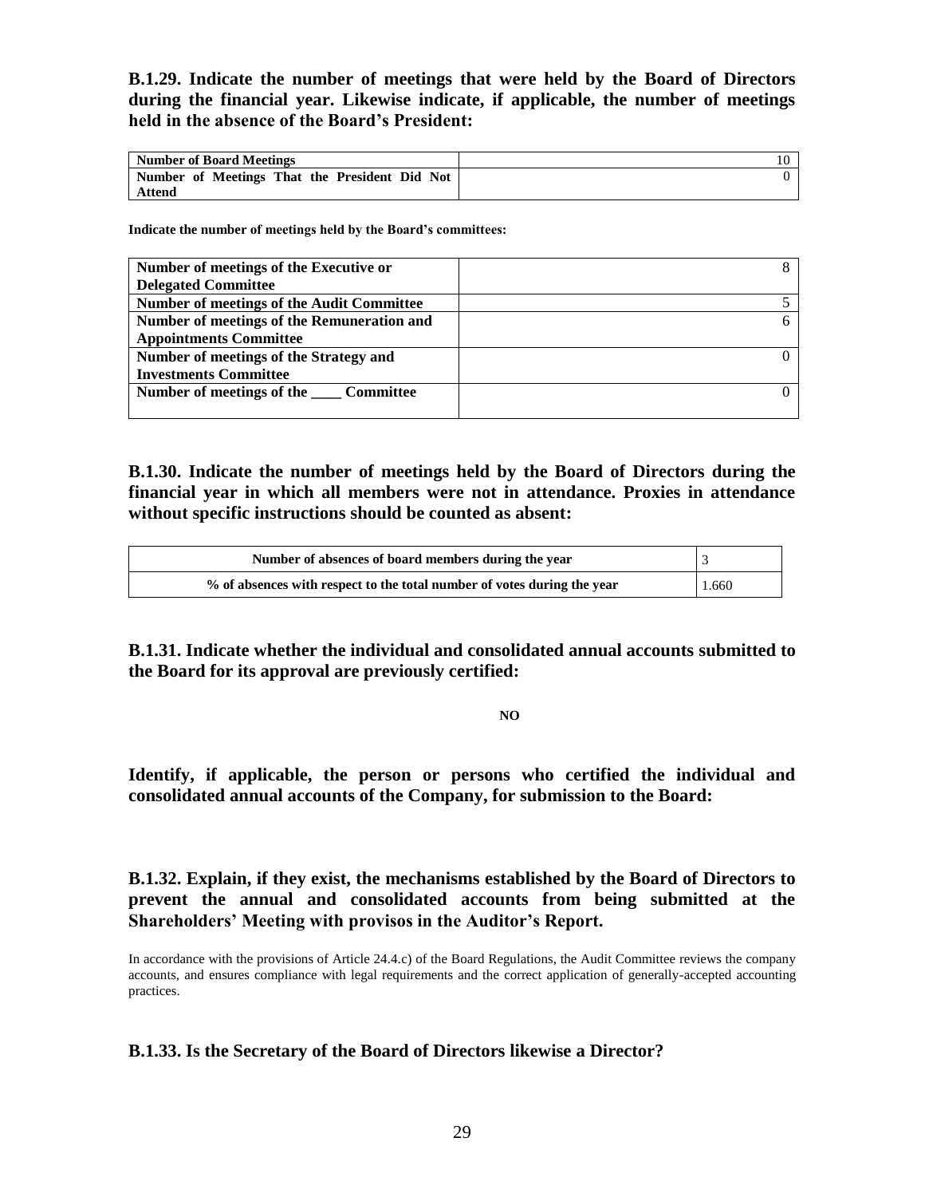**B.1.29. Indicate the number of meetings that were held by the Board of Directors during the financial year. Likewise indicate, if applicable, the number of meetings held in the absence of the Board's President:**

| Number of Board Meetings | 10 |
| --- | --- |
| Number of Meetings That the President Did Not Attend | 0 |

**Indicate the number of meetings held by the Board's committees:**

| Number of meetings of the Executive or Delegated Committee | 8 |
| --- | --- |
| Number of meetings of the Audit Committee | 5 |
| Number of meetings of the Remuneration and Appointments Committee | 6 |
| Number of meetings of the Strategy and Investments Committee | 0 |
| Number of meetings of the ____ Committee | 0 |

**B.1.30. Indicate the number of meetings held by the Board of Directors during the financial year in which all members were not in attendance. Proxies in attendance without specific instructions should be counted as absent:**

| Number of absences of board members during the year | 3 |
| --- | --- |
| % of absences with respect to the total number of votes during the year | 1.660 |

**B.1.31. Indicate whether the individual and consolidated annual accounts submitted to the Board for its approval are previously certified:**

**NO**

**Identify, if applicable, the person or persons who certified the individual and consolidated annual accounts of the Company, for submission to the Board:**

**B.1.32. Explain, if they exist, the mechanisms established by the Board of Directors to prevent the annual and consolidated accounts from being submitted at the Shareholders' Meeting with provisos in the Auditor's Report.**

In accordance with the provisions of Article 24.4.c) of the Board Regulations, the Audit Committee reviews the company accounts, and ensures compliance with legal requirements and the correct application of generally-accepted accounting practices.

**B.1.33. Is the Secretary of the Board of Directors likewise a Director?**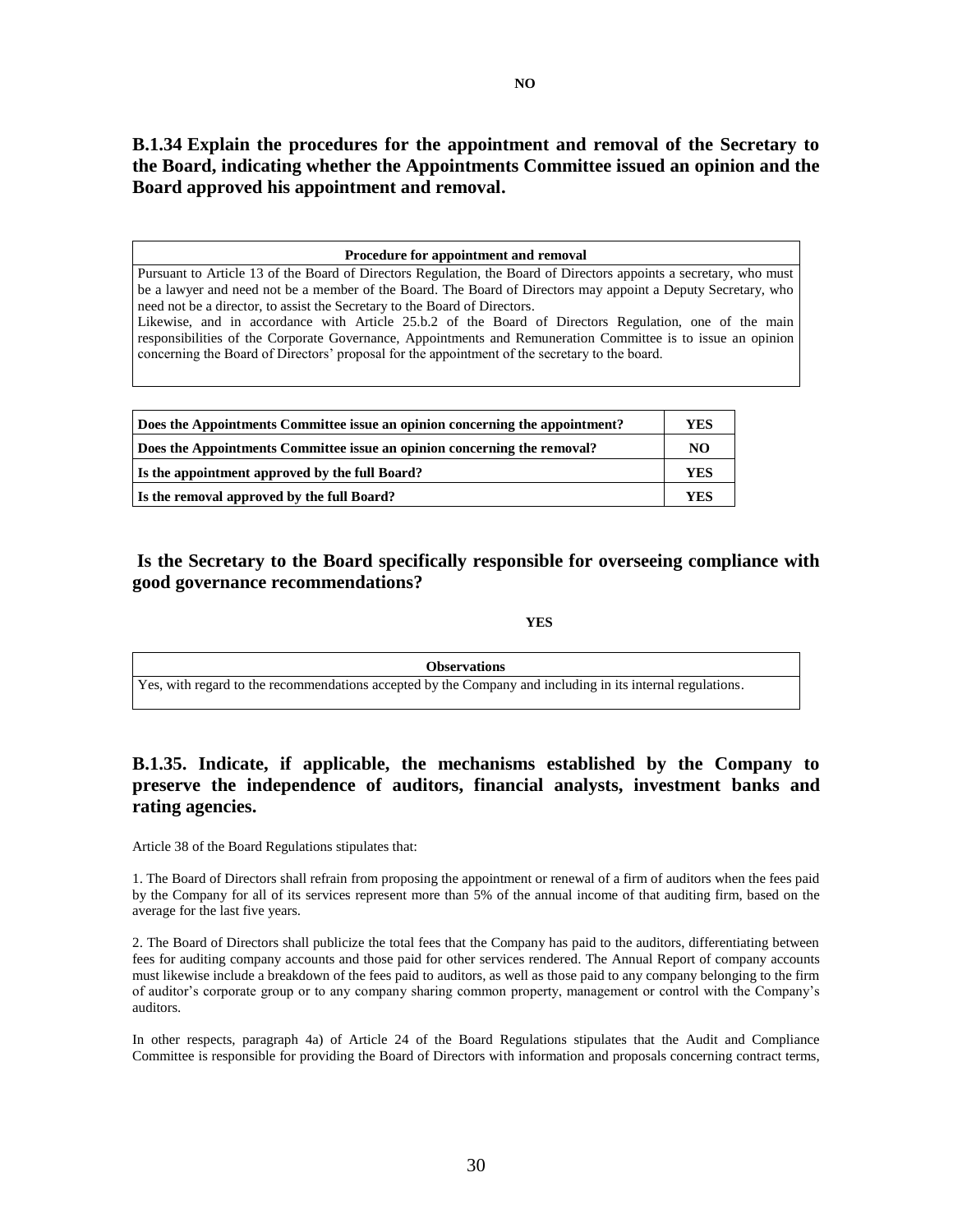**NO**

## B.1.34 Explain the procedures for the appointment and removal of the Secretary to the Board, indicating whether the Appointments Committee issued an opinion and the Board approved his appointment and removal.

| Procedure for appointment and removal |
|---|
| Pursuant to Article 13 of the Board of Directors Regulation, the Board of Directors appoints a secretary, who must be a lawyer and need not be a member of the Board. The Board of Directors may appoint a Deputy Secretary, who need not be a director, to assist the Secretary to the Board of Directors.<br>Likewise, and in accordance with Article 25.b.2 of the Board of Directors Regulation, one of the main responsibilities of the Corporate Governance, Appointments and Remuneration Committee is to issue an opinion concerning the Board of Directors' proposal for the appointment of the secretary to the board. |

| | |
|---|---|
| **Does the Appointments Committee issue an opinion concerning the appointment?** | **YES** |
| **Does the Appointments Committee issue an opinion concerning the removal?** | **NO** |
| **Is the appointment approved by the full Board?** | **YES** |
| **Is the removal approved by the full Board?** | **YES** |

## Is the Secretary to the Board specifically responsible for overseeing compliance with good governance recommendations?

**YES**

| Observations |
|---|
| Yes, with regard to the recommendations accepted by the Company and including in its internal regulations. |

## B.1.35. Indicate, if applicable, the mechanisms established by the Company to preserve the independence of auditors, financial analysts, investment banks and rating agencies.

Article 38 of the Board Regulations stipulates that:

1. The Board of Directors shall refrain from proposing the appointment or renewal of a firm of auditors when the fees paid by the Company for all of its services represent more than 5% of the annual income of that auditing firm, based on the average for the last five years.

2. The Board of Directors shall publicize the total fees that the Company has paid to the auditors, differentiating between fees for auditing company accounts and those paid for other services rendered. The Annual Report of company accounts must likewise include a breakdown of the fees paid to auditors, as well as those paid to any company belonging to the firm of auditor's corporate group or to any company sharing common property, management or control with the Company's auditors.

In other respects, paragraph 4a) of Article 24 of the Board Regulations stipulates that the Audit and Compliance Committee is responsible for providing the Board of Directors with information and proposals concerning contract terms,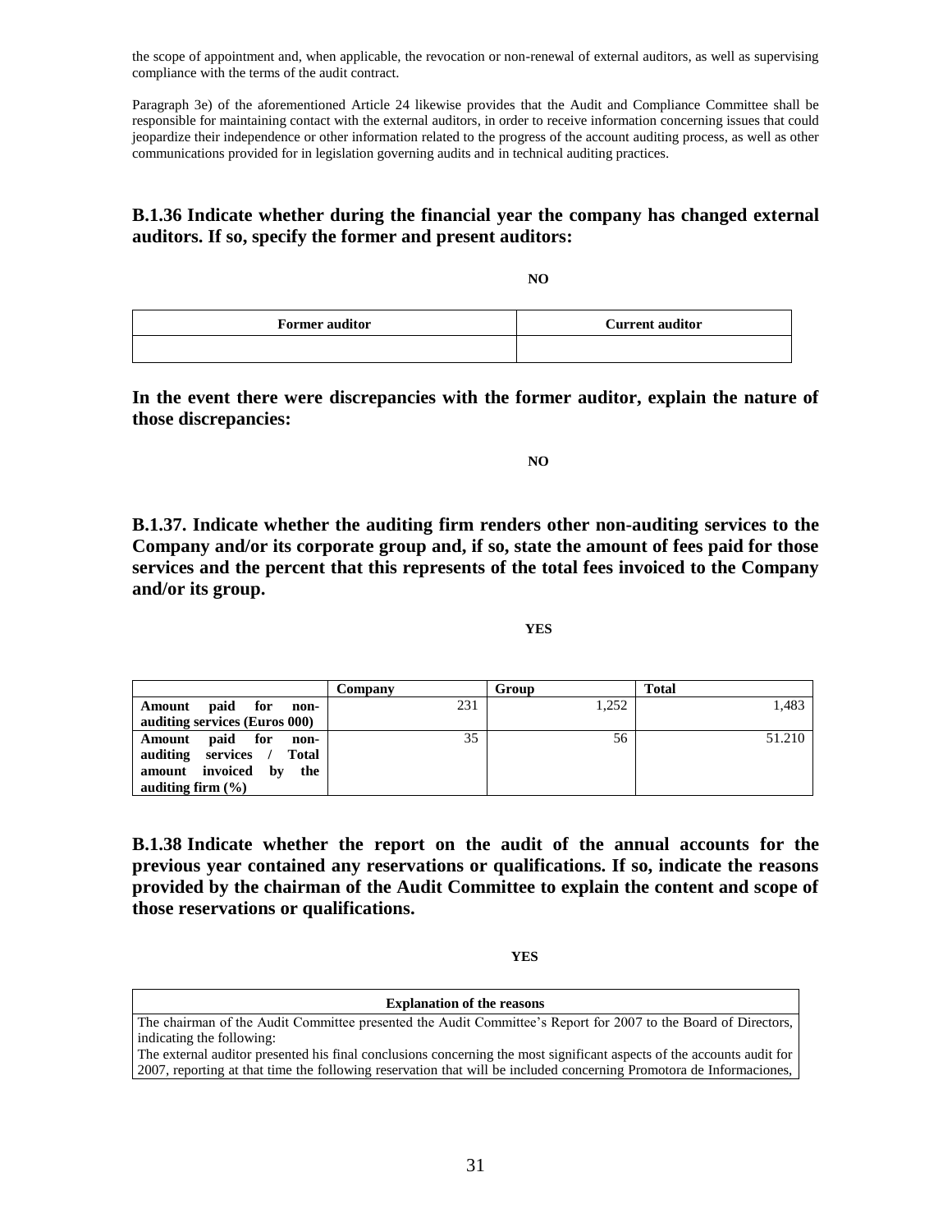the scope of appointment and, when applicable, the revocation or non-renewal of external auditors, as well as supervising compliance with the terms of the audit contract.

Paragraph 3e) of the aforementioned Article 24 likewise provides that the Audit and Compliance Committee shall be responsible for maintaining contact with the external auditors, in order to receive information concerning issues that could jeopardize their independence or other information related to the progress of the account auditing process, as well as other communications provided for in legislation governing audits and in technical auditing practices.

## B.1.36 Indicate whether during the financial year the company has changed external auditors. If so, specify the former and present auditors:

**NO**

| Former auditor | Current auditor |
|---|---|
| | |

**In the event there were discrepancies with the former auditor, explain the nature of those discrepancies:**

**NO**

## B.1.37. Indicate whether the auditing firm renders other non-auditing services to the Company and/or its corporate group and, if so, state the amount of fees paid for those services and the percent that this represents of the total fees invoiced to the Company and/or its group.

**YES**

| | Company | Group | Total |
|---|---|---|---|
| **Amount paid for non-auditing services (Euros 000)** | 231 | 1,252 | 1,483 |
| **Amount paid for non-auditing services / Total amount invoiced by the auditing firm (%)** | 35 | 56 | 51.210 |

## B.1.38 Indicate whether the report on the audit of the annual accounts for the previous year contained any reservations or qualifications. If so, indicate the reasons provided by the chairman of the Audit Committee to explain the content and scope of those reservations or qualifications.

**YES**

| Explanation of the reasons |
|---|
| The chairman of the Audit Committee presented the Audit Committee's Report for 2007 to the Board of Directors, indicating the following: The external auditor presented his final conclusions concerning the most significant aspects of the accounts audit for 2007, reporting at that time the following reservation that will be included concerning Promotora de Informaciones, |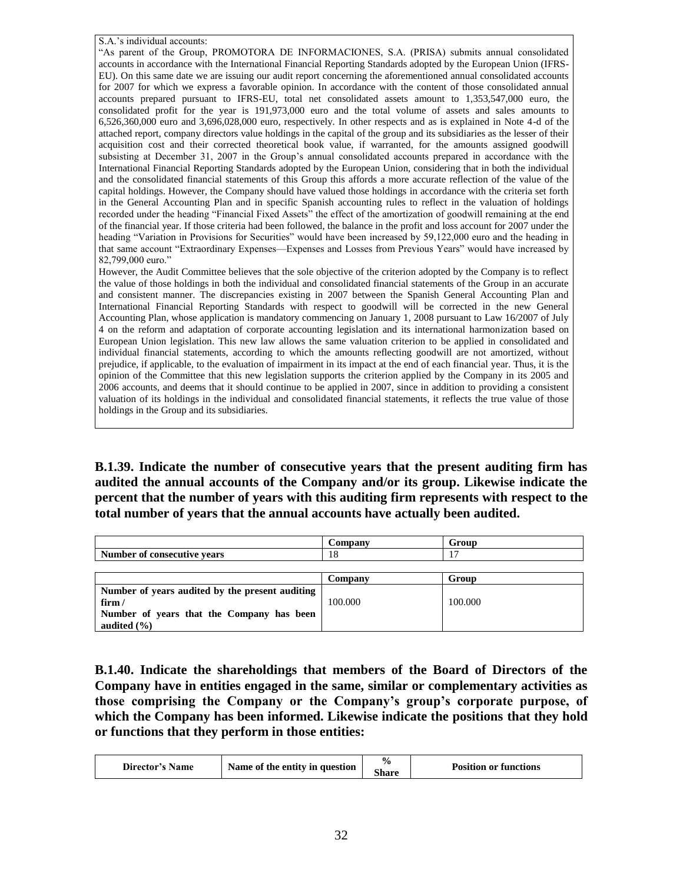S.A.'s individual accounts:

"As parent of the Group, PROMOTORA DE INFORMACIONES, S.A. (PRISA) submits annual consolidated accounts in accordance with the International Financial Reporting Standards adopted by the European Union (IFRS-EU). On this same date we are issuing our audit report concerning the aforementioned annual consolidated accounts for 2007 for which we express a favorable opinion. In accordance with the content of those consolidated annual accounts prepared pursuant to IFRS-EU, total net consolidated assets amount to 1,353,547,000 euro, the consolidated profit for the year is 191,973,000 euro and the total volume of assets and sales amounts to 6,526,360,000 euro and 3,696,028,000 euro, respectively. In other respects and as is explained in Note 4-d of the attached report, company directors value holdings in the capital of the group and its subsidiaries as the lesser of their acquisition cost and their corrected theoretical book value, if warranted, for the amounts assigned goodwill subsisting at December 31, 2007 in the Group's annual consolidated accounts prepared in accordance with the International Financial Reporting Standards adopted by the European Union, considering that in both the individual and the consolidated financial statements of this Group this affords a more accurate reflection of the value of the capital holdings. However, the Company should have valued those holdings in accordance with the criteria set forth in the General Accounting Plan and in specific Spanish accounting rules to reflect in the valuation of holdings recorded under the heading "Financial Fixed Assets" the effect of the amortization of goodwill remaining at the end of the financial year. If those criteria had been followed, the balance in the profit and loss account for 2007 under the heading "Variation in Provisions for Securities" would have been increased by 59,122,000 euro and the heading in that same account "Extraordinary Expenses—Expenses and Losses from Previous Years" would have increased by 82,799,000 euro."

However, the Audit Committee believes that the sole objective of the criterion adopted by the Company is to reflect the value of those holdings in both the individual and consolidated financial statements of the Group in an accurate and consistent manner. The discrepancies existing in 2007 between the Spanish General Accounting Plan and International Financial Reporting Standards with respect to goodwill will be corrected in the new General Accounting Plan, whose application is mandatory commencing on January 1, 2008 pursuant to Law 16/2007 of July 4 on the reform and adaptation of corporate accounting legislation and its international harmonization based on European Union legislation. This new law allows the same valuation criterion to be applied in consolidated and individual financial statements, according to which the amounts reflecting goodwill are not amortized, without prejudice, if applicable, to the evaluation of impairment in its impact at the end of each financial year. Thus, it is the opinion of the Committee that this new legislation supports the criterion applied by the Company in its 2005 and 2006 accounts, and deems that it should continue to be applied in 2007, since in addition to providing a consistent valuation of its holdings in the individual and consolidated financial statements, it reflects the true value of those holdings in the Group and its subsidiaries.

**B.1.39. Indicate the number of consecutive years that the present auditing firm has audited the annual accounts of the Company and/or its group. Likewise indicate the percent that the number of years with this auditing firm represents with respect to the total number of years that the annual accounts have actually been audited.**

| | Company | Group |
|---|---|---|
| **Number of consecutive years** | 18 | 17 |

| | Company | Group |
|---|---|---|
| **Number of years audited by the present auditing firm / Number of years that the Company has been audited (%)** | 100.000 | 100.000 |

**B.1.40. Indicate the shareholdings that members of the Board of Directors of the Company have in entities engaged in the same, similar or complementary activities as those comprising the Company or the Company's group's corporate purpose, of which the Company has been informed. Likewise indicate the positions that they hold or functions that they perform in those entities:**

| Director's Name | Name of the entity in question | % Share | Position or functions |
|---|---|---|---|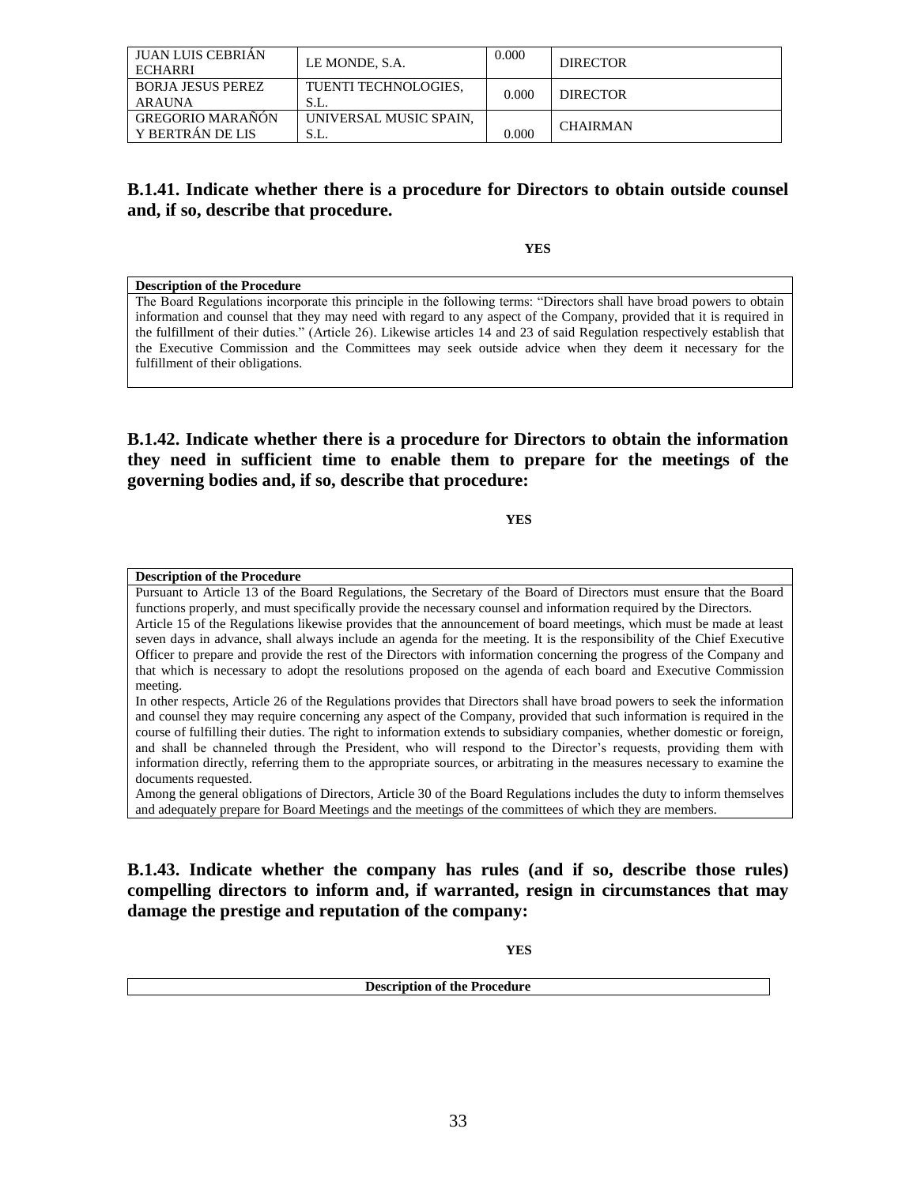| JUAN LUIS CEBRIÁN ECHARRI | LE MONDE, S.A. | 0.000 | DIRECTOR |
|---|---|---|---|
| BORJA JESUS PEREZ ARAUNA | TUENTI TECHNOLOGIES, S.L. | 0.000 | DIRECTOR |
| GREGORIO MARAÑÓN Y BERTRÁN DE LIS | UNIVERSAL MUSIC SPAIN, S.L. | 0.000 | CHAIRMAN |

**B.1.41. Indicate whether there is a procedure for Directors to obtain outside counsel and, if so, describe that procedure.**

**YES**

| **Description of the Procedure** |
|---|
| The Board Regulations incorporate this principle in the following terms: "Directors shall have broad powers to obtain information and counsel that they may need with regard to any aspect of the Company, provided that it is required in the fulfillment of their duties." (Article 26). Likewise articles 14 and 23 of said Regulation respectively establish that the Executive Commission and the Committees may seek outside advice when they deem it necessary for the fulfillment of their obligations. |

**B.1.42. Indicate whether there is a procedure for Directors to obtain the information they need in sufficient time to enable them to prepare for the meetings of the governing bodies and, if so, describe that procedure:**

**YES**

| **Description of the Procedure** |
|---|
| Pursuant to Article 13 of the Board Regulations, the Secretary of the Board of Directors must ensure that the Board functions properly, and must specifically provide the necessary counsel and information required by the Directors.<br>Article 15 of the Regulations likewise provides that the announcement of board meetings, which must be made at least seven days in advance, shall always include an agenda for the meeting. It is the responsibility of the Chief Executive Officer to prepare and provide the rest of the Directors with information concerning the progress of the Company and that which is necessary to adopt the resolutions proposed on the agenda of each board and Executive Commission meeting.<br>In other respects, Article 26 of the Regulations provides that Directors shall have broad powers to seek the information and counsel they may require concerning any aspect of the Company, provided that such information is required in the course of fulfilling their duties. The right to information extends to subsidiary companies, whether domestic or foreign, and shall be channeled through the President, who will respond to the Director's requests, providing them with information directly, referring them to the appropriate sources, or arbitrating in the measures necessary to examine the documents requested.<br>Among the general obligations of Directors, Article 30 of the Board Regulations includes the duty to inform themselves and adequately prepare for Board Meetings and the meetings of the committees of which they are members. |

**B.1.43. Indicate whether the company has rules (and if so, describe those rules) compelling directors to inform and, if warranted, resign in circumstances that may damage the prestige and reputation of the company:**

**YES**

| **Description of the Procedure** |
|---|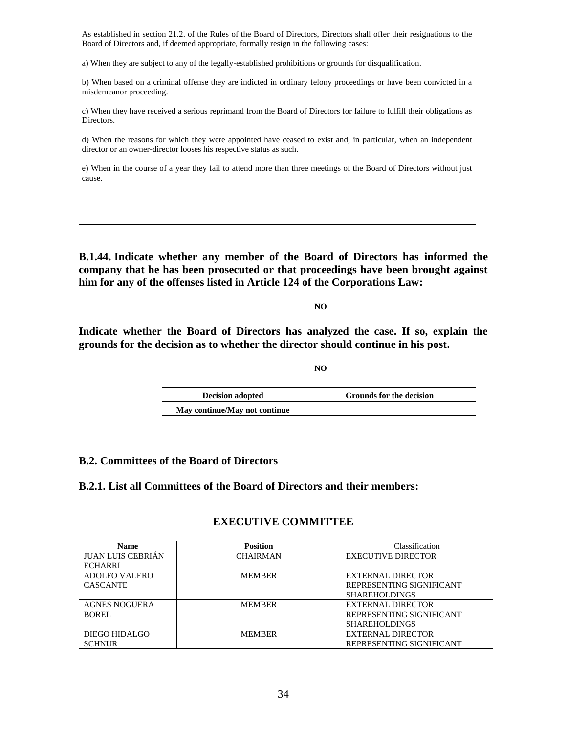As established in section 21.2. of the Rules of the Board of Directors, Directors shall offer their resignations to the Board of Directors and, if deemed appropriate, formally resign in the following cases:

a) When they are subject to any of the legally-established prohibitions or grounds for disqualification.

b) When based on a criminal offense they are indicted in ordinary felony proceedings or have been convicted in a misdemeanor proceeding.

c) When they have received a serious reprimand from the Board of Directors for failure to fulfill their obligations as Directors.

d) When the reasons for which they were appointed have ceased to exist and, in particular, when an independent director or an owner-director looses his respective status as such.

e) When in the course of a year they fail to attend more than three meetings of the Board of Directors without just cause.

**B.1.44. Indicate whether any member of the Board of Directors has informed the company that he has been prosecuted or that proceedings have been brought against him for any of the offenses listed in Article 124 of the Corporations Law:**

**NO**

**Indicate whether the Board of Directors has analyzed the case. If so, explain the grounds for the decision as to whether the director should continue in his post.**

**NO**

| Decision adopted | Grounds for the decision |
|---|---|
| May continue/May not continue | |

## B.2. Committees of the Board of Directors

### B.2.1. List all Committees of the Board of Directors and their members:

**EXECUTIVE COMMITTEE**

| Name | Position | Classification |
|---|---|---|
| JUAN LUIS CEBRIÁN ECHARRI | CHAIRMAN | EXECUTIVE DIRECTOR |
| ADOLFO VALERO CASCANTE | MEMBER | EXTERNAL DIRECTOR REPRESENTING SIGNIFICANT SHAREHOLDINGS |
| AGNES NOGUERA BOREL | MEMBER | EXTERNAL DIRECTOR REPRESENTING SIGNIFICANT SHAREHOLDINGS |
| DIEGO HIDALGO SCHNUR | MEMBER | EXTERNAL DIRECTOR REPRESENTING SIGNIFICANT |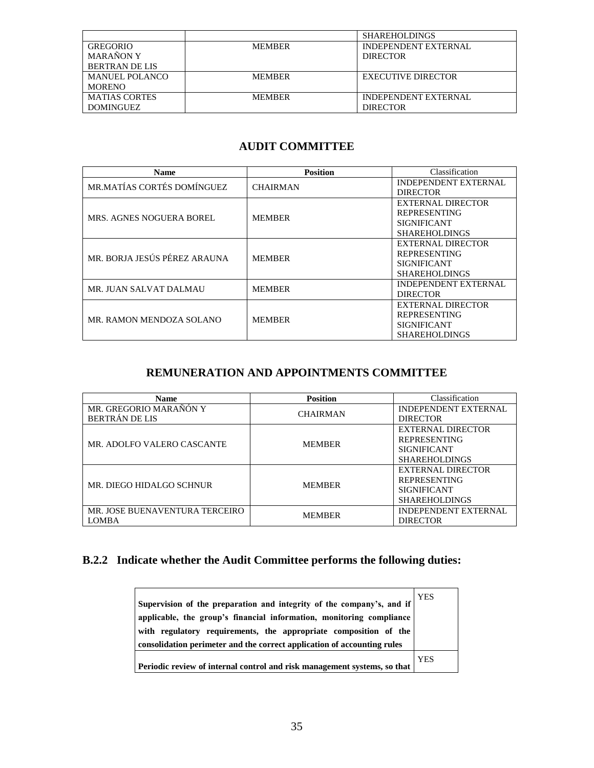| | | SHAREHOLDINGS |
|---|---|---|
| GREGORIO MARAÑON Y BERTRAN DE LIS | MEMBER | INDEPENDENT EXTERNAL DIRECTOR |
| MANUEL POLANCO MORENO | MEMBER | EXECUTIVE DIRECTOR |
| MATIAS CORTES DOMINGUEZ | MEMBER | INDEPENDENT EXTERNAL DIRECTOR |

## AUDIT COMMITTEE

| Name | Position | Classification |
|---|---|---|
| MR.MATÍAS CORTÉS DOMÍNGUEZ | CHAIRMAN | INDEPENDENT EXTERNAL DIRECTOR |
| MRS. AGNES NOGUERA BOREL | MEMBER | EXTERNAL DIRECTOR REPRESENTING SIGNIFICANT SHAREHOLDINGS |
| MR. BORJA JESÚS PÉREZ ARAUNA | MEMBER | EXTERNAL DIRECTOR REPRESENTING SIGNIFICANT SHAREHOLDINGS |
| MR. JUAN SALVAT DALMAU | MEMBER | INDEPENDENT EXTERNAL DIRECTOR |
| MR. RAMON MENDOZA SOLANO | MEMBER | EXTERNAL DIRECTOR REPRESENTING SIGNIFICANT SHAREHOLDINGS |

## REMUNERATION AND APPOINTMENTS COMMITTEE

| Name | Position | Classification |
|---|---|---|
| MR. GREGORIO MARAÑÓN Y BERTRÁN DE LIS | CHAIRMAN | INDEPENDENT EXTERNAL DIRECTOR |
| MR. ADOLFO VALERO CASCANTE | MEMBER | EXTERNAL DIRECTOR REPRESENTING SIGNIFICANT SHAREHOLDINGS |
| MR. DIEGO HIDALGO SCHNUR | MEMBER | EXTERNAL DIRECTOR REPRESENTING SIGNIFICANT SHAREHOLDINGS |
| MR. JOSE BUENAVENTURA TERCEIRO LOMBA | MEMBER | INDEPENDENT EXTERNAL DIRECTOR |

## B.2.2 Indicate whether the Audit Committee performs the following duties:

| | |
|---|---|
| **Supervision of the preparation and integrity of the company's, and if applicable, the group's financial information, monitoring compliance with regulatory requirements, the appropriate composition of the consolidation perimeter and the correct application of accounting rules** | YES |
| **Periodic review of internal control and risk management systems, so that** | YES |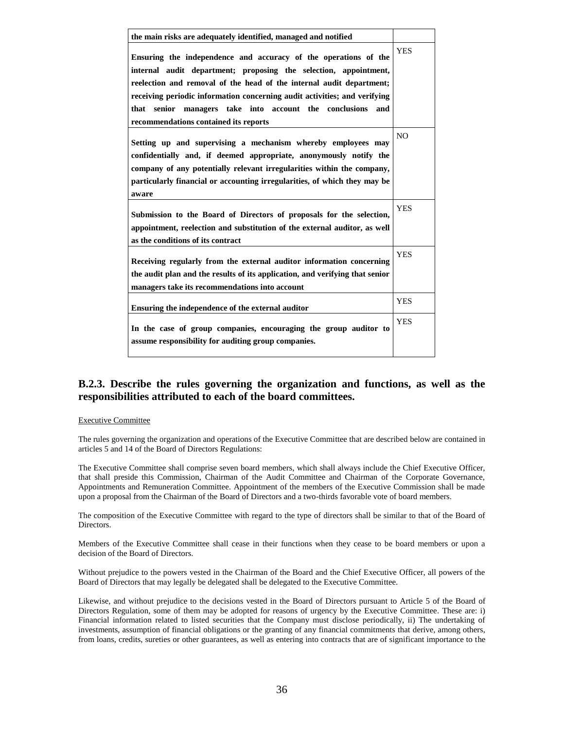| **the main risks are adequately identified, managed and notified** | |
|---|---|
| **Ensuring the independence and accuracy of the operations of the internal audit department; proposing the selection, appointment, reelection and removal of the head of the internal audit department; receiving periodic information concerning audit activities; and verifying that senior managers take into account the conclusions and recommendations contained its reports** | YES |
| **Setting up and supervising a mechanism whereby employees may confidentially and, if deemed appropriate, anonymously notify the company of any potentially relevant irregularities within the company, particularly financial or accounting irregularities, of which they may be aware** | NO |
| **Submission to the Board of Directors of proposals for the selection, appointment, reelection and substitution of the external auditor, as well as the conditions of its contract** | YES |
| **Receiving regularly from the external auditor information concerning the audit plan and the results of its application, and verifying that senior managers take its recommendations into account** | YES |
| **Ensuring the independence of the external auditor** | YES |
| **In the case of group companies, encouraging the group auditor to assume responsibility for auditing group companies.** | YES |

## B.2.3. Describe the rules governing the organization and functions, as well as the responsibilities attributed to each of the board committees.

Executive Committee

The rules governing the organization and operations of the Executive Committee that are described below are contained in articles 5 and 14 of the Board of Directors Regulations:

The Executive Committee shall comprise seven board members, which shall always include the Chief Executive Officer, that shall preside this Commission, Chairman of the Audit Committee and Chairman of the Corporate Governance, Appointments and Remuneration Committee. Appointment of the members of the Executive Commission shall be made upon a proposal from the Chairman of the Board of Directors and a two-thirds favorable vote of board members.

The composition of the Executive Committee with regard to the type of directors shall be similar to that of the Board of Directors.

Members of the Executive Committee shall cease in their functions when they cease to be board members or upon a decision of the Board of Directors.

Without prejudice to the powers vested in the Chairman of the Board and the Chief Executive Officer, all powers of the Board of Directors that may legally be delegated shall be delegated to the Executive Committee.

Likewise, and without prejudice to the decisions vested in the Board of Directors pursuant to Article 5 of the Board of Directors Regulation, some of them may be adopted for reasons of urgency by the Executive Committee. These are: i) Financial information related to listed securities that the Company must disclose periodically, ii) The undertaking of investments, assumption of financial obligations or the granting of any financial commitments that derive, among others, from loans, credits, sureties or other guarantees, as well as entering into contracts that are of significant importance to the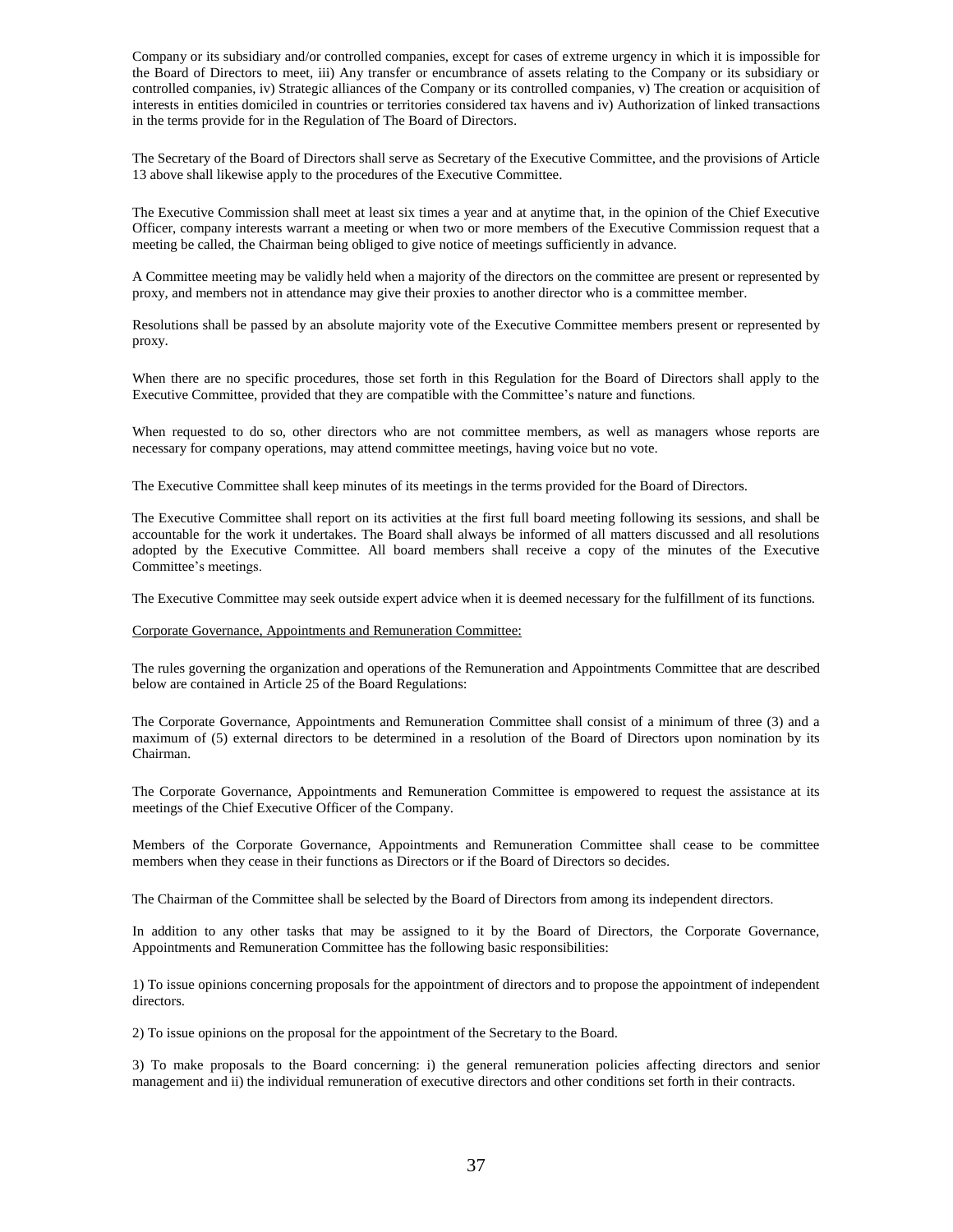Company or its subsidiary and/or controlled companies, except for cases of extreme urgency in which it is impossible for the Board of Directors to meet, iii) Any transfer or encumbrance of assets relating to the Company or its subsidiary or controlled companies, iv) Strategic alliances of the Company or its controlled companies, v) The creation or acquisition of interests in entities domiciled in countries or territories considered tax havens and iv) Authorization of linked transactions in the terms provide for in the Regulation of The Board of Directors.

The Secretary of the Board of Directors shall serve as Secretary of the Executive Committee, and the provisions of Article 13 above shall likewise apply to the procedures of the Executive Committee.

The Executive Commission shall meet at least six times a year and at anytime that, in the opinion of the Chief Executive Officer, company interests warrant a meeting or when two or more members of the Executive Commission request that a meeting be called, the Chairman being obliged to give notice of meetings sufficiently in advance.

A Committee meeting may be validly held when a majority of the directors on the committee are present or represented by proxy, and members not in attendance may give their proxies to another director who is a committee member.

Resolutions shall be passed by an absolute majority vote of the Executive Committee members present or represented by proxy.

When there are no specific procedures, those set forth in this Regulation for the Board of Directors shall apply to the Executive Committee, provided that they are compatible with the Committee's nature and functions.

When requested to do so, other directors who are not committee members, as well as managers whose reports are necessary for company operations, may attend committee meetings, having voice but no vote.

The Executive Committee shall keep minutes of its meetings in the terms provided for the Board of Directors.

The Executive Committee shall report on its activities at the first full board meeting following its sessions, and shall be accountable for the work it undertakes. The Board shall always be informed of all matters discussed and all resolutions adopted by the Executive Committee. All board members shall receive a copy of the minutes of the Executive Committee's meetings.

The Executive Committee may seek outside expert advice when it is deemed necessary for the fulfillment of its functions.

Corporate Governance, Appointments and Remuneration Committee:

The rules governing the organization and operations of the Remuneration and Appointments Committee that are described below are contained in Article 25 of the Board Regulations:

The Corporate Governance, Appointments and Remuneration Committee shall consist of a minimum of three (3) and a maximum of (5) external directors to be determined in a resolution of the Board of Directors upon nomination by its Chairman.

The Corporate Governance, Appointments and Remuneration Committee is empowered to request the assistance at its meetings of the Chief Executive Officer of the Company.

Members of the Corporate Governance, Appointments and Remuneration Committee shall cease to be committee members when they cease in their functions as Directors or if the Board of Directors so decides.

The Chairman of the Committee shall be selected by the Board of Directors from among its independent directors.

In addition to any other tasks that may be assigned to it by the Board of Directors, the Corporate Governance, Appointments and Remuneration Committee has the following basic responsibilities:

1) To issue opinions concerning proposals for the appointment of directors and to propose the appointment of independent directors.

2) To issue opinions on the proposal for the appointment of the Secretary to the Board.

3) To make proposals to the Board concerning: i) the general remuneration policies affecting directors and senior management and ii) the individual remuneration of executive directors and other conditions set forth in their contracts.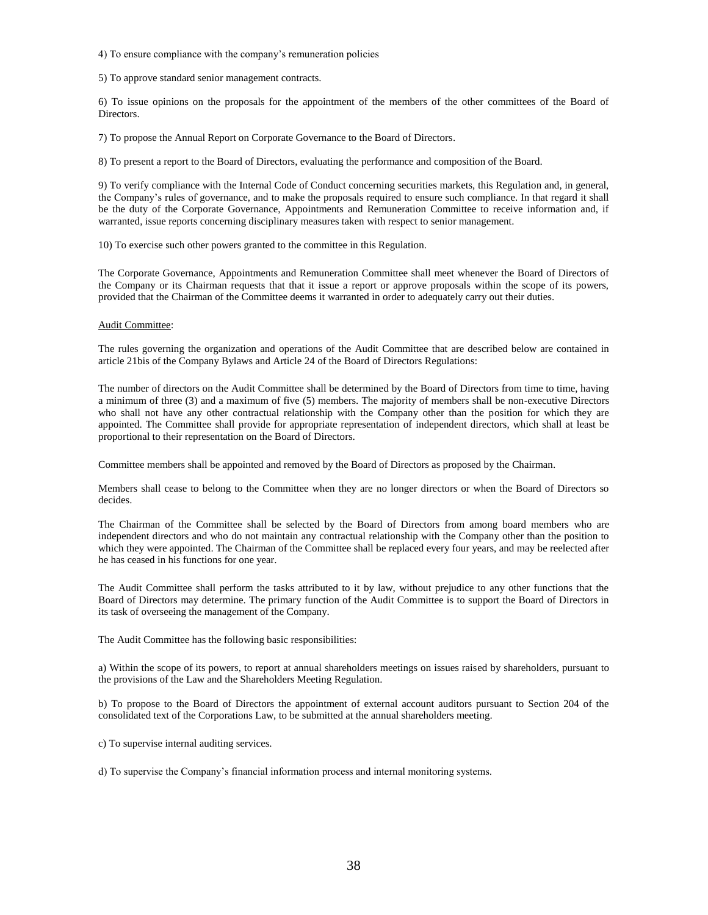4) To ensure compliance with the company's remuneration policies

5) To approve standard senior management contracts.

6) To issue opinions on the proposals for the appointment of the members of the other committees of the Board of Directors.

7) To propose the Annual Report on Corporate Governance to the Board of Directors.

8) To present a report to the Board of Directors, evaluating the performance and composition of the Board.

9) To verify compliance with the Internal Code of Conduct concerning securities markets, this Regulation and, in general, the Company's rules of governance, and to make the proposals required to ensure such compliance. In that regard it shall be the duty of the Corporate Governance, Appointments and Remuneration Committee to receive information and, if warranted, issue reports concerning disciplinary measures taken with respect to senior management.

10) To exercise such other powers granted to the committee in this Regulation.

The Corporate Governance, Appointments and Remuneration Committee shall meet whenever the Board of Directors of the Company or its Chairman requests that that it issue a report or approve proposals within the scope of its powers, provided that the Chairman of the Committee deems it warranted in order to adequately carry out their duties.

Audit Committee:

The rules governing the organization and operations of the Audit Committee that are described below are contained in article 21bis of the Company Bylaws and Article 24 of the Board of Directors Regulations:

The number of directors on the Audit Committee shall be determined by the Board of Directors from time to time, having a minimum of three (3) and a maximum of five (5) members. The majority of members shall be non-executive Directors who shall not have any other contractual relationship with the Company other than the position for which they are appointed. The Committee shall provide for appropriate representation of independent directors, which shall at least be proportional to their representation on the Board of Directors.

Committee members shall be appointed and removed by the Board of Directors as proposed by the Chairman.

Members shall cease to belong to the Committee when they are no longer directors or when the Board of Directors so decides.

The Chairman of the Committee shall be selected by the Board of Directors from among board members who are independent directors and who do not maintain any contractual relationship with the Company other than the position to which they were appointed. The Chairman of the Committee shall be replaced every four years, and may be reelected after he has ceased in his functions for one year.

The Audit Committee shall perform the tasks attributed to it by law, without prejudice to any other functions that the Board of Directors may determine. The primary function of the Audit Committee is to support the Board of Directors in its task of overseeing the management of the Company.

The Audit Committee has the following basic responsibilities:

a) Within the scope of its powers, to report at annual shareholders meetings on issues raised by shareholders, pursuant to the provisions of the Law and the Shareholders Meeting Regulation.

b) To propose to the Board of Directors the appointment of external account auditors pursuant to Section 204 of the consolidated text of the Corporations Law, to be submitted at the annual shareholders meeting.

c) To supervise internal auditing services.

d) To supervise the Company's financial information process and internal monitoring systems.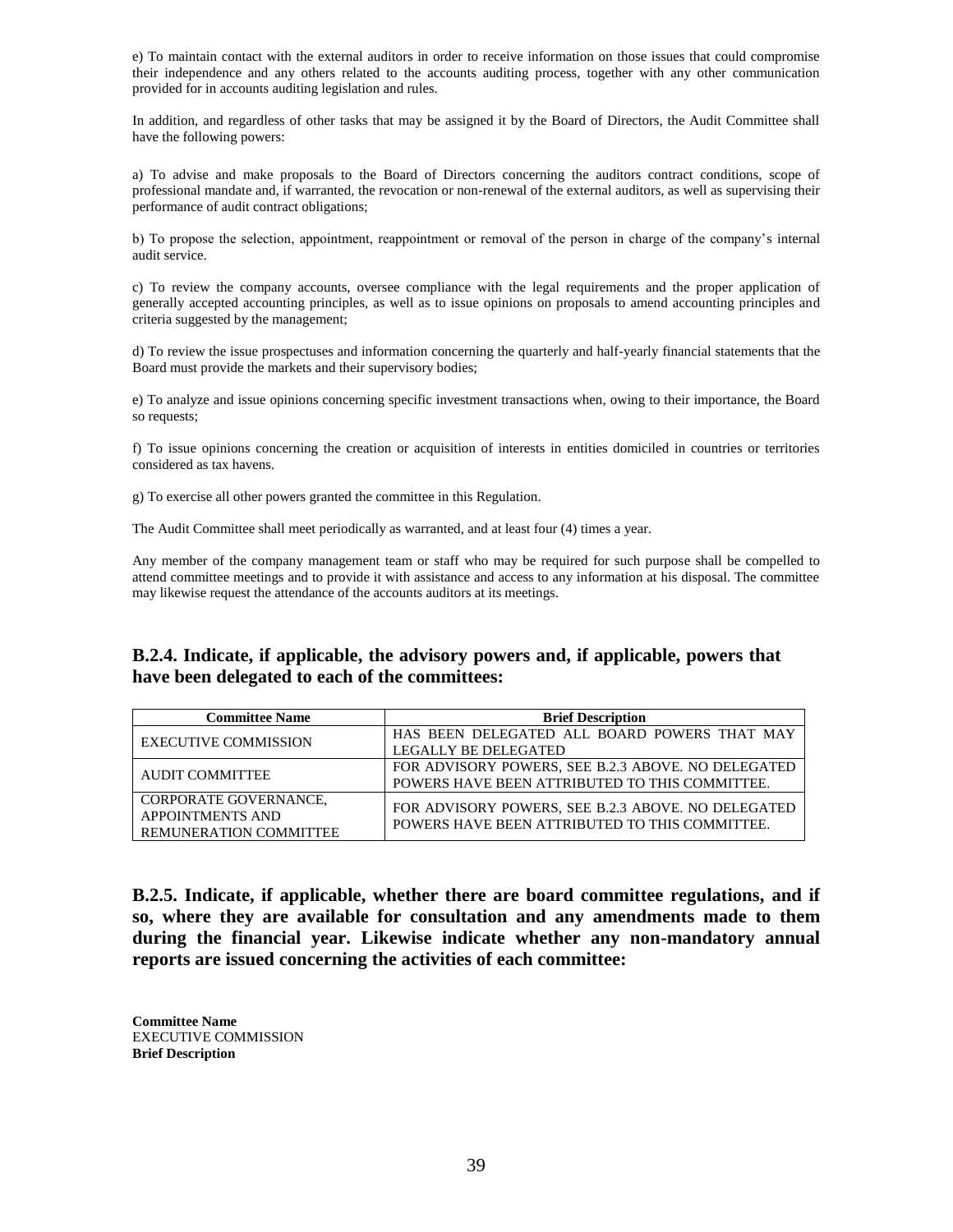e) To maintain contact with the external auditors in order to receive information on those issues that could compromise their independence and any others related to the accounts auditing process, together with any other communication provided for in accounts auditing legislation and rules.

In addition, and regardless of other tasks that may be assigned it by the Board of Directors, the Audit Committee shall have the following powers:

a) To advise and make proposals to the Board of Directors concerning the auditors contract conditions, scope of professional mandate and, if warranted, the revocation or non-renewal of the external auditors, as well as supervising their performance of audit contract obligations;

b) To propose the selection, appointment, reappointment or removal of the person in charge of the company's internal audit service.

c) To review the company accounts, oversee compliance with the legal requirements and the proper application of generally accepted accounting principles, as well as to issue opinions on proposals to amend accounting principles and criteria suggested by the management;

d) To review the issue prospectuses and information concerning the quarterly and half-yearly financial statements that the Board must provide the markets and their supervisory bodies;

e) To analyze and issue opinions concerning specific investment transactions when, owing to their importance, the Board so requests;

f) To issue opinions concerning the creation or acquisition of interests in entities domiciled in countries or territories considered as tax havens.

g) To exercise all other powers granted the committee in this Regulation.

The Audit Committee shall meet periodically as warranted, and at least four (4) times a year.

Any member of the company management team or staff who may be required for such purpose shall be compelled to attend committee meetings and to provide it with assistance and access to any information at his disposal. The committee may likewise request the attendance of the accounts auditors at its meetings.

## B.2.4. Indicate, if applicable, the advisory powers and, if applicable, powers that have been delegated to each of the committees:

| Committee Name | Brief Description |
|---|---|
| EXECUTIVE COMMISSION | HAS BEEN DELEGATED ALL BOARD POWERS THAT MAY LEGALLY BE DELEGATED |
| AUDIT COMMITTEE | FOR ADVISORY POWERS, SEE B.2.3 ABOVE. NO DELEGATED POWERS HAVE BEEN ATTRIBUTED TO THIS COMMITTEE. |
| CORPORATE GOVERNANCE, APPOINTMENTS AND REMUNERATION COMMITTEE | FOR ADVISORY POWERS, SEE B.2.3 ABOVE. NO DELEGATED POWERS HAVE BEEN ATTRIBUTED TO THIS COMMITTEE. |

## B.2.5. Indicate, if applicable, whether there are board committee regulations, and if so, where they are available for consultation and any amendments made to them during the financial year. Likewise indicate whether any non-mandatory annual reports are issued concerning the activities of each committee:

**Committee Name**
EXECUTIVE COMMISSION
**Brief Description**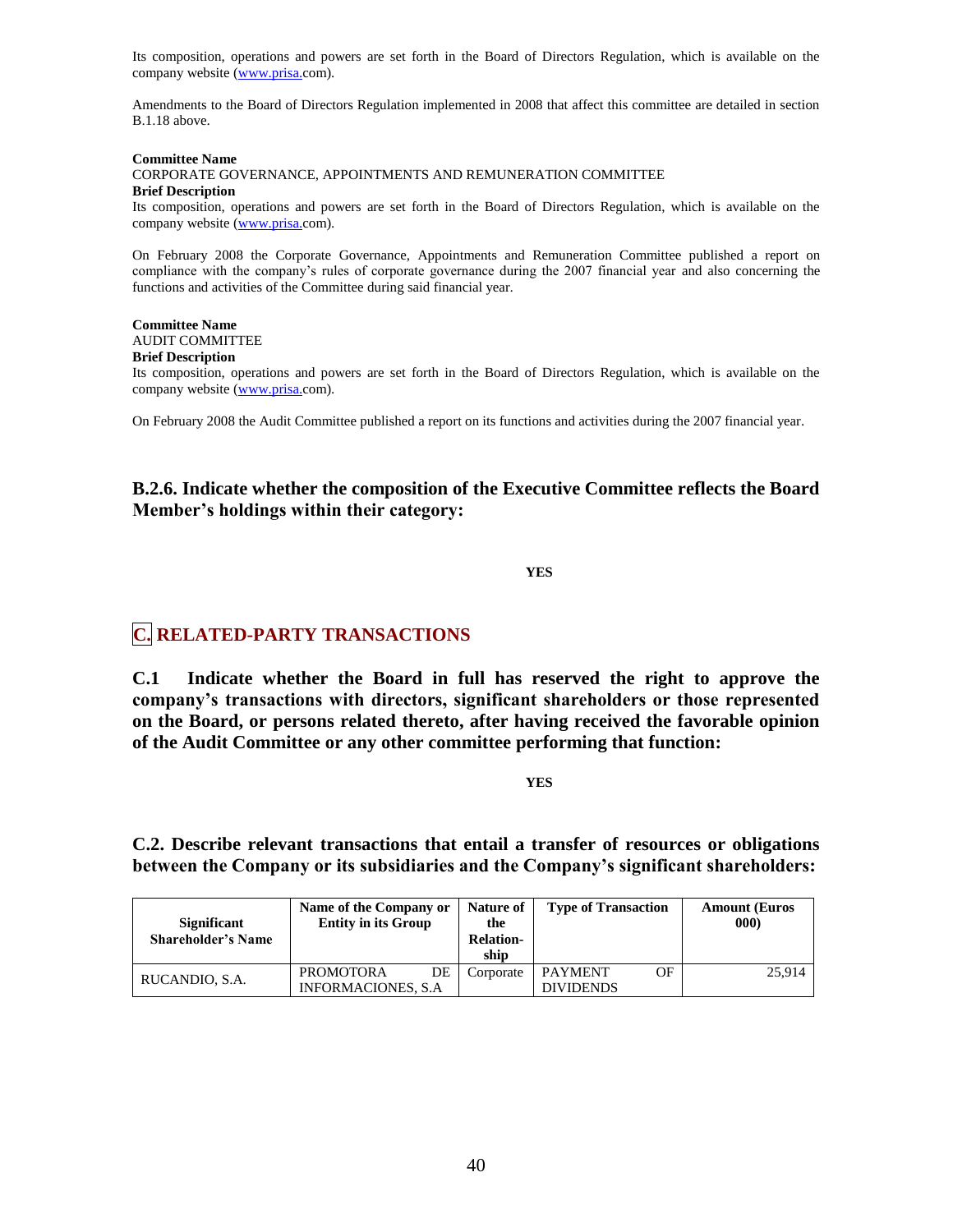Its composition, operations and powers are set forth in the Board of Directors Regulation, which is available on the company website (www.prisa.com).

Amendments to the Board of Directors Regulation implemented in 2008 that affect this committee are detailed in section B.1.18 above.

**Committee Name**
CORPORATE GOVERNANCE, APPOINTMENTS AND REMUNERATION COMMITTEE
**Brief Description**
Its composition, operations and powers are set forth in the Board of Directors Regulation, which is available on the company website (www.prisa.com).

On February 2008 the Corporate Governance, Appointments and Remuneration Committee published a report on compliance with the company's rules of corporate governance during the 2007 financial year and also concerning the functions and activities of the Committee during said financial year.

**Committee Name**
AUDIT COMMITTEE
**Brief Description**
Its composition, operations and powers are set forth in the Board of Directors Regulation, which is available on the company website (www.prisa.com).

On February 2008 the Audit Committee published a report on its functions and activities during the 2007 financial year.

### B.2.6. Indicate whether the composition of the Executive Committee reflects the Board Member's holdings within their category:

**YES**

## C. RELATED-PARTY TRANSACTIONS

### C.1 Indicate whether the Board in full has reserved the right to approve the company's transactions with directors, significant shareholders or those represented on the Board, or persons related thereto, after having received the favorable opinion of the Audit Committee or any other committee performing that function:

**YES**

### C.2. Describe relevant transactions that entail a transfer of resources or obligations between the Company or its subsidiaries and the Company's significant shareholders:

| Significant Shareholder's Name | Name of the Company or Entity in its Group | Nature of the Relation-ship | Type of Transaction | Amount (Euros 000) |
|---|---|---|---|---|
| RUCANDIO, S.A. | PROMOTORA DE INFORMACIONES, S.A | Corporate | PAYMENT OF DIVIDENDS | 25,914 |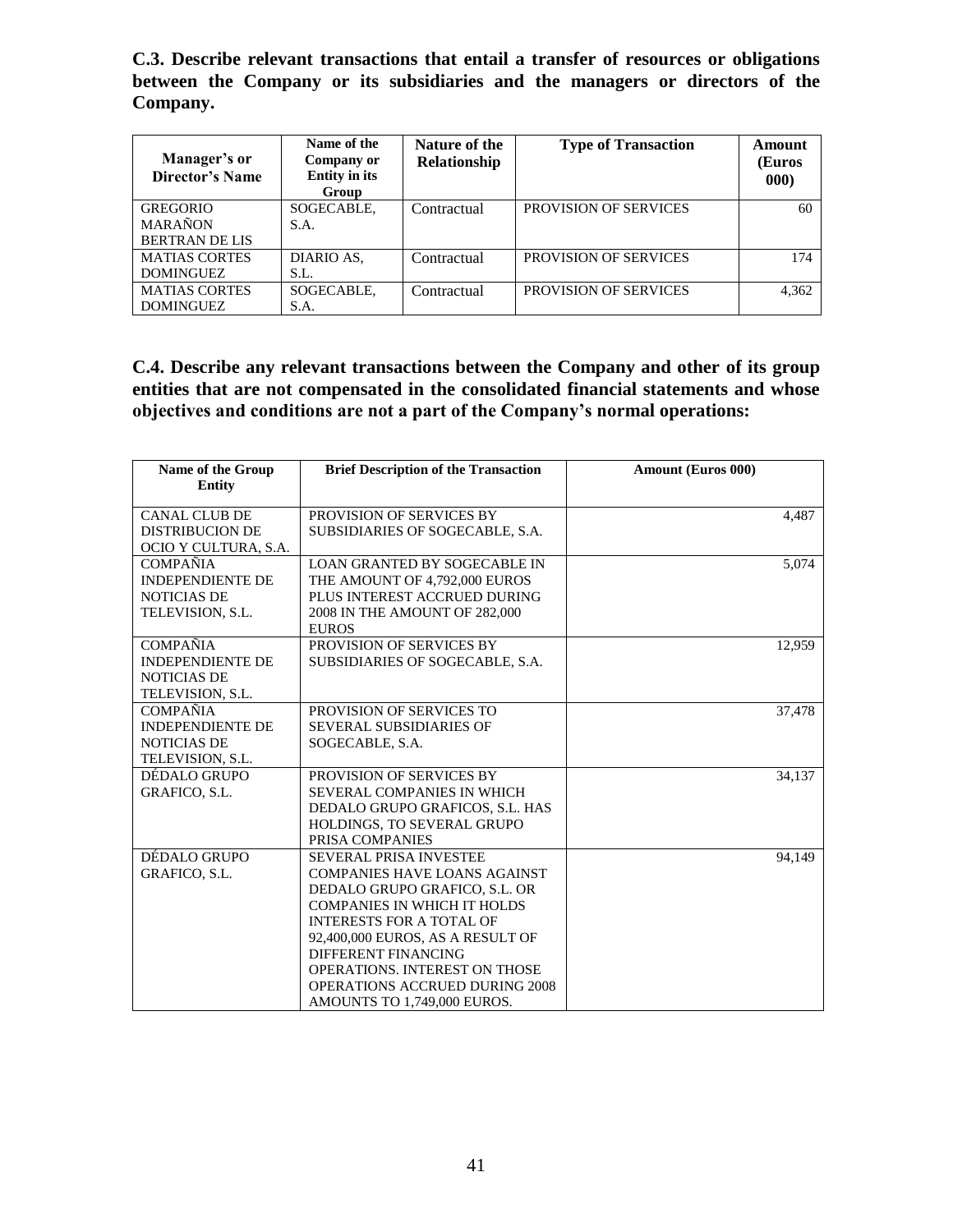**C.3. Describe relevant transactions that entail a transfer of resources or obligations between the Company or its subsidiaries and the managers or directors of the Company.**

| Manager's or Director's Name | Name of the Company or Entity in its Group | Nature of the Relationship | Type of Transaction | Amount (Euros 000) |
|---|---|---|---|---|
| GREGORIO MARAÑON BERTRAN DE LIS | SOGECABLE, S.A. | Contractual | PROVISION OF SERVICES | 60 |
| MATIAS CORTES DOMINGUEZ | DIARIO AS, S.L. | Contractual | PROVISION OF SERVICES | 174 |
| MATIAS CORTES DOMINGUEZ | SOGECABLE, S.A. | Contractual | PROVISION OF SERVICES | 4,362 |

**C.4. Describe any relevant transactions between the Company and other of its group entities that are not compensated in the consolidated financial statements and whose objectives and conditions are not a part of the Company's normal operations:**

| Name of the Group Entity | Brief Description of the Transaction | Amount (Euros 000) |
|---|---|---|
| CANAL CLUB DE DISTRIBUCION DE OCIO Y CULTURA, S.A. | PROVISION OF SERVICES BY SUBSIDIARIES OF SOGECABLE, S.A. | 4,487 |
| COMPAÑIA INDEPENDIENTE DE NOTICIAS DE TELEVISION, S.L. | LOAN GRANTED BY SOGECABLE IN THE AMOUNT OF 4,792,000 EUROS PLUS INTEREST ACCRUED DURING 2008 IN THE AMOUNT OF 282,000 EUROS | 5,074 |
| COMPAÑIA INDEPENDIENTE DE NOTICIAS DE TELEVISION, S.L. | PROVISION OF SERVICES BY SUBSIDIARIES OF SOGECABLE, S.A. | 12,959 |
| COMPAÑIA INDEPENDIENTE DE NOTICIAS DE TELEVISION, S.L. | PROVISION OF SERVICES TO SEVERAL SUBSIDIARIES OF SOGECABLE, S.A. | 37,478 |
| DÉDALO GRUPO GRAFICO, S.L. | PROVISION OF SERVICES BY SEVERAL COMPANIES IN WHICH DEDALO GRUPO GRAFICOS, S.L. HAS HOLDINGS, TO SEVERAL GRUPO PRISA COMPANIES | 34,137 |
| DÉDALO GRUPO GRAFICO, S.L. | SEVERAL PRISA INVESTEE COMPANIES HAVE LOANS AGAINST DEDALO GRUPO GRAFICO, S.L. OR COMPANIES IN WHICH IT HOLDS INTERESTS FOR A TOTAL OF 92,400,000 EUROS, AS A RESULT OF DIFFERENT FINANCING OPERATIONS. INTEREST ON THOSE OPERATIONS ACCRUED DURING 2008 AMOUNTS TO 1,749,000 EUROS. | 94,149 |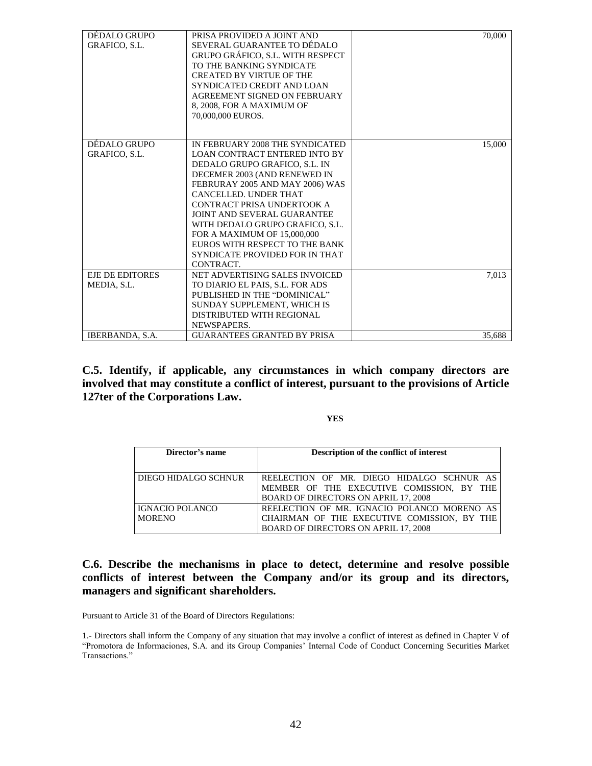| | | |
|---|---|---|
| DÉDALO GRUPO GRAFICO, S.L. | PRISA PROVIDED A JOINT AND SEVERAL GUARANTEE TO DÉDALO GRUPO GRÁFICO, S.L. WITH RESPECT TO THE BANKING SYNDICATE CREATED BY VIRTUE OF THE SYNDICATED CREDIT AND LOAN AGREEMENT SIGNED ON FEBRUARY 8, 2008, FOR A MAXIMUM OF 70,000,000 EUROS. | 70,000 |
| DÉDALO GRUPO GRAFICO, S.L. | IN FEBRUARY 2008 THE SYNDICATED LOAN CONTRACT ENTERED INTO BY DEDALO GRUPO GRAFICO, S.L. IN DECEMER 2003 (AND RENEWED IN FEBRURAY 2005 AND MAY 2006) WAS CANCELLED. UNDER THAT CONTRACT PRISA UNDERTOOK A JOINT AND SEVERAL GUARANTEE WITH DEDALO GRUPO GRAFICO, S.L. FOR A MAXIMUM OF 15,000,000 EUROS WITH RESPECT TO THE BANK SYNDICATE PROVIDED FOR IN THAT CONTRACT. | 15,000 |
| EJE DE EDITORES MEDIA, S.L. | NET ADVERTISING SALES INVOICED TO DIARIO EL PAIS, S.L. FOR ADS PUBLISHED IN THE "DOMINICAL" SUNDAY SUPPLEMENT, WHICH IS DISTRIBUTED WITH REGIONAL NEWSPAPERS. | 7,013 |
| IBERBANDA, S.A. | GUARANTEES GRANTED BY PRISA | 35,688 |

**C.5. Identify, if applicable, any circumstances in which company directors are involved that may constitute a conflict of interest, pursuant to the provisions of Article 127ter of the Corporations Law.**

**YES**

| Director's name | Description of the conflict of interest |
|---|---|
| DIEGO HIDALGO SCHNUR | REELECTION OF MR. DIEGO HIDALGO SCHNUR AS MEMBER OF THE EXECUTIVE COMISSION, BY THE BOARD OF DIRECTORS ON APRIL 17, 2008 |
| IGNACIO POLANCO MORENO | REELECTION OF MR. IGNACIO POLANCO MORENO AS CHAIRMAN OF THE EXECUTIVE COMISSION, BY THE BOARD OF DIRECTORS ON APRIL 17, 2008 |

**C.6. Describe the mechanisms in place to detect, determine and resolve possible conflicts of interest between the Company and/or its group and its directors, managers and significant shareholders.**

Pursuant to Article 31 of the Board of Directors Regulations:

1.- Directors shall inform the Company of any situation that may involve a conflict of interest as defined in Chapter V of "Promotora de Informaciones, S.A. and its Group Companies' Internal Code of Conduct Concerning Securities Market Transactions."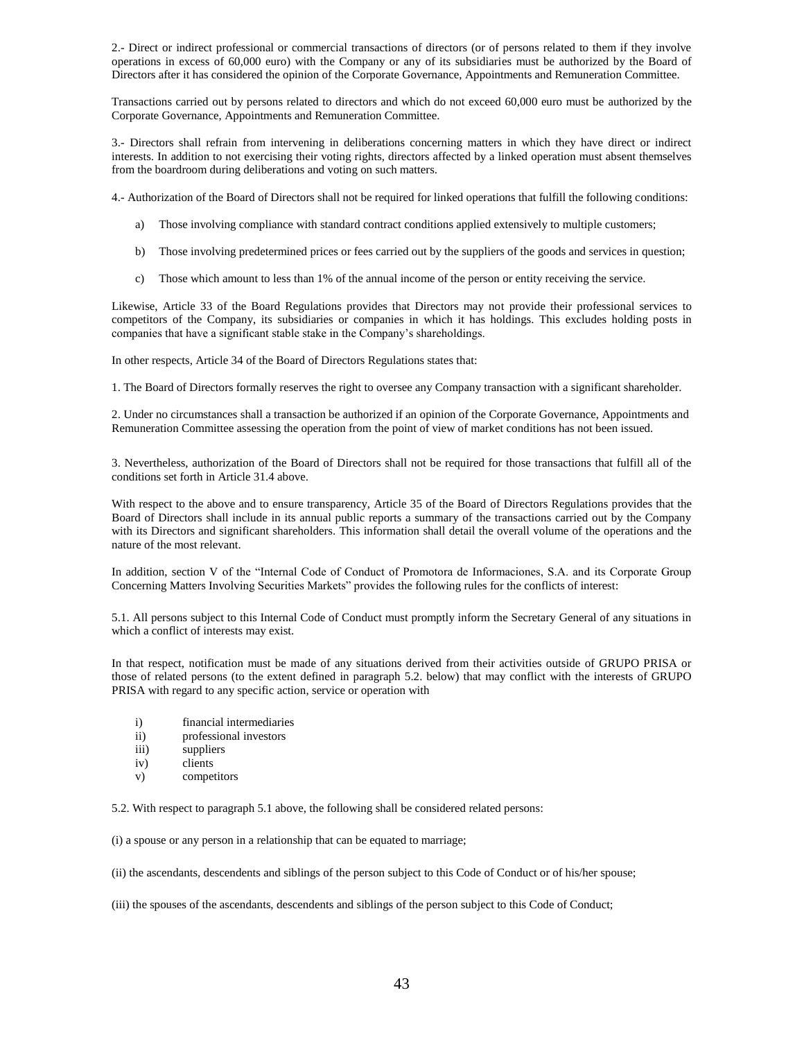2.- Direct or indirect professional or commercial transactions of directors (or of persons related to them if they involve operations in excess of 60,000 euro) with the Company or any of its subsidiaries must be authorized by the Board of Directors after it has considered the opinion of the Corporate Governance, Appointments and Remuneration Committee.

Transactions carried out by persons related to directors and which do not exceed 60,000 euro must be authorized by the Corporate Governance, Appointments and Remuneration Committee.

3.- Directors shall refrain from intervening in deliberations concerning matters in which they have direct or indirect interests. In addition to not exercising their voting rights, directors affected by a linked operation must absent themselves from the boardroom during deliberations and voting on such matters.

4.- Authorization of the Board of Directors shall not be required for linked operations that fulfill the following conditions:

a) Those involving compliance with standard contract conditions applied extensively to multiple customers;

b) Those involving predetermined prices or fees carried out by the suppliers of the goods and services in question;

c) Those which amount to less than 1% of the annual income of the person or entity receiving the service.

Likewise, Article 33 of the Board Regulations provides that Directors may not provide their professional services to competitors of the Company, its subsidiaries or companies in which it has holdings. This excludes holding posts in companies that have a significant stable stake in the Company's shareholdings.

In other respects, Article 34 of the Board of Directors Regulations states that:

1. The Board of Directors formally reserves the right to oversee any Company transaction with a significant shareholder.

2. Under no circumstances shall a transaction be authorized if an opinion of the Corporate Governance, Appointments and Remuneration Committee assessing the operation from the point of view of market conditions has not been issued.

3. Nevertheless, authorization of the Board of Directors shall not be required for those transactions that fulfill all of the conditions set forth in Article 31.4 above.

With respect to the above and to ensure transparency, Article 35 of the Board of Directors Regulations provides that the Board of Directors shall include in its annual public reports a summary of the transactions carried out by the Company with its Directors and significant shareholders. This information shall detail the overall volume of the operations and the nature of the most relevant.

In addition, section V of the "Internal Code of Conduct of Promotora de Informaciones, S.A. and its Corporate Group Concerning Matters Involving Securities Markets" provides the following rules for the conflicts of interest:

5.1. All persons subject to this Internal Code of Conduct must promptly inform the Secretary General of any situations in which a conflict of interests may exist.

In that respect, notification must be made of any situations derived from their activities outside of GRUPO PRISA or those of related persons (to the extent defined in paragraph 5.2. below) that may conflict with the interests of GRUPO PRISA with regard to any specific action, service or operation with

i) financial intermediaries
ii) professional investors
iii) suppliers
iv) clients
v) competitors

5.2. With respect to paragraph 5.1 above, the following shall be considered related persons:

(i) a spouse or any person in a relationship that can be equated to marriage;

(ii) the ascendants, descendents and siblings of the person subject to this Code of Conduct or of his/her spouse;

(iii) the spouses of the ascendants, descendents and siblings of the person subject to this Code of Conduct;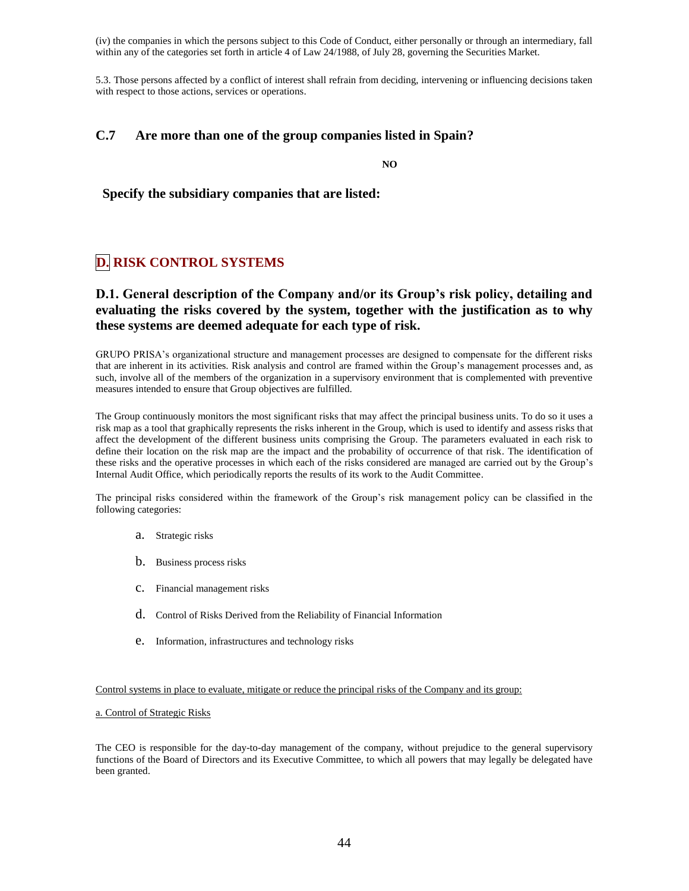(iv) the companies in which the persons subject to this Code of Conduct, either personally or through an intermediary, fall within any of the categories set forth in article 4 of Law 24/1988, of July 28, governing the Securities Market.

5.3. Those persons affected by a conflict of interest shall refrain from deciding, intervening or influencing decisions taken with respect to those actions, services or operations.

## C.7 Are more than one of the group companies listed in Spain?

**NO**

**Specify the subsidiary companies that are listed:**

# D. RISK CONTROL SYSTEMS

## D.1. General description of the Company and/or its Group's risk policy, detailing and evaluating the risks covered by the system, together with the justification as to why these systems are deemed adequate for each type of risk.

GRUPO PRISA's organizational structure and management processes are designed to compensate for the different risks that are inherent in its activities. Risk analysis and control are framed within the Group's management processes and, as such, involve all of the members of the organization in a supervisory environment that is complemented with preventive measures intended to ensure that Group objectives are fulfilled.

The Group continuously monitors the most significant risks that may affect the principal business units. To do so it uses a risk map as a tool that graphically represents the risks inherent in the Group, which is used to identify and assess risks that affect the development of the different business units comprising the Group. The parameters evaluated in each risk to define their location on the risk map are the impact and the probability of occurrence of that risk. The identification of these risks and the operative processes in which each of the risks considered are managed are carried out by the Group's Internal Audit Office, which periodically reports the results of its work to the Audit Committee.

The principal risks considered within the framework of the Group's risk management policy can be classified in the following categories:

a. Strategic risks

b. Business process risks

c. Financial management risks

d. Control of Risks Derived from the Reliability of Financial Information

e. Information, infrastructures and technology risks

Control systems in place to evaluate, mitigate or reduce the principal risks of the Company and its group:

a. Control of Strategic Risks

The CEO is responsible for the day-to-day management of the company, without prejudice to the general supervisory functions of the Board of Directors and its Executive Committee, to which all powers that may legally be delegated have been granted.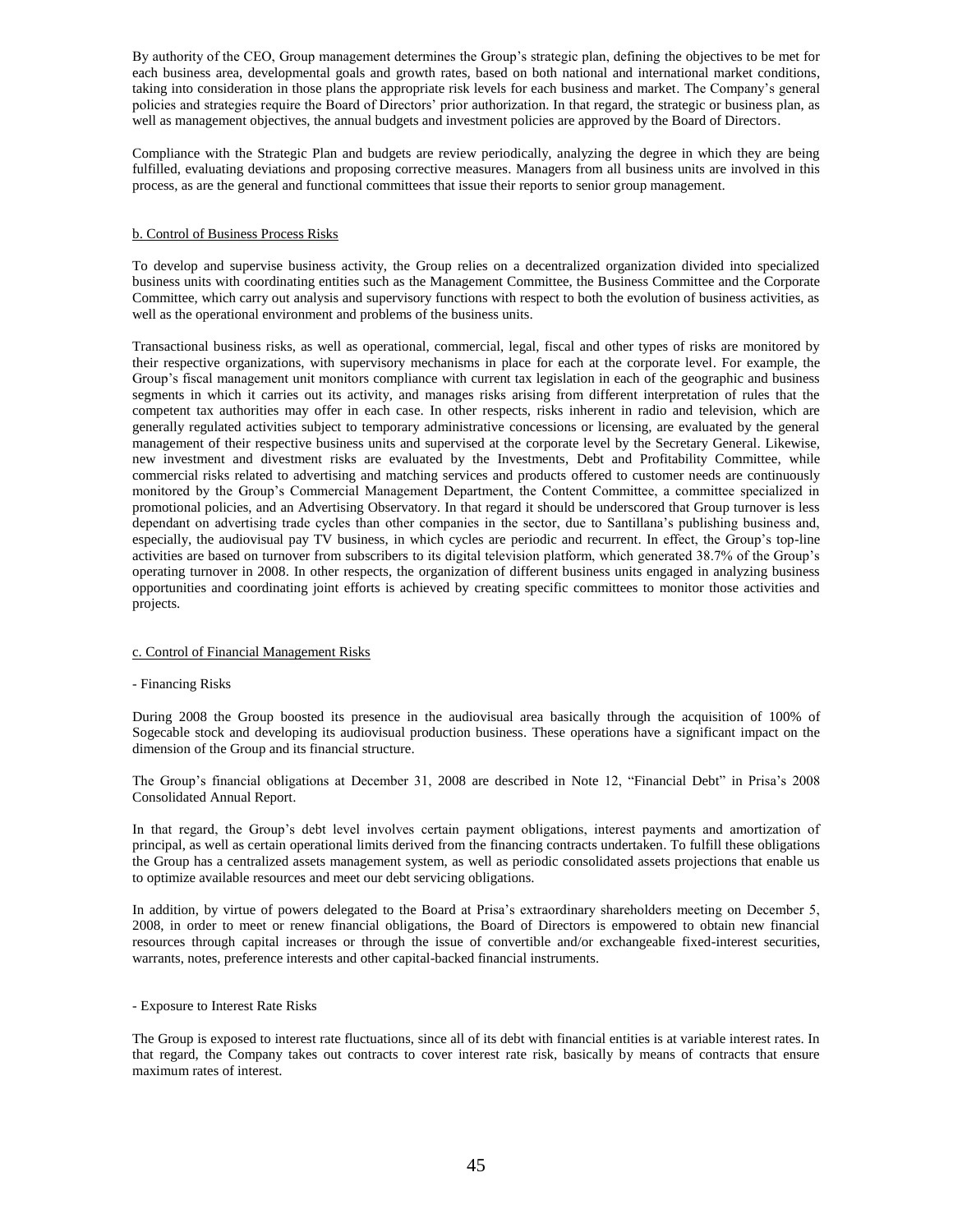By authority of the CEO, Group management determines the Group's strategic plan, defining the objectives to be met for each business area, developmental goals and growth rates, based on both national and international market conditions, taking into consideration in those plans the appropriate risk levels for each business and market. The Company's general policies and strategies require the Board of Directors' prior authorization. In that regard, the strategic or business plan, as well as management objectives, the annual budgets and investment policies are approved by the Board of Directors.

Compliance with the Strategic Plan and budgets are review periodically, analyzing the degree in which they are being fulfilled, evaluating deviations and proposing corrective measures. Managers from all business units are involved in this process, as are the general and functional committees that issue their reports to senior group management.

b. Control of Business Process Risks

To develop and supervise business activity, the Group relies on a decentralized organization divided into specialized business units with coordinating entities such as the Management Committee, the Business Committee and the Corporate Committee, which carry out analysis and supervisory functions with respect to both the evolution of business activities, as well as the operational environment and problems of the business units.

Transactional business risks, as well as operational, commercial, legal, fiscal and other types of risks are monitored by their respective organizations, with supervisory mechanisms in place for each at the corporate level. For example, the Group's fiscal management unit monitors compliance with current tax legislation in each of the geographic and business segments in which it carries out its activity, and manages risks arising from different interpretation of rules that the competent tax authorities may offer in each case. In other respects, risks inherent in radio and television, which are generally regulated activities subject to temporary administrative concessions or licensing, are evaluated by the general management of their respective business units and supervised at the corporate level by the Secretary General. Likewise, new investment and divestment risks are evaluated by the Investments, Debt and Profitability Committee, while commercial risks related to advertising and matching services and products offered to customer needs are continuously monitored by the Group's Commercial Management Department, the Content Committee, a committee specialized in promotional policies, and an Advertising Observatory. In that regard it should be underscored that Group turnover is less dependant on advertising trade cycles than other companies in the sector, due to Santillana's publishing business and, especially, the audiovisual pay TV business, in which cycles are periodic and recurrent. In effect, the Group's top-line activities are based on turnover from subscribers to its digital television platform, which generated 38.7% of the Group's operating turnover in 2008. In other respects, the organization of different business units engaged in analyzing business opportunities and coordinating joint efforts is achieved by creating specific committees to monitor those activities and projects.

c. Control of Financial Management Risks

- Financing Risks

During 2008 the Group boosted its presence in the audiovisual area basically through the acquisition of 100% of Sogecable stock and developing its audiovisual production business. These operations have a significant impact on the dimension of the Group and its financial structure.

The Group's financial obligations at December 31, 2008 are described in Note 12, "Financial Debt" in Prisa's 2008 Consolidated Annual Report.

In that regard, the Group's debt level involves certain payment obligations, interest payments and amortization of principal, as well as certain operational limits derived from the financing contracts undertaken. To fulfill these obligations the Group has a centralized assets management system, as well as periodic consolidated assets projections that enable us to optimize available resources and meet our debt servicing obligations.

In addition, by virtue of powers delegated to the Board at Prisa's extraordinary shareholders meeting on December 5, 2008, in order to meet or renew financial obligations, the Board of Directors is empowered to obtain new financial resources through capital increases or through the issue of convertible and/or exchangeable fixed-interest securities, warrants, notes, preference interests and other capital-backed financial instruments.

- Exposure to Interest Rate Risks

The Group is exposed to interest rate fluctuations, since all of its debt with financial entities is at variable interest rates. In that regard, the Company takes out contracts to cover interest rate risk, basically by means of contracts that ensure maximum rates of interest.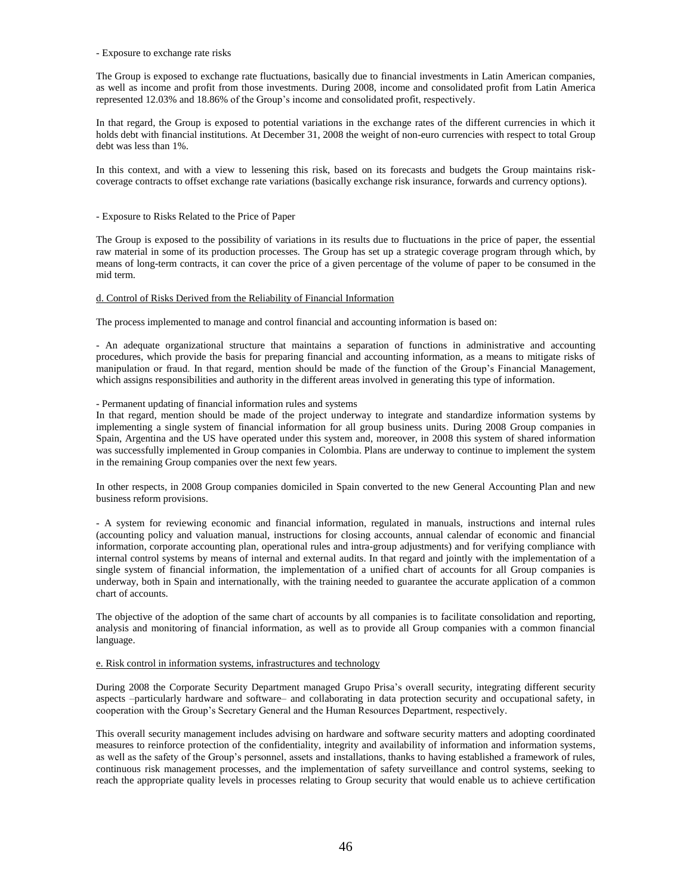- Exposure to exchange rate risks

The Group is exposed to exchange rate fluctuations, basically due to financial investments in Latin American companies, as well as income and profit from those investments. During 2008, income and consolidated profit from Latin America represented 12.03% and 18.86% of the Group's income and consolidated profit, respectively.

In that regard, the Group is exposed to potential variations in the exchange rates of the different currencies in which it holds debt with financial institutions. At December 31, 2008 the weight of non-euro currencies with respect to total Group debt was less than 1%.

In this context, and with a view to lessening this risk, based on its forecasts and budgets the Group maintains risk-coverage contracts to offset exchange rate variations (basically exchange risk insurance, forwards and currency options).

- Exposure to Risks Related to the Price of Paper

The Group is exposed to the possibility of variations in its results due to fluctuations in the price of paper, the essential raw material in some of its production processes. The Group has set up a strategic coverage program through which, by means of long-term contracts, it can cover the price of a given percentage of the volume of paper to be consumed in the mid term.

d. Control of Risks Derived from the Reliability of Financial Information

The process implemented to manage and control financial and accounting information is based on:

- An adequate organizational structure that maintains a separation of functions in administrative and accounting procedures, which provide the basis for preparing financial and accounting information, as a means to mitigate risks of manipulation or fraud. In that regard, mention should be made of the function of the Group's Financial Management, which assigns responsibilities and authority in the different areas involved in generating this type of information.

- Permanent updating of financial information rules and systems
In that regard, mention should be made of the project underway to integrate and standardize information systems by implementing a single system of financial information for all group business units. During 2008 Group companies in Spain, Argentina and the US have operated under this system and, moreover, in 2008 this system of shared information was successfully implemented in Group companies in Colombia. Plans are underway to continue to implement the system in the remaining Group companies over the next few years.

In other respects, in 2008 Group companies domiciled in Spain converted to the new General Accounting Plan and new business reform provisions.

- A system for reviewing economic and financial information, regulated in manuals, instructions and internal rules (accounting policy and valuation manual, instructions for closing accounts, annual calendar of economic and financial information, corporate accounting plan, operational rules and intra-group adjustments) and for verifying compliance with internal control systems by means of internal and external audits. In that regard and jointly with the implementation of a single system of financial information, the implementation of a unified chart of accounts for all Group companies is underway, both in Spain and internationally, with the training needed to guarantee the accurate application of a common chart of accounts.

The objective of the adoption of the same chart of accounts by all companies is to facilitate consolidation and reporting, analysis and monitoring of financial information, as well as to provide all Group companies with a common financial language.

e. Risk control in information systems, infrastructures and technology

During 2008 the Corporate Security Department managed Grupo Prisa's overall security, integrating different security aspects –particularly hardware and software– and collaborating in data protection security and occupational safety, in cooperation with the Group's Secretary General and the Human Resources Department, respectively.

This overall security management includes advising on hardware and software security matters and adopting coordinated measures to reinforce protection of the confidentiality, integrity and availability of information and information systems, as well as the safety of the Group's personnel, assets and installations, thanks to having established a framework of rules, continuous risk management processes, and the implementation of safety surveillance and control systems, seeking to reach the appropriate quality levels in processes relating to Group security that would enable us to achieve certification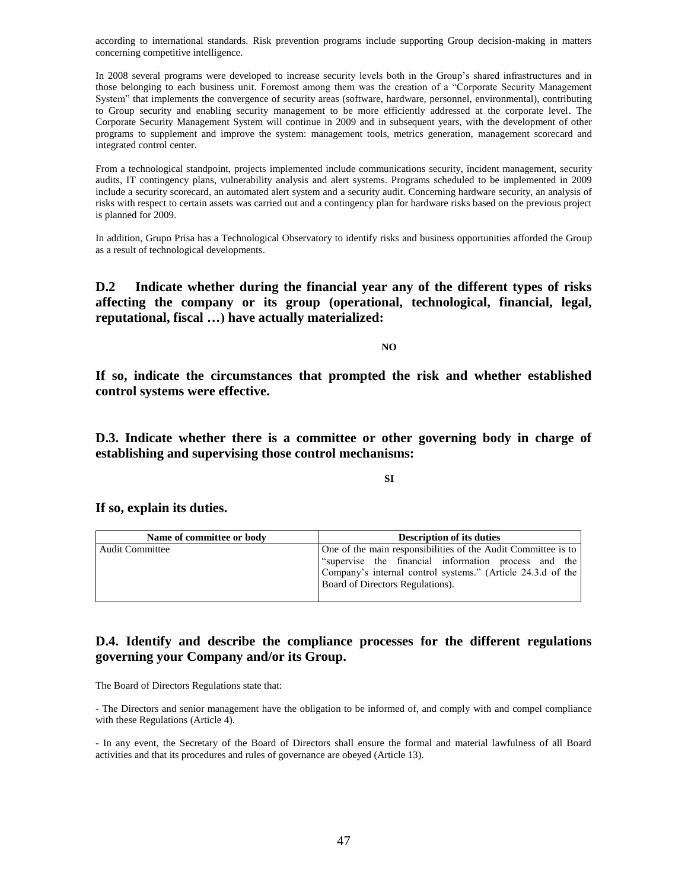according to international standards. Risk prevention programs include supporting Group decision-making in matters concerning competitive intelligence.

In 2008 several programs were developed to increase security levels both in the Group's shared infrastructures and in those belonging to each business unit. Foremost among them was the creation of a "Corporate Security Management System" that implements the convergence of security areas (software, hardware, personnel, environmental), contributing to Group security and enabling security management to be more efficiently addressed at the corporate level. The Corporate Security Management System will continue in 2009 and in subsequent years, with the development of other programs to supplement and improve the system: management tools, metrics generation, management scorecard and integrated control center.

From a technological standpoint, projects implemented include communications security, incident management, security audits, IT contingency plans, vulnerability analysis and alert systems. Programs scheduled to be implemented in 2009 include a security scorecard, an automated alert system and a security audit. Concerning hardware security, an analysis of risks with respect to certain assets was carried out and a contingency plan for hardware risks based on the previous project is planned for 2009.

In addition, Grupo Prisa has a Technological Observatory to identify risks and business opportunities afforded the Group as a result of technological developments.

## D.2 Indicate whether during the financial year any of the different types of risks affecting the company or its group (operational, technological, financial, legal, reputational, fiscal …) have actually materialized:

**NO**

## If so, indicate the circumstances that prompted the risk and whether established control systems were effective.

## D.3. Indicate whether there is a committee or other governing body in charge of establishing and supervising those control mechanisms:

**SI**

## If so, explain its duties.

| Name of committee or body | Description of its duties |
| --- | --- |
| Audit Committee | One of the main responsibilities of the Audit Committee is to "supervise the financial information process and the Company's internal control systems." (Article 24.3.d of the Board of Directors Regulations). |

## D.4. Identify and describe the compliance processes for the different regulations governing your Company and/or its Group.

The Board of Directors Regulations state that:

- The Directors and senior management have the obligation to be informed of, and comply with and compel compliance with these Regulations (Article 4).

- In any event, the Secretary of the Board of Directors shall ensure the formal and material lawfulness of all Board activities and that its procedures and rules of governance are obeyed (Article 13).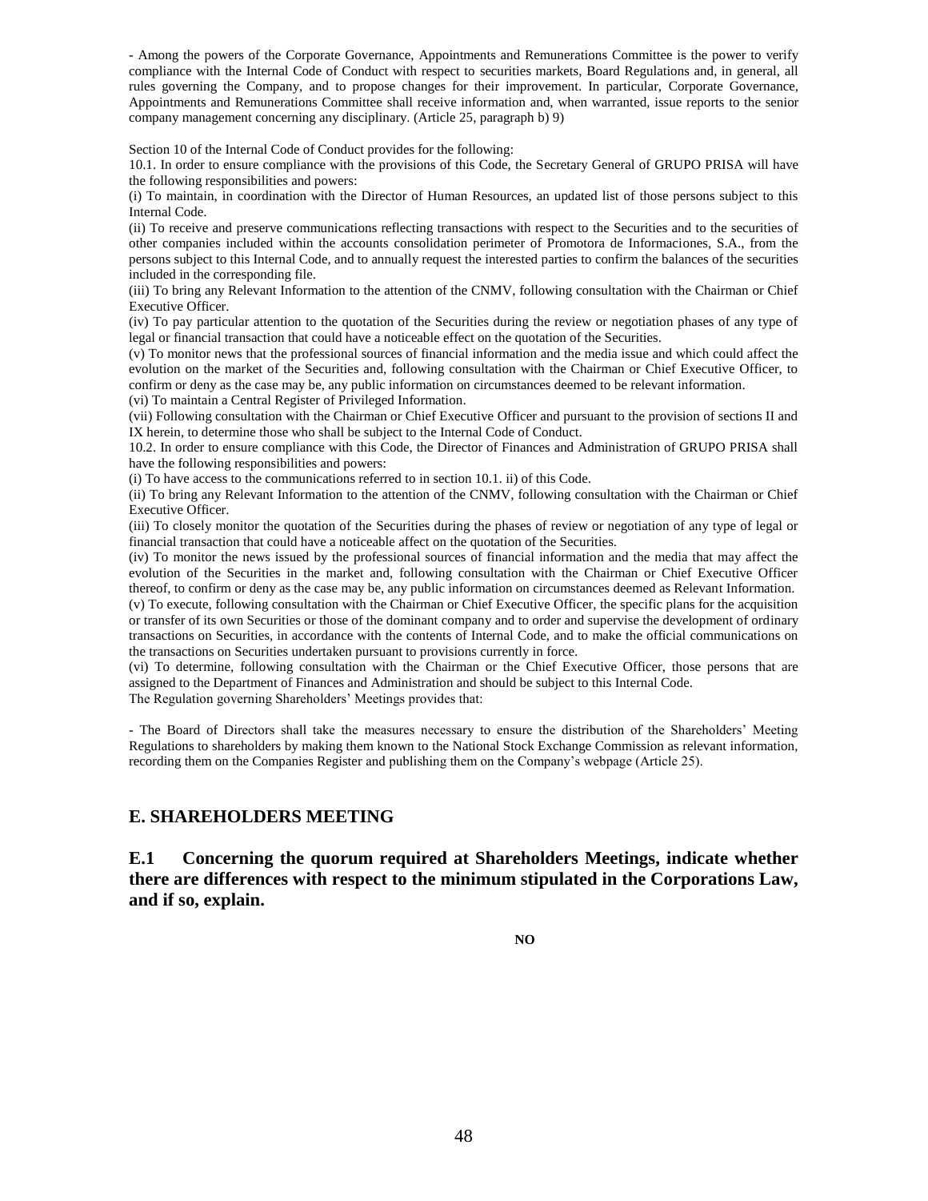- Among the powers of the Corporate Governance, Appointments and Remunerations Committee is the power to verify compliance with the Internal Code of Conduct with respect to securities markets, Board Regulations and, in general, all rules governing the Company, and to propose changes for their improvement. In particular, Corporate Governance, Appointments and Remunerations Committee shall receive information and, when warranted, issue reports to the senior company management concerning any disciplinary. (Article 25, paragraph b) 9)

Section 10 of the Internal Code of Conduct provides for the following:

10.1. In order to ensure compliance with the provisions of this Code, the Secretary General of GRUPO PRISA will have the following responsibilities and powers:

(i) To maintain, in coordination with the Director of Human Resources, an updated list of those persons subject to this Internal Code.

(ii) To receive and preserve communications reflecting transactions with respect to the Securities and to the securities of other companies included within the accounts consolidation perimeter of Promotora de Informaciones, S.A., from the persons subject to this Internal Code, and to annually request the interested parties to confirm the balances of the securities included in the corresponding file.

(iii) To bring any Relevant Information to the attention of the CNMV, following consultation with the Chairman or Chief Executive Officer.

(iv) To pay particular attention to the quotation of the Securities during the review or negotiation phases of any type of legal or financial transaction that could have a noticeable effect on the quotation of the Securities.

(v) To monitor news that the professional sources of financial information and the media issue and which could affect the evolution on the market of the Securities and, following consultation with the Chairman or Chief Executive Officer, to confirm or deny as the case may be, any public information on circumstances deemed to be relevant information.

(vi) To maintain a Central Register of Privileged Information.

(vii) Following consultation with the Chairman or Chief Executive Officer and pursuant to the provision of sections II and IX herein, to determine those who shall be subject to the Internal Code of Conduct.

10.2. In order to ensure compliance with this Code, the Director of Finances and Administration of GRUPO PRISA shall have the following responsibilities and powers:

(i) To have access to the communications referred to in section 10.1. ii) of this Code.

(ii) To bring any Relevant Information to the attention of the CNMV, following consultation with the Chairman or Chief Executive Officer.

(iii) To closely monitor the quotation of the Securities during the phases of review or negotiation of any type of legal or financial transaction that could have a noticeable affect on the quotation of the Securities.

(iv) To monitor the news issued by the professional sources of financial information and the media that may affect the evolution of the Securities in the market and, following consultation with the Chairman or Chief Executive Officer thereof, to confirm or deny as the case may be, any public information on circumstances deemed as Relevant Information.

(v) To execute, following consultation with the Chairman or Chief Executive Officer, the specific plans for the acquisition or transfer of its own Securities or those of the dominant company and to order and supervise the development of ordinary transactions on Securities, in accordance with the contents of Internal Code, and to make the official communications on the transactions on Securities undertaken pursuant to provisions currently in force.

(vi) To determine, following consultation with the Chairman or the Chief Executive Officer, those persons that are assigned to the Department of Finances and Administration and should be subject to this Internal Code.

The Regulation governing Shareholders' Meetings provides that:

- The Board of Directors shall take the measures necessary to ensure the distribution of the Shareholders' Meeting Regulations to shareholders by making them known to the National Stock Exchange Commission as relevant information, recording them on the Companies Register and publishing them on the Company's webpage (Article 25).

## E. SHAREHOLDERS MEETING

### E.1 Concerning the quorum required at Shareholders Meetings, indicate whether there are differences with respect to the minimum stipulated in the Corporations Law, and if so, explain.

**NO**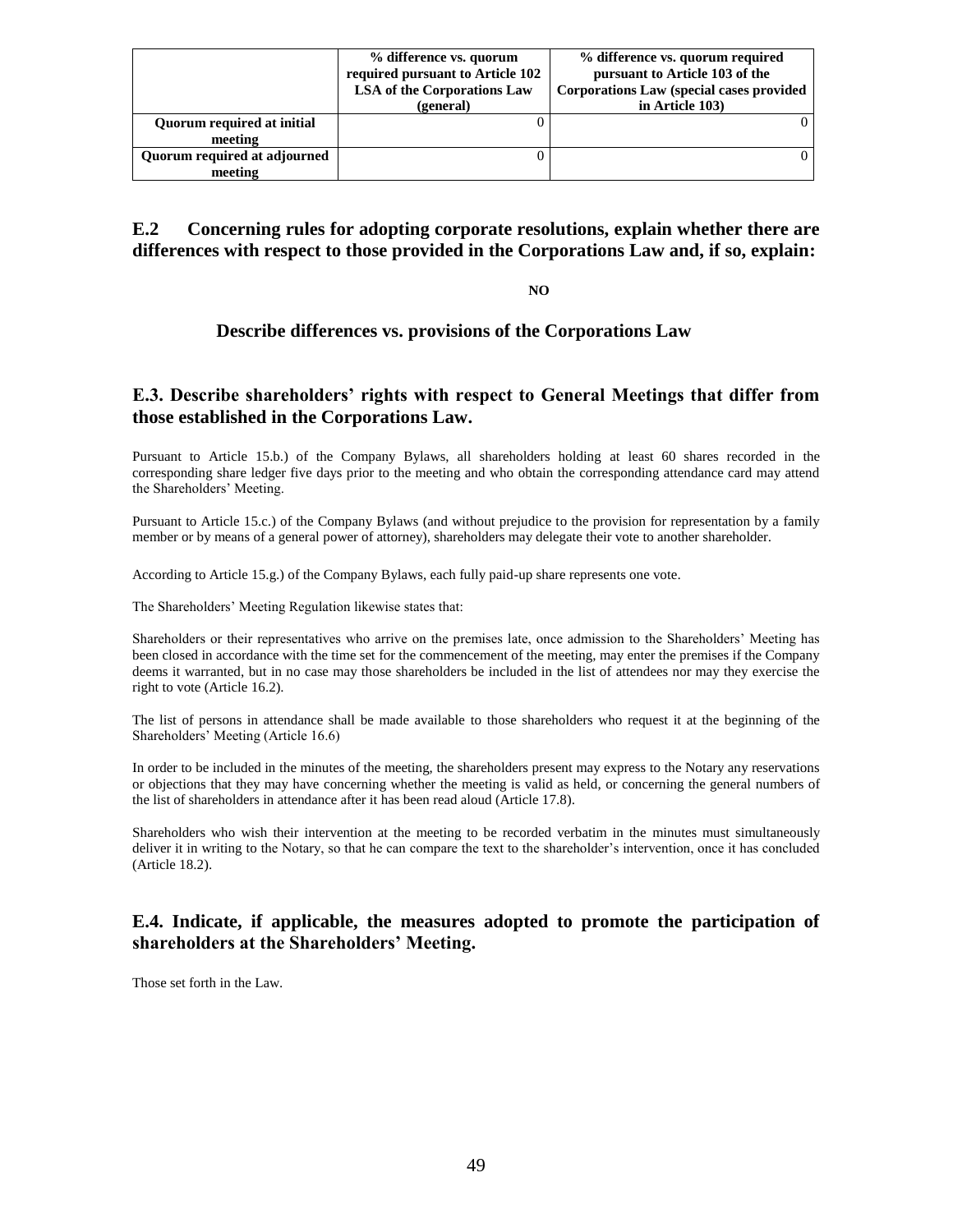| | % difference vs. quorum required pursuant to Article 102 LSA of the Corporations Law (general) | % difference vs. quorum required pursuant to Article 103 of the Corporations Law (special cases provided in Article 103) |
|---|---|---|
| **Quorum required at initial meeting** | 0 | 0 |
| **Quorum required at adjourned meeting** | 0 | 0 |

## E.2 Concerning rules for adopting corporate resolutions, explain whether there are differences with respect to those provided in the Corporations Law and, if so, explain:

**NO**

### Describe differences vs. provisions of the Corporations Law

## E.3. Describe shareholders' rights with respect to General Meetings that differ from those established in the Corporations Law.

Pursuant to Article 15.b.) of the Company Bylaws, all shareholders holding at least 60 shares recorded in the corresponding share ledger five days prior to the meeting and who obtain the corresponding attendance card may attend the Shareholders' Meeting.

Pursuant to Article 15.c.) of the Company Bylaws (and without prejudice to the provision for representation by a family member or by means of a general power of attorney), shareholders may delegate their vote to another shareholder.

According to Article 15.g.) of the Company Bylaws, each fully paid-up share represents one vote.

The Shareholders' Meeting Regulation likewise states that:

Shareholders or their representatives who arrive on the premises late, once admission to the Shareholders' Meeting has been closed in accordance with the time set for the commencement of the meeting, may enter the premises if the Company deems it warranted, but in no case may those shareholders be included in the list of attendees nor may they exercise the right to vote (Article 16.2).

The list of persons in attendance shall be made available to those shareholders who request it at the beginning of the Shareholders' Meeting (Article 16.6)

In order to be included in the minutes of the meeting, the shareholders present may express to the Notary any reservations or objections that they may have concerning whether the meeting is valid as held, or concerning the general numbers of the list of shareholders in attendance after it has been read aloud (Article 17.8).

Shareholders who wish their intervention at the meeting to be recorded verbatim in the minutes must simultaneously deliver it in writing to the Notary, so that he can compare the text to the shareholder's intervention, once it has concluded (Article 18.2).

## E.4. Indicate, if applicable, the measures adopted to promote the participation of shareholders at the Shareholders' Meeting.

Those set forth in the Law.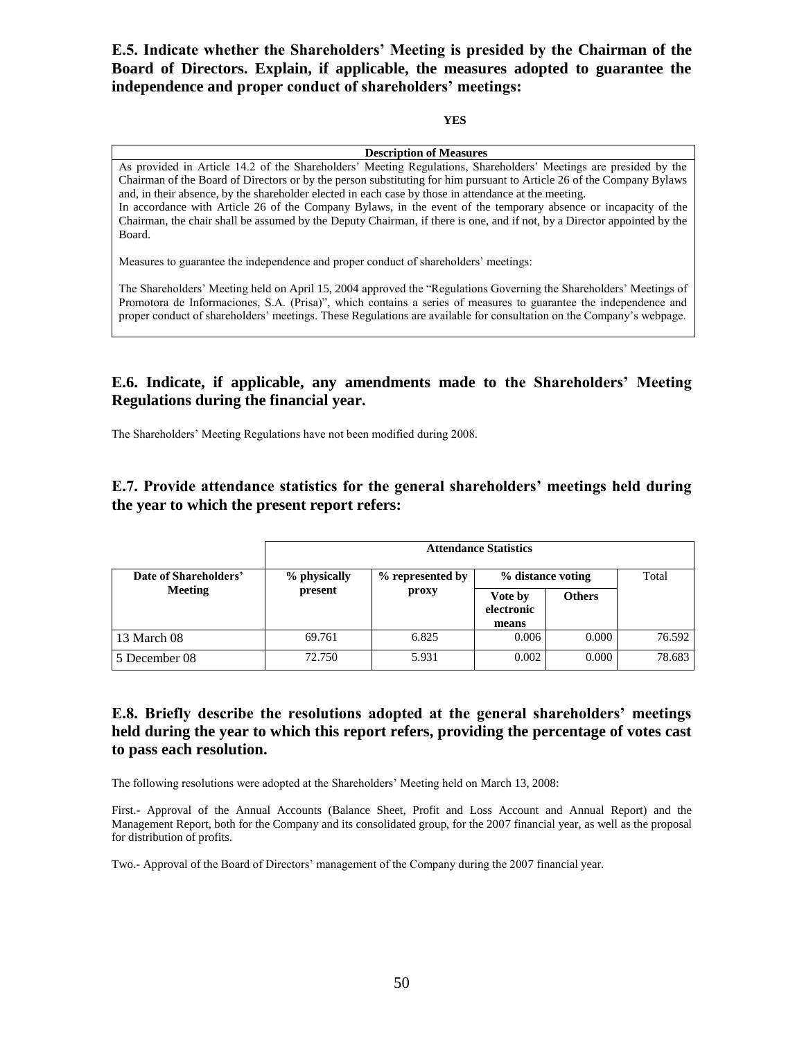### E.5. Indicate whether the Shareholders' Meeting is presided by the Chairman of the Board of Directors. Explain, if applicable, the measures adopted to guarantee the independence and proper conduct of shareholders' meetings:

**YES**

| Description of Measures |
|---|
| As provided in Article 14.2 of the Shareholders' Meeting Regulations, Shareholders' Meetings are presided by the Chairman of the Board of Directors or by the person substituting for him pursuant to Article 26 of the Company Bylaws and, in their absence, by the shareholder elected in each case by those in attendance at the meeting.<br>In accordance with Article 26 of the Company Bylaws, in the event of the temporary absence or incapacity of the Chairman, the chair shall be assumed by the Deputy Chairman, if there is one, and if not, by a Director appointed by the Board.<br><br>Measures to guarantee the independence and proper conduct of shareholders' meetings:<br><br>The Shareholders' Meeting held on April 15, 2004 approved the "Regulations Governing the Shareholders' Meetings of Promotora de Informaciones, S.A. (Prisa)", which contains a series of measures to guarantee the independence and proper conduct of shareholders' meetings. These Regulations are available for consultation on the Company's webpage. |

### E.6. Indicate, if applicable, any amendments made to the Shareholders' Meeting Regulations during the financial year.

The Shareholders' Meeting Regulations have not been modified during 2008.

### E.7. Provide attendance statistics for the general shareholders' meetings held during the year to which the present report refers:

| | Attendance Statistics | | | | |
|---|---|---|---|---|---|
| **Date of Shareholders' Meeting** | **% physically present** | **% represented by proxy** | **% distance voting** | | Total |
| | | | **Vote by electronic means** | **Others** | |
| 13 March 08 | 69.761 | 6.825 | 0.006 | 0.000 | 76.592 |
| 5 December 08 | 72.750 | 5.931 | 0.002 | 0.000 | 78.683 |

### E.8. Briefly describe the resolutions adopted at the general shareholders' meetings held during the year to which this report refers, providing the percentage of votes cast to pass each resolution.

The following resolutions were adopted at the Shareholders' Meeting held on March 13, 2008:

First.- Approval of the Annual Accounts (Balance Sheet, Profit and Loss Account and Annual Report) and the Management Report, both for the Company and its consolidated group, for the 2007 financial year, as well as the proposal for distribution of profits.

Two.- Approval of the Board of Directors' management of the Company during the 2007 financial year.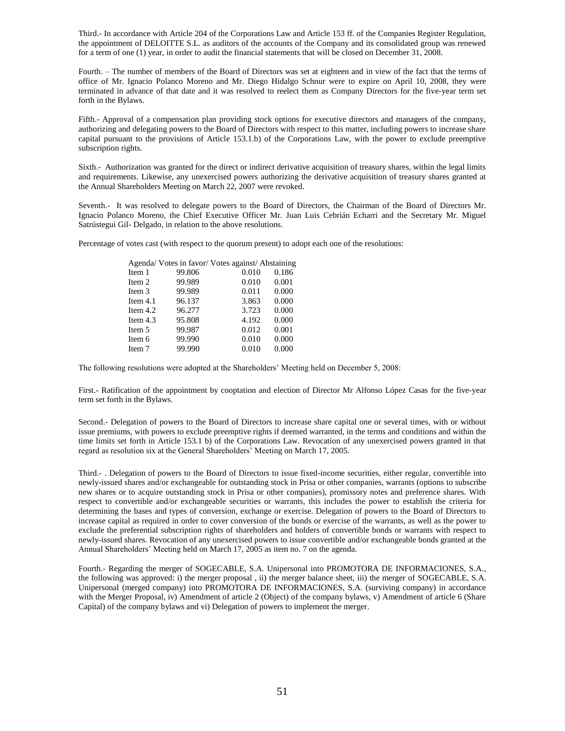Third.- In accordance with Article 204 of the Corporations Law and Article 153 ff. of the Companies Register Regulation, the appointment of DELOITTE S.L. as auditors of the accounts of the Company and its consolidated group was renewed for a term of one (1) year, in order to audit the financial statements that will be closed on December 31, 2008.

Fourth. – The number of members of the Board of Directors was set at eighteen and in view of the fact that the terms of office of Mr. Ignacio Polanco Moreno and Mr. Diego Hidalgo Schnur were to expire on April 10, 2008, they were terminated in advance of that date and it was resolved to reelect them as Company Directors for the five-year term set forth in the Bylaws.

Fifth.- Approval of a compensation plan providing stock options for executive directors and managers of the company, authorizing and delegating powers to the Board of Directors with respect to this matter, including powers to increase share capital pursuant to the provisions of Article 153.1.b) of the Corporations Law, with the power to exclude preemptive subscription rights.

Sixth.- Authorization was granted for the direct or indirect derivative acquisition of treasury shares, within the legal limits and requirements. Likewise, any unexercised powers authorizing the derivative acquisition of treasury shares granted at the Annual Shareholders Meeting on March 22, 2007 were revoked.

Seventh.- It was resolved to delegate powers to the Board of Directors, the Chairman of the Board of Directors Mr. Ignacio Polanco Moreno, the Chief Executive Officer Mr. Juan Luis Cebrián Echarri and the Secretary Mr. Miguel Satrústegui Gil- Delgado, in relation to the above resolutions.

Percentage of votes cast (with respect to the quorum present) to adopt each one of the resolutions:

| Agenda | Votes in favor | Votes against | Abstaining |
|---|---|---|---|
| Item 1 | 99.806 | 0.010 | 0.186 |
| Item 2 | 99.989 | 0.010 | 0.001 |
| Item 3 | 99.989 | 0.011 | 0.000 |
| Item 4.1 | 96.137 | 3.863 | 0.000 |
| Item 4.2 | 96.277 | 3.723 | 0.000 |
| Item 4.3 | 95.808 | 4.192 | 0.000 |
| Item 5 | 99.987 | 0.012 | 0.001 |
| Item 6 | 99.990 | 0.010 | 0.000 |
| Item 7 | 99.990 | 0.010 | 0.000 |

The following resolutions were adopted at the Shareholders' Meeting held on December 5, 2008:

First.- Ratification of the appointment by cooptation and election of Director Mr Alfonso López Casas for the five-year term set forth in the Bylaws.

Second.- Delegation of powers to the Board of Directors to increase share capital one or several times, with or without issue premiums, with powers to exclude preemptive rights if deemed warranted, in the terms and conditions and within the time limits set forth in Article 153.1 b) of the Corporations Law. Revocation of any unexercised powers granted in that regard as resolution six at the General Shareholders' Meeting on March 17, 2005.

Third.- . Delegation of powers to the Board of Directors to issue fixed-income securities, either regular, convertible into newly-issued shares and/or exchangeable for outstanding stock in Prisa or other companies, warrants (options to subscribe new shares or to acquire outstanding stock in Prisa or other companies), promissory notes and preference shares. With respect to convertible and/or exchangeable securities or warrants, this includes the power to establish the criteria for determining the bases and types of conversion, exchange or exercise. Delegation of powers to the Board of Directors to increase capital as required in order to cover conversion of the bonds or exercise of the warrants, as well as the power to exclude the preferential subscription rights of shareholders and holders of convertible bonds or warrants with respect to newly-issued shares. Revocation of any unexercised powers to issue convertible and/or exchangeable bonds granted at the Annual Shareholders' Meeting held on March 17, 2005 as item no. 7 on the agenda.

Fourth.- Regarding the merger of SOGECABLE, S.A. Unipersonal into PROMOTORA DE INFORMACIONES, S.A., the following was approved: i) the merger proposal , ii) the merger balance sheet, iii) the merger of SOGECABLE, S.A. Unipersonal (merged company) into PROMOTORA DE INFORMACIONES, S.A. (surviving company) in accordance with the Merger Proposal, iv) Amendment of article 2 (Object) of the company bylaws, v) Amendment of article 6 (Share Capital) of the company bylaws and vi) Delegation of powers to implement the merger.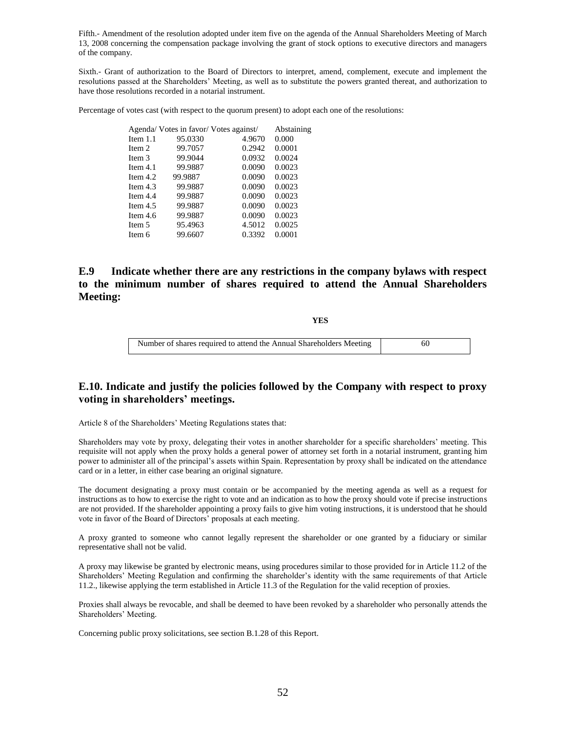Fifth.- Amendment of the resolution adopted under item five on the agenda of the Annual Shareholders Meeting of March 13, 2008 concerning the compensation package involving the grant of stock options to executive directors and managers of the company.

Sixth.- Grant of authorization to the Board of Directors to interpret, amend, complement, execute and implement the resolutions passed at the Shareholders' Meeting, as well as to substitute the powers granted thereat, and authorization to have those resolutions recorded in a notarial instrument.

Percentage of votes cast (with respect to the quorum present) to adopt each one of the resolutions:

| Agenda/ | Votes in favor/ | Votes against/ | Abstaining |
|---|---|---|---|
| Item 1.1 | 95.0330 | 4.9670 | 0.000 |
| Item 2 | 99.7057 | 0.2942 | 0.0001 |
| Item 3 | 99.9044 | 0.0932 | 0.0024 |
| Item 4.1 | 99.9887 | 0.0090 | 0.0023 |
| Item 4.2 | 99.9887 | 0.0090 | 0.0023 |
| Item 4.3 | 99.9887 | 0.0090 | 0.0023 |
| Item 4.4 | 99.9887 | 0.0090 | 0.0023 |
| Item 4.5 | 99.9887 | 0.0090 | 0.0023 |
| Item 4.6 | 99.9887 | 0.0090 | 0.0023 |
| Item 5 | 95.4963 | 4.5012 | 0.0025 |
| Item 6 | 99.6607 | 0.3392 | 0.0001 |

## E.9 Indicate whether there are any restrictions in the company bylaws with respect to the minimum number of shares required to attend the Annual Shareholders Meeting:

**YES**

| Number of shares required to attend the Annual Shareholders Meeting | 60 |
|---|---|

## E.10. Indicate and justify the policies followed by the Company with respect to proxy voting in shareholders' meetings.

Article 8 of the Shareholders' Meeting Regulations states that:

Shareholders may vote by proxy, delegating their votes in another shareholder for a specific shareholders' meeting. This requisite will not apply when the proxy holds a general power of attorney set forth in a notarial instrument, granting him power to administer all of the principal's assets within Spain. Representation by proxy shall be indicated on the attendance card or in a letter, in either case bearing an original signature.

The document designating a proxy must contain or be accompanied by the meeting agenda as well as a request for instructions as to how to exercise the right to vote and an indication as to how the proxy should vote if precise instructions are not provided. If the shareholder appointing a proxy fails to give him voting instructions, it is understood that he should vote in favor of the Board of Directors' proposals at each meeting.

A proxy granted to someone who cannot legally represent the shareholder or one granted by a fiduciary or similar representative shall not be valid.

A proxy may likewise be granted by electronic means, using procedures similar to those provided for in Article 11.2 of the Shareholders' Meeting Regulation and confirming the shareholder's identity with the same requirements of that Article 11.2., likewise applying the term established in Article 11.3 of the Regulation for the valid reception of proxies.

Proxies shall always be revocable, and shall be deemed to have been revoked by a shareholder who personally attends the Shareholders' Meeting.

Concerning public proxy solicitations, see section B.1.28 of this Report.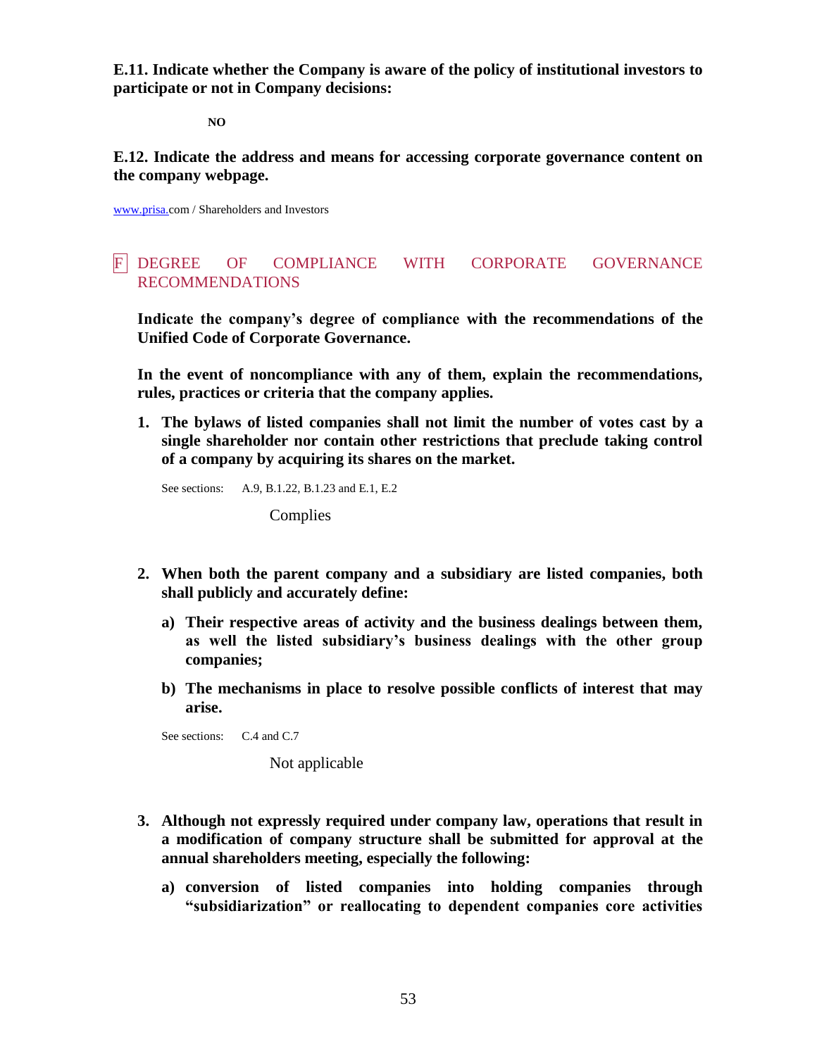**E.11. Indicate whether the Company is aware of the policy of institutional investors to participate or not in Company decisions:**

**NO**

**E.12. Indicate the address and means for accessing corporate governance content on the company webpage.**

www.prisa.com / Shareholders and Investors

## F DEGREE OF COMPLIANCE WITH CORPORATE GOVERNANCE RECOMMENDATIONS

**Indicate the company's degree of compliance with the recommendations of the Unified Code of Corporate Governance.**

**In the event of noncompliance with any of them, explain the recommendations, rules, practices or criteria that the company applies.**

1. **The bylaws of listed companies shall not limit the number of votes cast by a single shareholder nor contain other restrictions that preclude taking control of a company by acquiring its shares on the market.**

   See sections: A.9, B.1.22, B.1.23 and E.1, E.2

   Complies

2. **When both the parent company and a subsidiary are listed companies, both shall publicly and accurately define:**

   a) **Their respective areas of activity and the business dealings between them, as well the listed subsidiary's business dealings with the other group companies;**

   b) **The mechanisms in place to resolve possible conflicts of interest that may arise.**

   See sections: C.4 and C.7

   Not applicable

3. **Although not expressly required under company law, operations that result in a modification of company structure shall be submitted for approval at the annual shareholders meeting, especially the following:**

   a) **conversion of listed companies into holding companies through "subsidiarization" or reallocating to dependent companies core activities**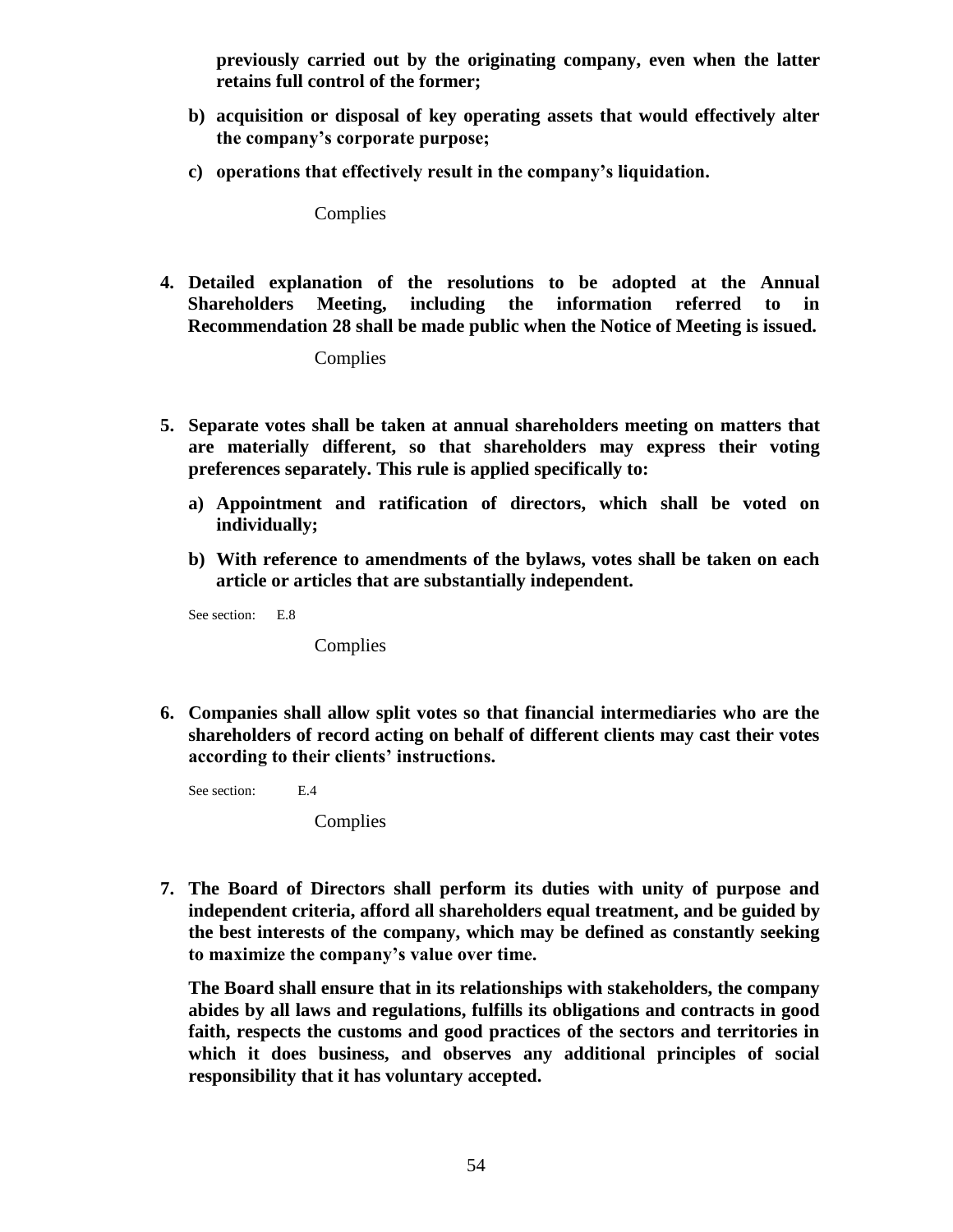**previously carried out by the originating company, even when the latter retains full control of the former;**

**b) acquisition or disposal of key operating assets that would effectively alter the company's corporate purpose;**

**c) operations that effectively result in the company's liquidation.**

Complies

**4. Detailed explanation of the resolutions to be adopted at the Annual Shareholders Meeting, including the information referred to in Recommendation 28 shall be made public when the Notice of Meeting is issued.**

Complies

**5. Separate votes shall be taken at annual shareholders meeting on matters that are materially different, so that shareholders may express their voting preferences separately. This rule is applied specifically to:**

**a) Appointment and ratification of directors, which shall be voted on individually;**

**b) With reference to amendments of the bylaws, votes shall be taken on each article or articles that are substantially independent.**

See section: E.8

Complies

**6. Companies shall allow split votes so that financial intermediaries who are the shareholders of record acting on behalf of different clients may cast their votes according to their clients' instructions.**

See section: E.4

Complies

**7. The Board of Directors shall perform its duties with unity of purpose and independent criteria, afford all shareholders equal treatment, and be guided by the best interests of the company, which may be defined as constantly seeking to maximize the company's value over time.**

**The Board shall ensure that in its relationships with stakeholders, the company abides by all laws and regulations, fulfills its obligations and contracts in good faith, respects the customs and good practices of the sectors and territories in which it does business, and observes any additional principles of social responsibility that it has voluntary accepted.**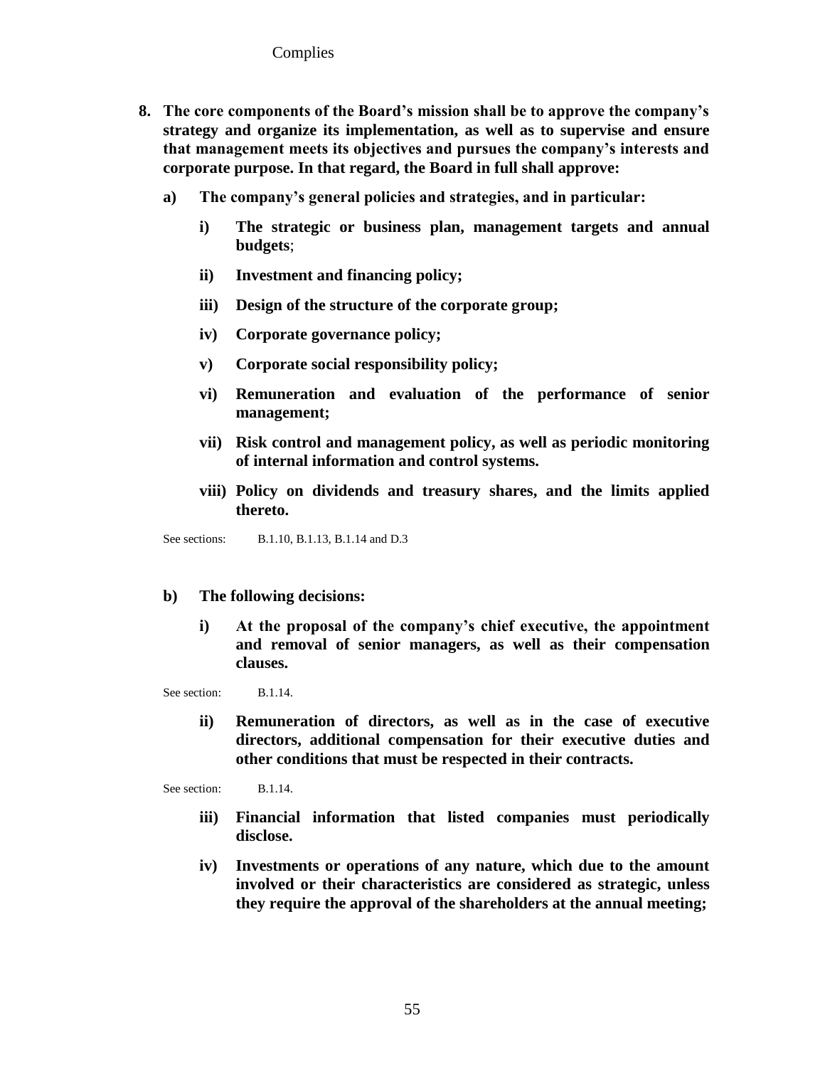Complies

**8. The core components of the Board's mission shall be to approve the company's strategy and organize its implementation, as well as to supervise and ensure that management meets its objectives and pursues the company's interests and corporate purpose. In that regard, the Board in full shall approve:**

**a) The company's general policies and strategies, and in particular:**

**i) The strategic or business plan, management targets and annual budgets**;

**ii) Investment and financing policy;**

**iii) Design of the structure of the corporate group;**

**iv) Corporate governance policy;**

**v) Corporate social responsibility policy;**

**vi) Remuneration and evaluation of the performance of senior management;**

**vii) Risk control and management policy, as well as periodic monitoring of internal information and control systems.**

**viii) Policy on dividends and treasury shares, and the limits applied thereto.**

See sections: B.1.10, B.1.13, B.1.14 and D.3

**b) The following decisions:**

**i) At the proposal of the company's chief executive, the appointment and removal of senior managers, as well as their compensation clauses.**

See section: B.1.14.

**ii) Remuneration of directors, as well as in the case of executive directors, additional compensation for their executive duties and other conditions that must be respected in their contracts.**

See section: B.1.14.

**iii) Financial information that listed companies must periodically disclose.**

**iv) Investments or operations of any nature, which due to the amount involved or their characteristics are considered as strategic, unless they require the approval of the shareholders at the annual meeting;**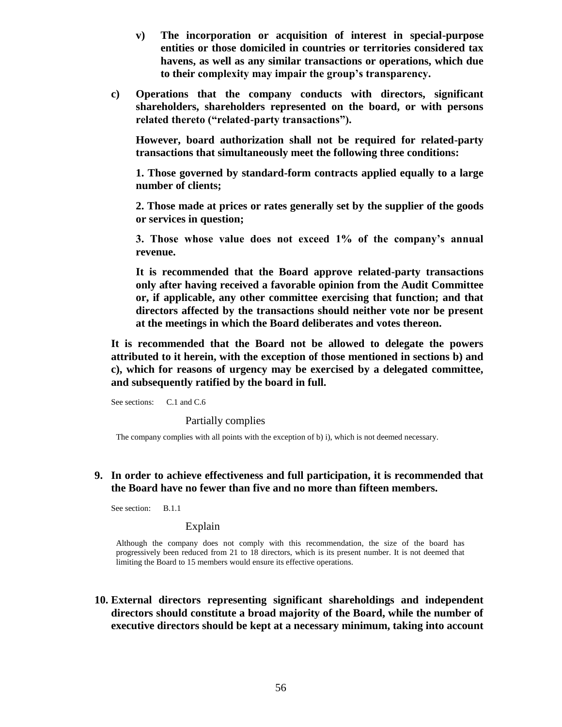**v) The incorporation or acquisition of interest in special-purpose entities or those domiciled in countries or territories considered tax havens, as well as any similar transactions or operations, which due to their complexity may impair the group's transparency.**

**c) Operations that the company conducts with directors, significant shareholders, shareholders represented on the board, or with persons related thereto ("related-party transactions").**

**However, board authorization shall not be required for related-party transactions that simultaneously meet the following three conditions:**

**1. Those governed by standard-form contracts applied equally to a large number of clients;**

**2. Those made at prices or rates generally set by the supplier of the goods or services in question;**

**3. Those whose value does not exceed 1% of the company's annual revenue.**

**It is recommended that the Board approve related-party transactions only after having received a favorable opinion from the Audit Committee or, if applicable, any other committee exercising that function; and that directors affected by the transactions should neither vote nor be present at the meetings in which the Board deliberates and votes thereon.**

**It is recommended that the Board not be allowed to delegate the powers attributed to it herein, with the exception of those mentioned in sections b) and c), which for reasons of urgency may be exercised by a delegated committee, and subsequently ratified by the board in full.**

See sections: C.1 and C.6

Partially complies

The company complies with all points with the exception of b) i), which is not deemed necessary.

**9. In order to achieve effectiveness and full participation, it is recommended that the Board have no fewer than five and no more than fifteen members.**

See section: B.1.1

Explain

Although the company does not comply with this recommendation, the size of the board has progressively been reduced from 21 to 18 directors, which is its present number. It is not deemed that limiting the Board to 15 members would ensure its effective operations.

**10. External directors representing significant shareholdings and independent directors should constitute a broad majority of the Board, while the number of executive directors should be kept at a necessary minimum, taking into account**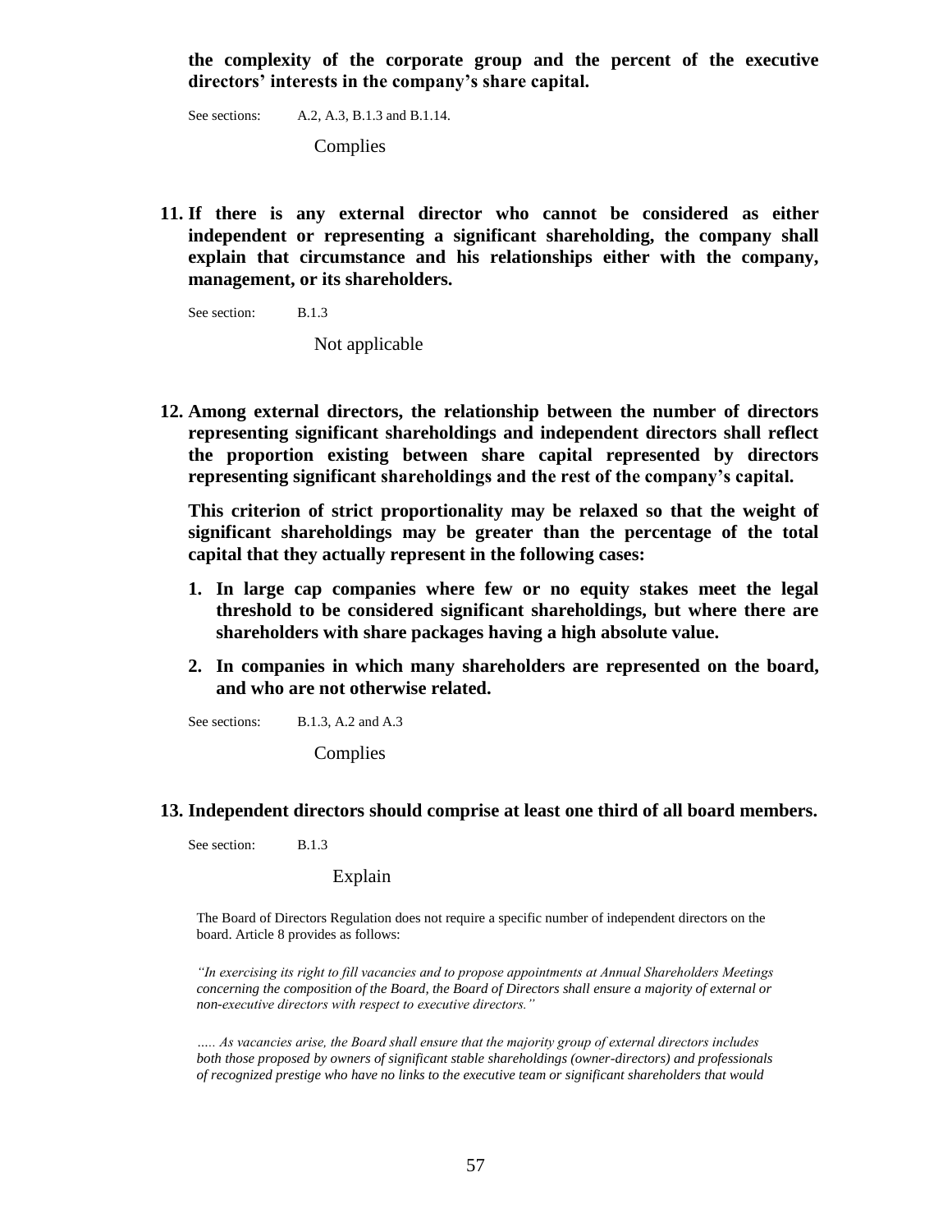**the complexity of the corporate group and the percent of the executive directors' interests in the company's share capital.**

See sections: A.2, A.3, B.1.3 and B.1.14.

Complies

**11. If there is any external director who cannot be considered as either independent or representing a significant shareholding, the company shall explain that circumstance and his relationships either with the company, management, or its shareholders.**

See section: B.1.3

Not applicable

**12. Among external directors, the relationship between the number of directors representing significant shareholdings and independent directors shall reflect the proportion existing between share capital represented by directors representing significant shareholdings and the rest of the company's capital.**

**This criterion of strict proportionality may be relaxed so that the weight of significant shareholdings may be greater than the percentage of the total capital that they actually represent in the following cases:**

1. **In large cap companies where few or no equity stakes meet the legal threshold to be considered significant shareholdings, but where there are shareholders with share packages having a high absolute value.**
2. **In companies in which many shareholders are represented on the board, and who are not otherwise related.**

See sections: B.1.3, A.2 and A.3

Complies

**13. Independent directors should comprise at least one third of all board members.**

See section: B.1.3

Explain

The Board of Directors Regulation does not require a specific number of independent directors on the board. Article 8 provides as follows:

*"In exercising its right to fill vacancies and to propose appointments at Annual Shareholders Meetings concerning the composition of the Board, the Board of Directors shall ensure a majority of external or non-executive directors with respect to executive directors."*

*….. As vacancies arise, the Board shall ensure that the majority group of external directors includes both those proposed by owners of significant stable shareholdings (owner-directors) and professionals of recognized prestige who have no links to the executive team or significant shareholders that would*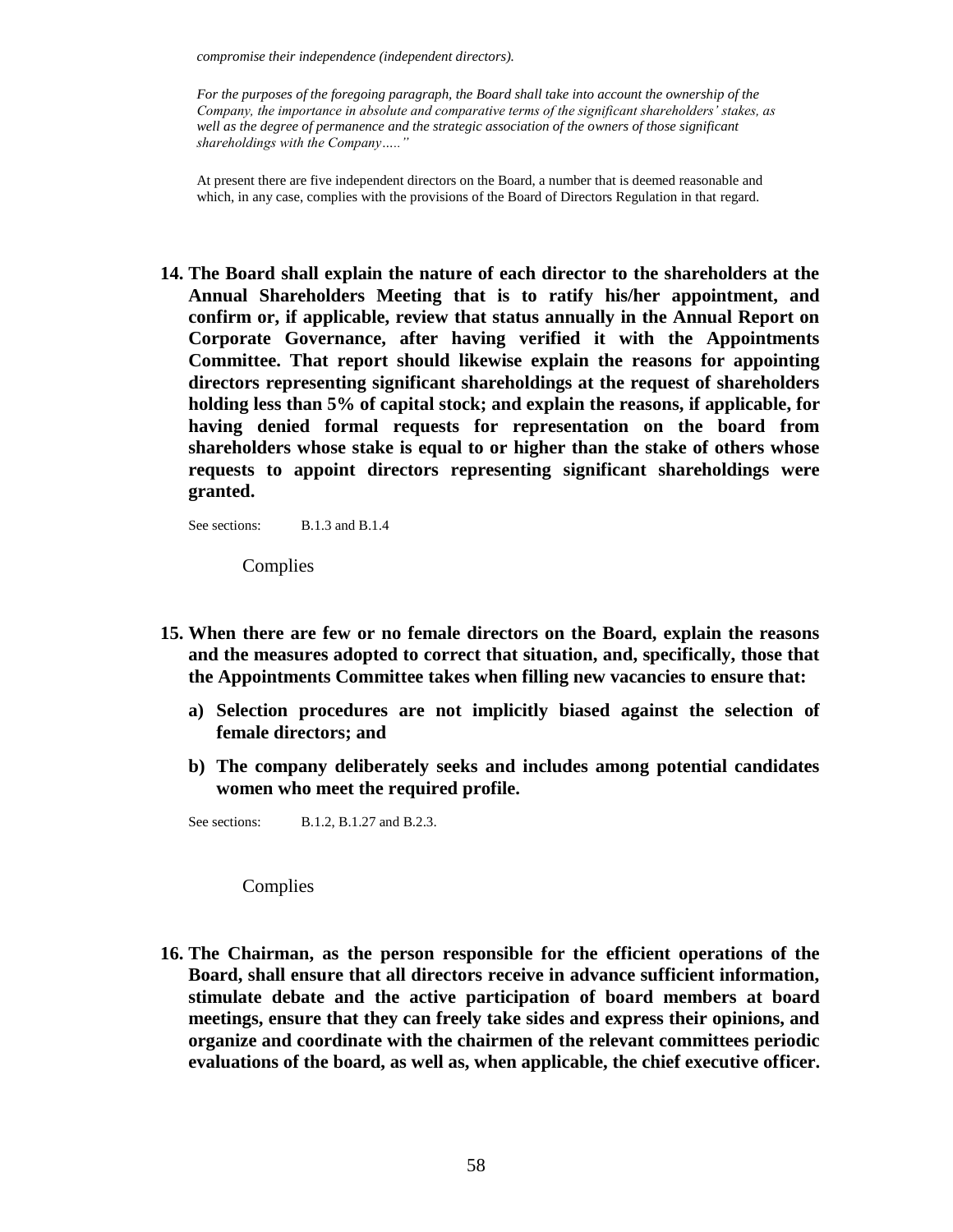*compromise their independence (independent directors).*

*For the purposes of the foregoing paragraph, the Board shall take into account the ownership of the Company, the importance in absolute and comparative terms of the significant shareholders' stakes, as well as the degree of permanence and the strategic association of the owners of those significant shareholdings with the Company….."*

At present there are five independent directors on the Board, a number that is deemed reasonable and which, in any case, complies with the provisions of the Board of Directors Regulation in that regard.

**14. The Board shall explain the nature of each director to the shareholders at the Annual Shareholders Meeting that is to ratify his/her appointment, and confirm or, if applicable, review that status annually in the Annual Report on Corporate Governance, after having verified it with the Appointments Committee. That report should likewise explain the reasons for appointing directors representing significant shareholdings at the request of shareholders holding less than 5% of capital stock; and explain the reasons, if applicable, for having denied formal requests for representation on the board from shareholders whose stake is equal to or higher than the stake of others whose requests to appoint directors representing significant shareholdings were granted.**

See sections: B.1.3 and B.1.4

Complies

**15. When there are few or no female directors on the Board, explain the reasons and the measures adopted to correct that situation, and, specifically, those that the Appointments Committee takes when filling new vacancies to ensure that:**

**a) Selection procedures are not implicitly biased against the selection of female directors; and**

**b) The company deliberately seeks and includes among potential candidates women who meet the required profile.**

See sections: B.1.2, B.1.27 and B.2.3.

Complies

**16. The Chairman, as the person responsible for the efficient operations of the Board, shall ensure that all directors receive in advance sufficient information, stimulate debate and the active participation of board members at board meetings, ensure that they can freely take sides and express their opinions, and organize and coordinate with the chairmen of the relevant committees periodic evaluations of the board, as well as, when applicable, the chief executive officer.**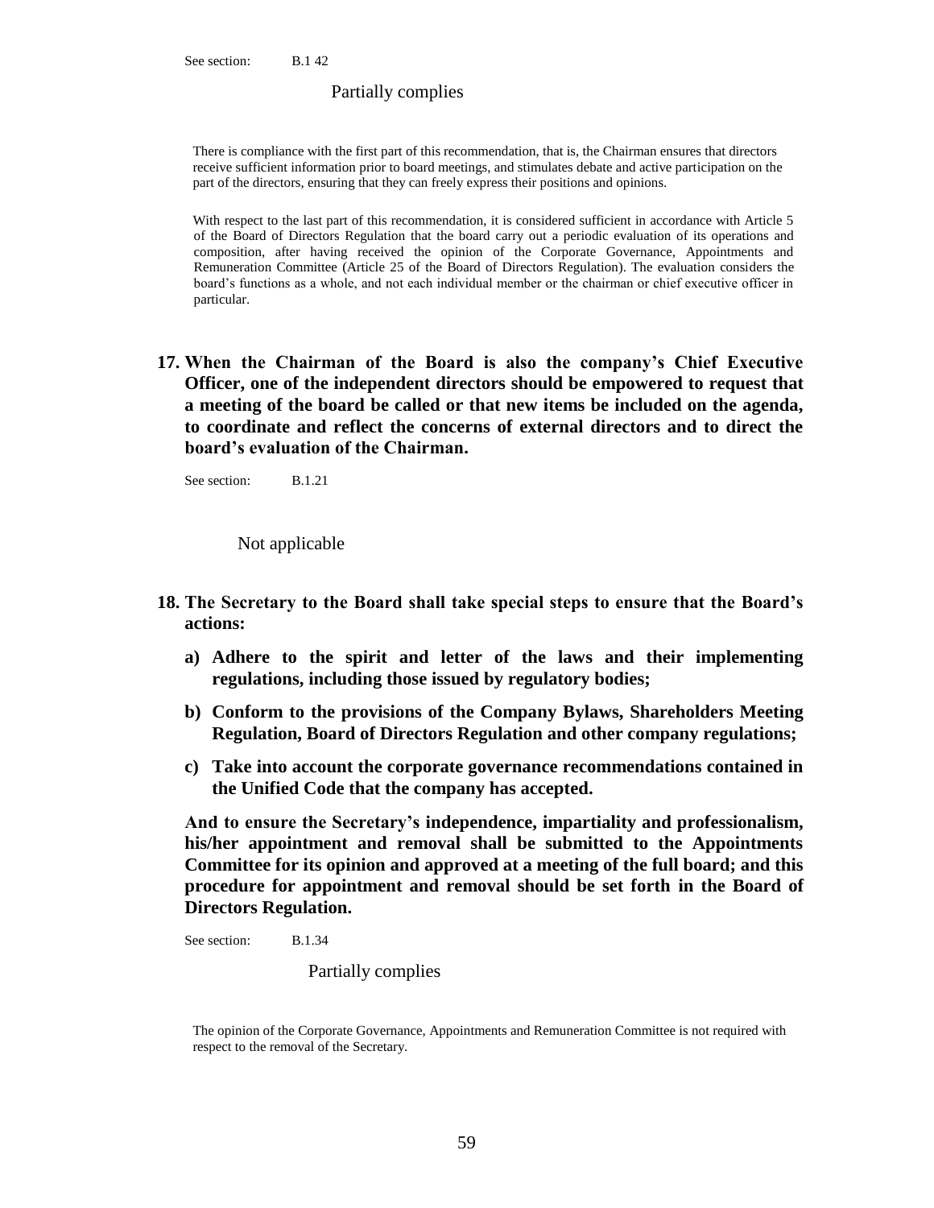See section: B.1 42

Partially complies

There is compliance with the first part of this recommendation, that is, the Chairman ensures that directors receive sufficient information prior to board meetings, and stimulates debate and active participation on the part of the directors, ensuring that they can freely express their positions and opinions.

With respect to the last part of this recommendation, it is considered sufficient in accordance with Article 5 of the Board of Directors Regulation that the board carry out a periodic evaluation of its operations and composition, after having received the opinion of the Corporate Governance, Appointments and Remuneration Committee (Article 25 of the Board of Directors Regulation). The evaluation considers the board's functions as a whole, and not each individual member or the chairman or chief executive officer in particular.

**17. When the Chairman of the Board is also the company's Chief Executive Officer, one of the independent directors should be empowered to request that a meeting of the board be called or that new items be included on the agenda, to coordinate and reflect the concerns of external directors and to direct the board's evaluation of the Chairman.**

See section: B.1.21

Not applicable

**18. The Secretary to the Board shall take special steps to ensure that the Board's actions:**

**a) Adhere to the spirit and letter of the laws and their implementing regulations, including those issued by regulatory bodies;**

**b) Conform to the provisions of the Company Bylaws, Shareholders Meeting Regulation, Board of Directors Regulation and other company regulations;**

**c) Take into account the corporate governance recommendations contained in the Unified Code that the company has accepted.**

**And to ensure the Secretary's independence, impartiality and professionalism, his/her appointment and removal shall be submitted to the Appointments Committee for its opinion and approved at a meeting of the full board; and this procedure for appointment and removal should be set forth in the Board of Directors Regulation.**

See section: B.1.34

Partially complies

The opinion of the Corporate Governance, Appointments and Remuneration Committee is not required with respect to the removal of the Secretary.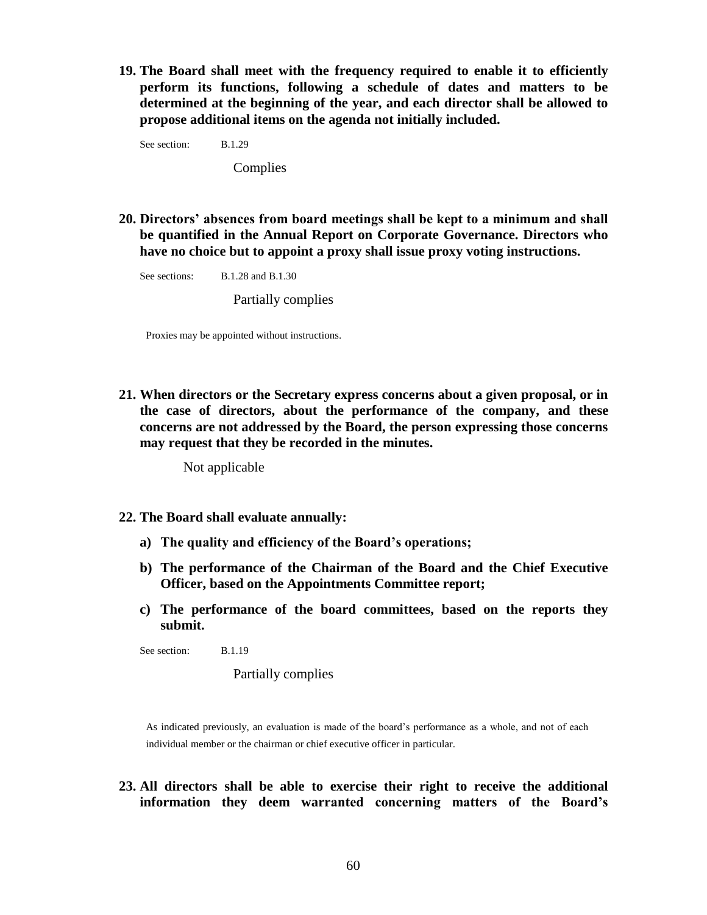**19. The Board shall meet with the frequency required to enable it to efficiently perform its functions, following a schedule of dates and matters to be determined at the beginning of the year, and each director shall be allowed to propose additional items on the agenda not initially included.**

See section: B.1.29

Complies

**20. Directors' absences from board meetings shall be kept to a minimum and shall be quantified in the Annual Report on Corporate Governance. Directors who have no choice but to appoint a proxy shall issue proxy voting instructions.**

See sections: B.1.28 and B.1.30

Partially complies

Proxies may be appointed without instructions.

**21. When directors or the Secretary express concerns about a given proposal, or in the case of directors, about the performance of the company, and these concerns are not addressed by the Board, the person expressing those concerns may request that they be recorded in the minutes.**

Not applicable

**22. The Board shall evaluate annually:**

**a) The quality and efficiency of the Board's operations;**

**b) The performance of the Chairman of the Board and the Chief Executive Officer, based on the Appointments Committee report;**

**c) The performance of the board committees, based on the reports they submit.**

See section: B.1.19

Partially complies

As indicated previously, an evaluation is made of the board's performance as a whole, and not of each individual member or the chairman or chief executive officer in particular.

**23. All directors shall be able to exercise their right to receive the additional information they deem warranted concerning matters of the Board's**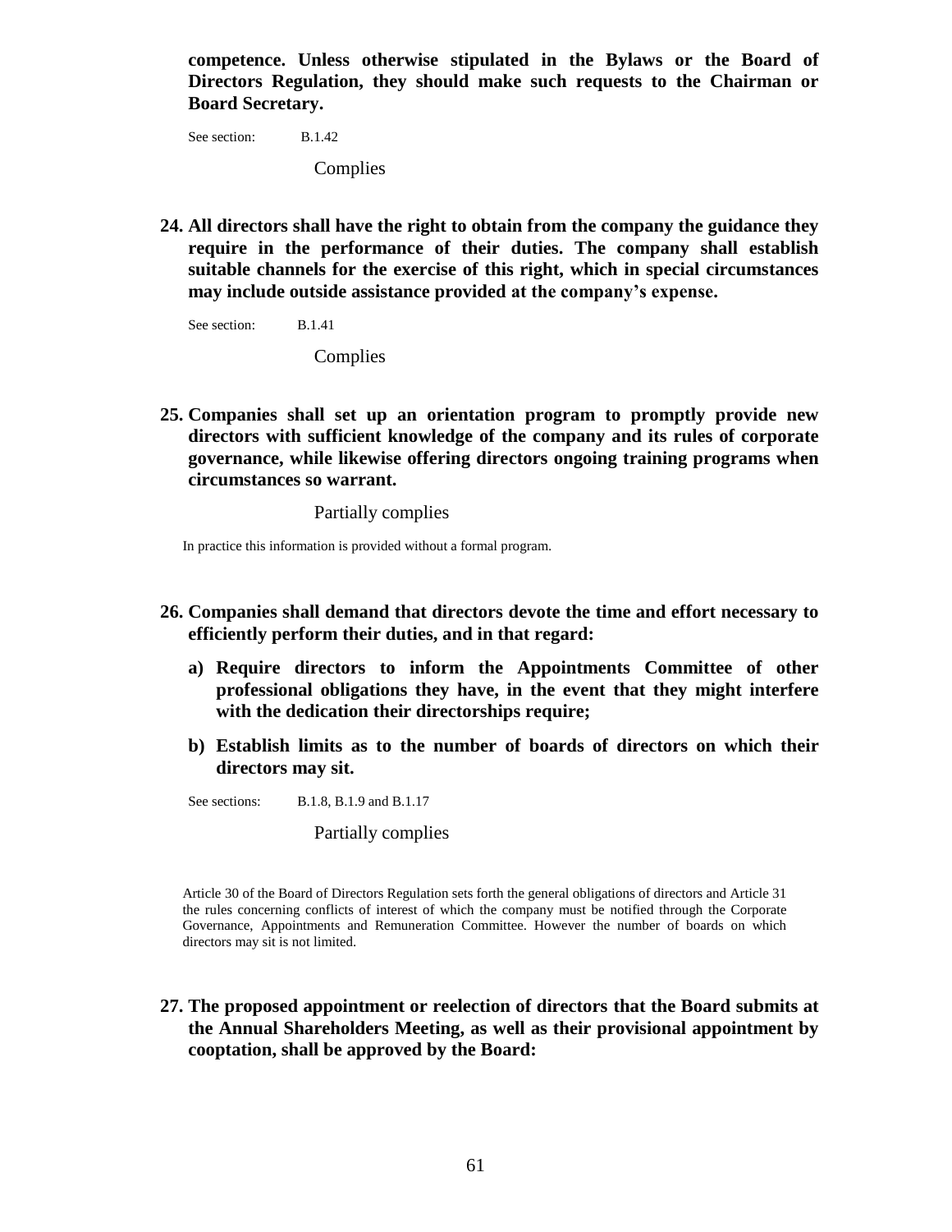**competence. Unless otherwise stipulated in the Bylaws or the Board of Directors Regulation, they should make such requests to the Chairman or Board Secretary.**

See section: B.1.42

Complies

**24. All directors shall have the right to obtain from the company the guidance they require in the performance of their duties. The company shall establish suitable channels for the exercise of this right, which in special circumstances may include outside assistance provided at the company's expense.**

See section: B.1.41

Complies

**25. Companies shall set up an orientation program to promptly provide new directors with sufficient knowledge of the company and its rules of corporate governance, while likewise offering directors ongoing training programs when circumstances so warrant.**

Partially complies

In practice this information is provided without a formal program.

**26. Companies shall demand that directors devote the time and effort necessary to efficiently perform their duties, and in that regard:**

**a) Require directors to inform the Appointments Committee of other professional obligations they have, in the event that they might interfere with the dedication their directorships require;**

**b) Establish limits as to the number of boards of directors on which their directors may sit.**

See sections: B.1.8, B.1.9 and B.1.17

Partially complies

Article 30 of the Board of Directors Regulation sets forth the general obligations of directors and Article 31 the rules concerning conflicts of interest of which the company must be notified through the Corporate Governance, Appointments and Remuneration Committee. However the number of boards on which directors may sit is not limited.

**27. The proposed appointment or reelection of directors that the Board submits at the Annual Shareholders Meeting, as well as their provisional appointment by cooptation, shall be approved by the Board:**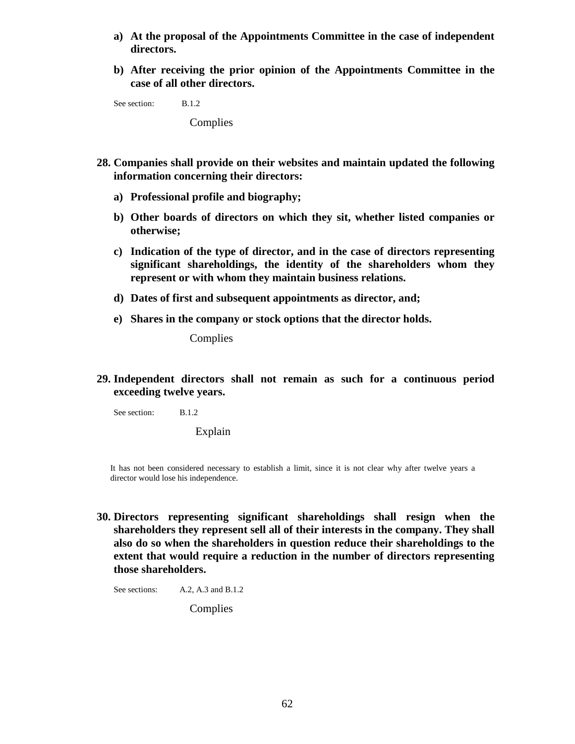- **a) At the proposal of the Appointments Committee in the case of independent directors.**
- **b) After receiving the prior opinion of the Appointments Committee in the case of all other directors.**

See section: B.1.2

Complies

**28. Companies shall provide on their websites and maintain updated the following information concerning their directors:**

- **a) Professional profile and biography;**
- **b) Other boards of directors on which they sit, whether listed companies or otherwise;**
- **c) Indication of the type of director, and in the case of directors representing significant shareholdings, the identity of the shareholders whom they represent or with whom they maintain business relations.**
- **d) Dates of first and subsequent appointments as director, and;**
- **e) Shares in the company or stock options that the director holds.**

Complies

**29. Independent directors shall not remain as such for a continuous period exceeding twelve years.**

See section: B.1.2

Explain

It has not been considered necessary to establish a limit, since it is not clear why after twelve years a director would lose his independence.

**30. Directors representing significant shareholdings shall resign when the shareholders they represent sell all of their interests in the company. They shall also do so when the shareholders in question reduce their shareholdings to the extent that would require a reduction in the number of directors representing those shareholders.**

See sections: A.2, A.3 and B.1.2

Complies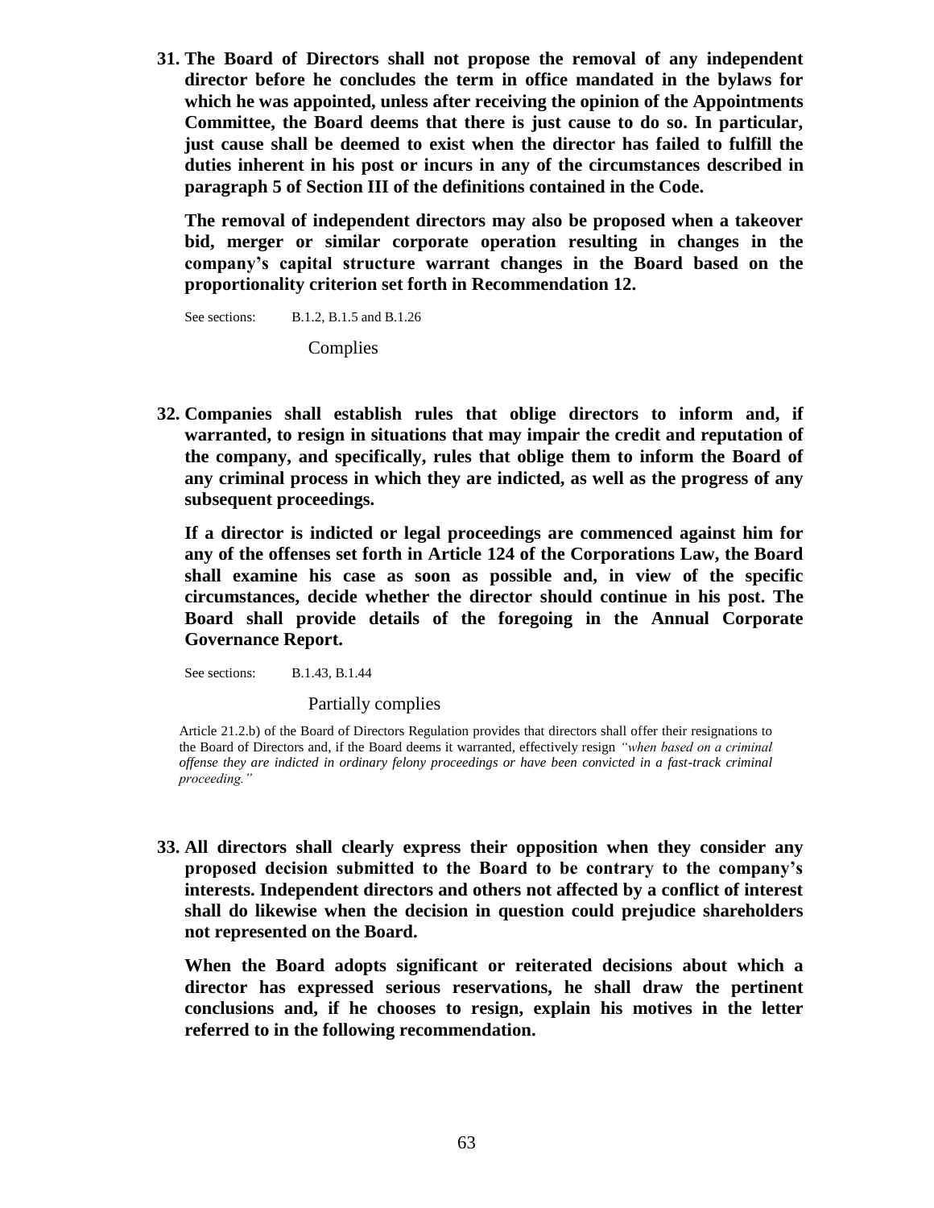**31. The Board of Directors shall not propose the removal of any independent director before he concludes the term in office mandated in the bylaws for which he was appointed, unless after receiving the opinion of the Appointments Committee, the Board deems that there is just cause to do so. In particular, just cause shall be deemed to exist when the director has failed to fulfill the duties inherent in his post or incurs in any of the circumstances described in paragraph 5 of Section III of the definitions contained in the Code.**

**The removal of independent directors may also be proposed when a takeover bid, merger or similar corporate operation resulting in changes in the company's capital structure warrant changes in the Board based on the proportionality criterion set forth in Recommendation 12.**

See sections: B.1.2, B.1.5 and B.1.26

Complies

**32. Companies shall establish rules that oblige directors to inform and, if warranted, to resign in situations that may impair the credit and reputation of the company, and specifically, rules that oblige them to inform the Board of any criminal process in which they are indicted, as well as the progress of any subsequent proceedings.**

**If a director is indicted or legal proceedings are commenced against him for any of the offenses set forth in Article 124 of the Corporations Law, the Board shall examine his case as soon as possible and, in view of the specific circumstances, decide whether the director should continue in his post. The Board shall provide details of the foregoing in the Annual Corporate Governance Report.**

See sections: B.1.43, B.1.44

Partially complies

Article 21.2.b) of the Board of Directors Regulation provides that directors shall offer their resignations to the Board of Directors and, if the Board deems it warranted, effectively resign *"when based on a criminal offense they are indicted in ordinary felony proceedings or have been convicted in a fast-track criminal proceeding."*

**33. All directors shall clearly express their opposition when they consider any proposed decision submitted to the Board to be contrary to the company's interests. Independent directors and others not affected by a conflict of interest shall do likewise when the decision in question could prejudice shareholders not represented on the Board.**

**When the Board adopts significant or reiterated decisions about which a director has expressed serious reservations, he shall draw the pertinent conclusions and, if he chooses to resign, explain his motives in the letter referred to in the following recommendation.**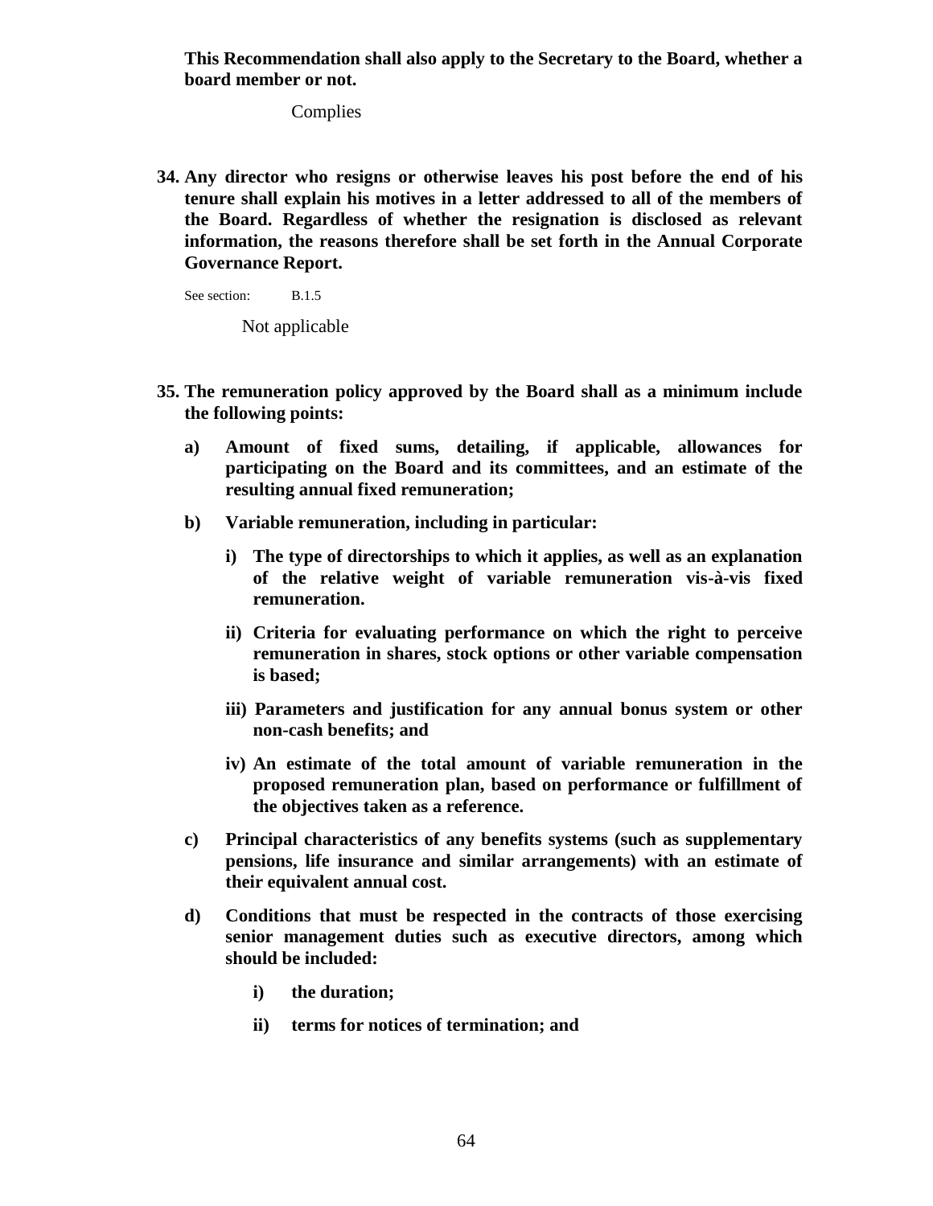**This Recommendation shall also apply to the Secretary to the Board, whether a board member or not.**

Complies

**34. Any director who resigns or otherwise leaves his post before the end of his tenure shall explain his motives in a letter addressed to all of the members of the Board. Regardless of whether the resignation is disclosed as relevant information, the reasons therefore shall be set forth in the Annual Corporate Governance Report.**

See section: B.1.5

Not applicable

**35. The remuneration policy approved by the Board shall as a minimum include the following points:**

**a) Amount of fixed sums, detailing, if applicable, allowances for participating on the Board and its committees, and an estimate of the resulting annual fixed remuneration;**

**b) Variable remuneration, including in particular:**

**i) The type of directorships to which it applies, as well as an explanation of the relative weight of variable remuneration vis-à-vis fixed remuneration.**

**ii) Criteria for evaluating performance on which the right to perceive remuneration in shares, stock options or other variable compensation is based;**

**iii) Parameters and justification for any annual bonus system or other non-cash benefits; and**

**iv) An estimate of the total amount of variable remuneration in the proposed remuneration plan, based on performance or fulfillment of the objectives taken as a reference.**

**c) Principal characteristics of any benefits systems (such as supplementary pensions, life insurance and similar arrangements) with an estimate of their equivalent annual cost.**

**d) Conditions that must be respected in the contracts of those exercising senior management duties such as executive directors, among which should be included:**

**i) the duration;**

**ii) terms for notices of termination; and**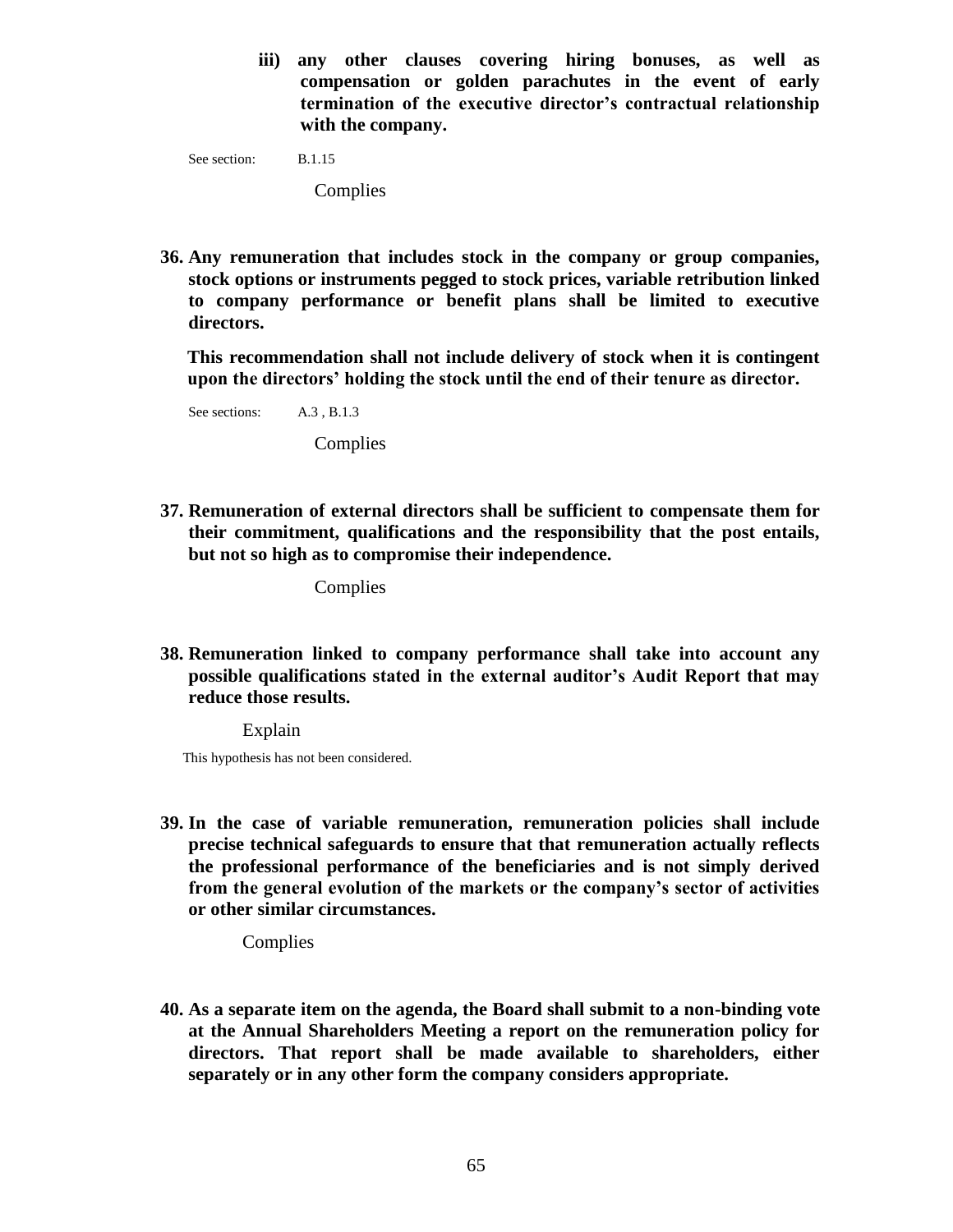**iii) any other clauses covering hiring bonuses, as well as compensation or golden parachutes in the event of early termination of the executive director's contractual relationship with the company.**

See section: B.1.15

Complies

**36. Any remuneration that includes stock in the company or group companies, stock options or instruments pegged to stock prices, variable retribution linked to company performance or benefit plans shall be limited to executive directors.**

**This recommendation shall not include delivery of stock when it is contingent upon the directors' holding the stock until the end of their tenure as director.**

See sections: A.3 , B.1.3

Complies

**37. Remuneration of external directors shall be sufficient to compensate them for their commitment, qualifications and the responsibility that the post entails, but not so high as to compromise their independence.**

Complies

**38. Remuneration linked to company performance shall take into account any possible qualifications stated in the external auditor's Audit Report that may reduce those results.**

Explain

This hypothesis has not been considered.

**39. In the case of variable remuneration, remuneration policies shall include precise technical safeguards to ensure that that remuneration actually reflects the professional performance of the beneficiaries and is not simply derived from the general evolution of the markets or the company's sector of activities or other similar circumstances.**

Complies

**40. As a separate item on the agenda, the Board shall submit to a non-binding vote at the Annual Shareholders Meeting a report on the remuneration policy for directors. That report shall be made available to shareholders, either separately or in any other form the company considers appropriate.**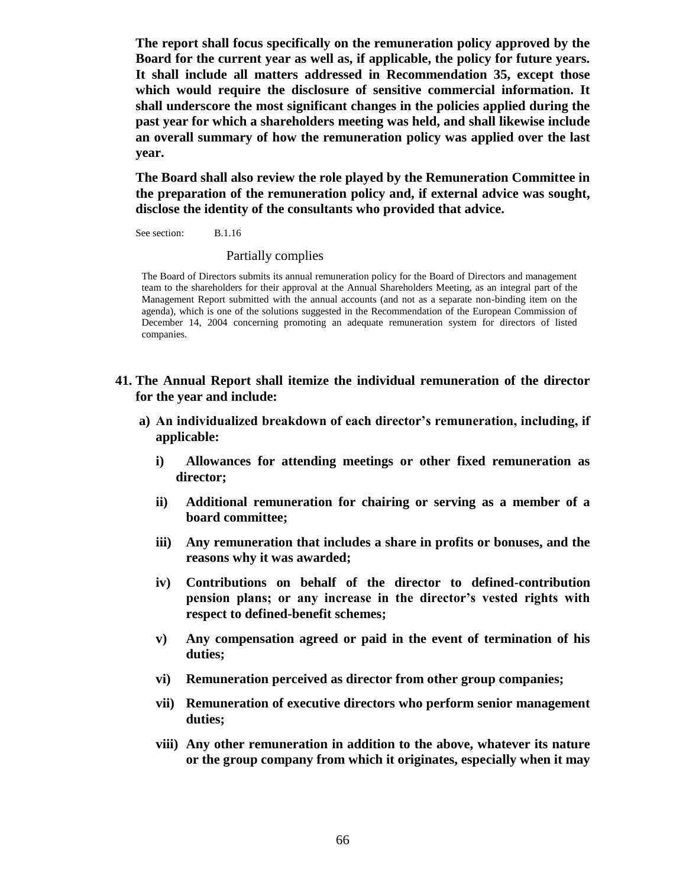**The report shall focus specifically on the remuneration policy approved by the Board for the current year as well as, if applicable, the policy for future years. It shall include all matters addressed in Recommendation 35, except those which would require the disclosure of sensitive commercial information. It shall underscore the most significant changes in the policies applied during the past year for which a shareholders meeting was held, and shall likewise include an overall summary of how the remuneration policy was applied over the last year.**

**The Board shall also review the role played by the Remuneration Committee in the preparation of the remuneration policy and, if external advice was sought, disclose the identity of the consultants who provided that advice.**

See section: B.1.16

Partially complies

The Board of Directors submits its annual remuneration policy for the Board of Directors and management team to the shareholders for their approval at the Annual Shareholders Meeting, as an integral part of the Management Report submitted with the annual accounts (and not as a separate non-binding item on the agenda), which is one of the solutions suggested in the Recommendation of the European Commission of December 14, 2004 concerning promoting an adequate remuneration system for directors of listed companies.

**41. The Annual Report shall itemize the individual remuneration of the director for the year and include:**

**a) An individualized breakdown of each director's remuneration, including, if applicable:**

**i) Allowances for attending meetings or other fixed remuneration as director;**

**ii) Additional remuneration for chairing or serving as a member of a board committee;**

**iii) Any remuneration that includes a share in profits or bonuses, and the reasons why it was awarded;**

**iv) Contributions on behalf of the director to defined-contribution pension plans; or any increase in the director's vested rights with respect to defined-benefit schemes;**

**v) Any compensation agreed or paid in the event of termination of his duties;**

**vi) Remuneration perceived as director from other group companies;**

**vii) Remuneration of executive directors who perform senior management duties;**

**viii) Any other remuneration in addition to the above, whatever its nature or the group company from which it originates, especially when it may**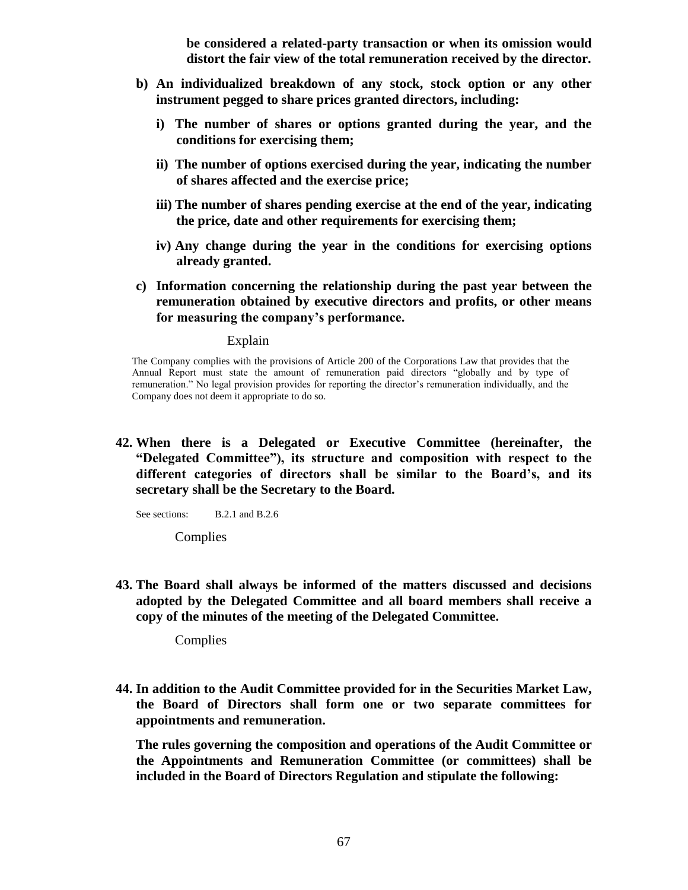**be considered a related-party transaction or when its omission would distort the fair view of the total remuneration received by the director.**

**b) An individualized breakdown of any stock, stock option or any other instrument pegged to share prices granted directors, including:**

**i) The number of shares or options granted during the year, and the conditions for exercising them;**

**ii) The number of options exercised during the year, indicating the number of shares affected and the exercise price;**

**iii) The number of shares pending exercise at the end of the year, indicating the price, date and other requirements for exercising them;**

**iv) Any change during the year in the conditions for exercising options already granted.**

**c) Information concerning the relationship during the past year between the remuneration obtained by executive directors and profits, or other means for measuring the company's performance.**

Explain

The Company complies with the provisions of Article 200 of the Corporations Law that provides that the Annual Report must state the amount of remuneration paid directors "globally and by type of remuneration." No legal provision provides for reporting the director's remuneration individually, and the Company does not deem it appropriate to do so.

**42. When there is a Delegated or Executive Committee (hereinafter, the "Delegated Committee"), its structure and composition with respect to the different categories of directors shall be similar to the Board's, and its secretary shall be the Secretary to the Board.**

See sections: B.2.1 and B.2.6

Complies

**43. The Board shall always be informed of the matters discussed and decisions adopted by the Delegated Committee and all board members shall receive a copy of the minutes of the meeting of the Delegated Committee.**

Complies

**44. In addition to the Audit Committee provided for in the Securities Market Law, the Board of Directors shall form one or two separate committees for appointments and remuneration.**

**The rules governing the composition and operations of the Audit Committee or the Appointments and Remuneration Committee (or committees) shall be included in the Board of Directors Regulation and stipulate the following:**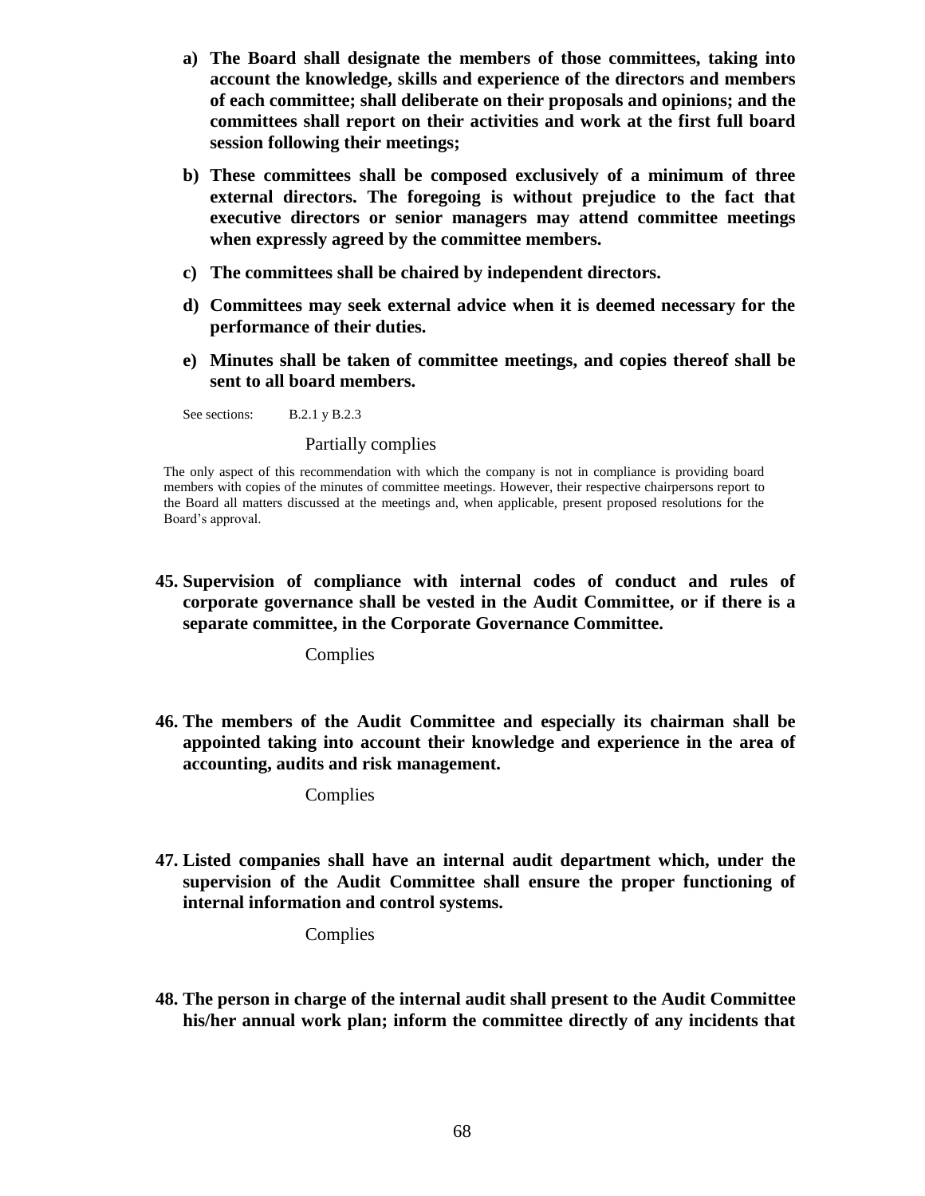a) **The Board shall designate the members of those committees, taking into account the knowledge, skills and experience of the directors and members of each committee; shall deliberate on their proposals and opinions; and the committees shall report on their activities and work at the first full board session following their meetings;**

b) **These committees shall be composed exclusively of a minimum of three external directors. The foregoing is without prejudice to the fact that executive directors or senior managers may attend committee meetings when expressly agreed by the committee members.**

c) **The committees shall be chaired by independent directors.**

d) **Committees may seek external advice when it is deemed necessary for the performance of their duties.**

e) **Minutes shall be taken of committee meetings, and copies thereof shall be sent to all board members.**

See sections: B.2.1 y B.2.3

Partially complies

The only aspect of this recommendation with which the company is not in compliance is providing board members with copies of the minutes of committee meetings. However, their respective chairpersons report to the Board all matters discussed at the meetings and, when applicable, present proposed resolutions for the Board's approval.

**45. Supervision of compliance with internal codes of conduct and rules of corporate governance shall be vested in the Audit Committee, or if there is a separate committee, in the Corporate Governance Committee.**

Complies

**46. The members of the Audit Committee and especially its chairman shall be appointed taking into account their knowledge and experience in the area of accounting, audits and risk management.**

Complies

**47. Listed companies shall have an internal audit department which, under the supervision of the Audit Committee shall ensure the proper functioning of internal information and control systems.**

Complies

**48. The person in charge of the internal audit shall present to the Audit Committee his/her annual work plan; inform the committee directly of any incidents that**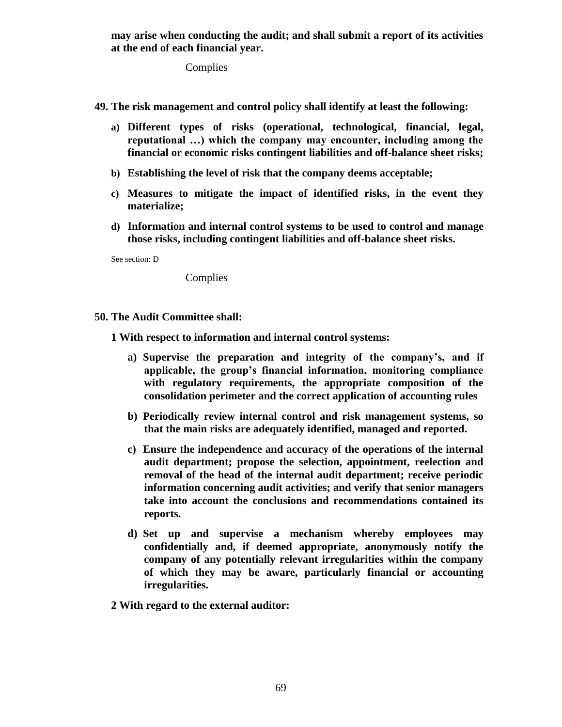**may arise when conducting the audit; and shall submit a report of its activities at the end of each financial year.**

Complies

**49. The risk management and control policy shall identify at least the following:**

a) **Different types of risks (operational, technological, financial, legal, reputational …) which the company may encounter, including among the financial or economic risks contingent liabilities and off-balance sheet risks;**

b) **Establishing the level of risk that the company deems acceptable;**

c) **Measures to mitigate the impact of identified risks, in the event they materialize;**

d) **Information and internal control systems to be used to control and manage those risks, including contingent liabilities and off-balance sheet risks.**

See section: D

Complies

**50. The Audit Committee shall:**

**1 With respect to information and internal control systems:**

a) **Supervise the preparation and integrity of the company's, and if applicable, the group's financial information, monitoring compliance with regulatory requirements, the appropriate composition of the consolidation perimeter and the correct application of accounting rules**

b) **Periodically review internal control and risk management systems, so that the main risks are adequately identified, managed and reported.**

c) **Ensure the independence and accuracy of the operations of the internal audit department; propose the selection, appointment, reelection and removal of the head of the internal audit department; receive periodic information concerning audit activities; and verify that senior managers take into account the conclusions and recommendations contained its reports.**

d) **Set up and supervise a mechanism whereby employees may confidentially and, if deemed appropriate, anonymously notify the company of any potentially relevant irregularities within the company of which they may be aware, particularly financial or accounting irregularities.**

**2 With regard to the external auditor:**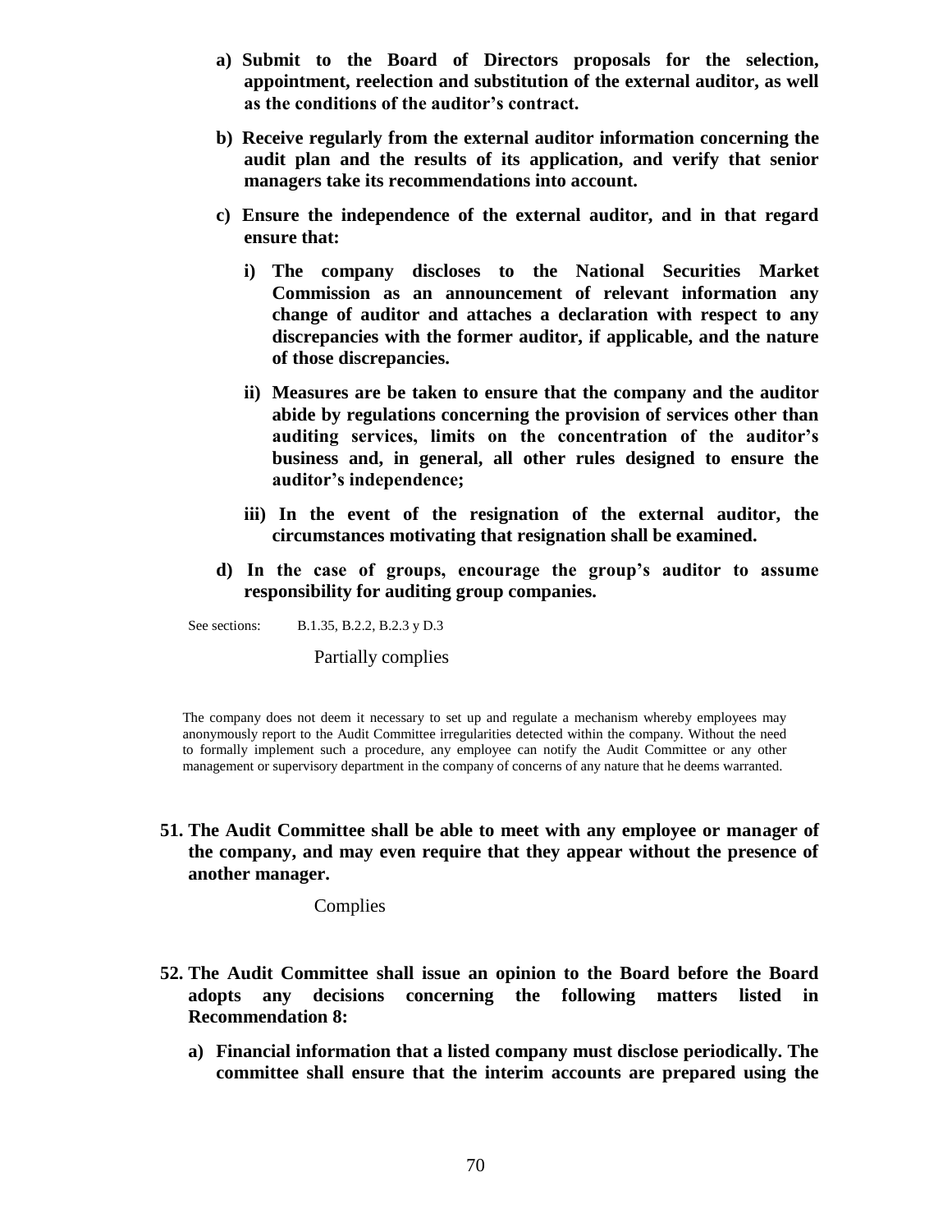**a) Submit to the Board of Directors proposals for the selection, appointment, reelection and substitution of the external auditor, as well as the conditions of the auditor's contract.**

**b) Receive regularly from the external auditor information concerning the audit plan and the results of its application, and verify that senior managers take its recommendations into account.**

**c) Ensure the independence of the external auditor, and in that regard ensure that:**

**i) The company discloses to the National Securities Market Commission as an announcement of relevant information any change of auditor and attaches a declaration with respect to any discrepancies with the former auditor, if applicable, and the nature of those discrepancies.**

**ii) Measures are be taken to ensure that the company and the auditor abide by regulations concerning the provision of services other than auditing services, limits on the concentration of the auditor's business and, in general, all other rules designed to ensure the auditor's independence;**

**iii) In the event of the resignation of the external auditor, the circumstances motivating that resignation shall be examined.**

**d) In the case of groups, encourage the group's auditor to assume responsibility for auditing group companies.**

See sections: B.1.35, B.2.2, B.2.3 y D.3

Partially complies

The company does not deem it necessary to set up and regulate a mechanism whereby employees may anonymously report to the Audit Committee irregularities detected within the company. Without the need to formally implement such a procedure, any employee can notify the Audit Committee or any other management or supervisory department in the company of concerns of any nature that he deems warranted.

**51. The Audit Committee shall be able to meet with any employee or manager of the company, and may even require that they appear without the presence of another manager.**

Complies

**52. The Audit Committee shall issue an opinion to the Board before the Board adopts any decisions concerning the following matters listed in Recommendation 8:**

**a) Financial information that a listed company must disclose periodically. The committee shall ensure that the interim accounts are prepared using the**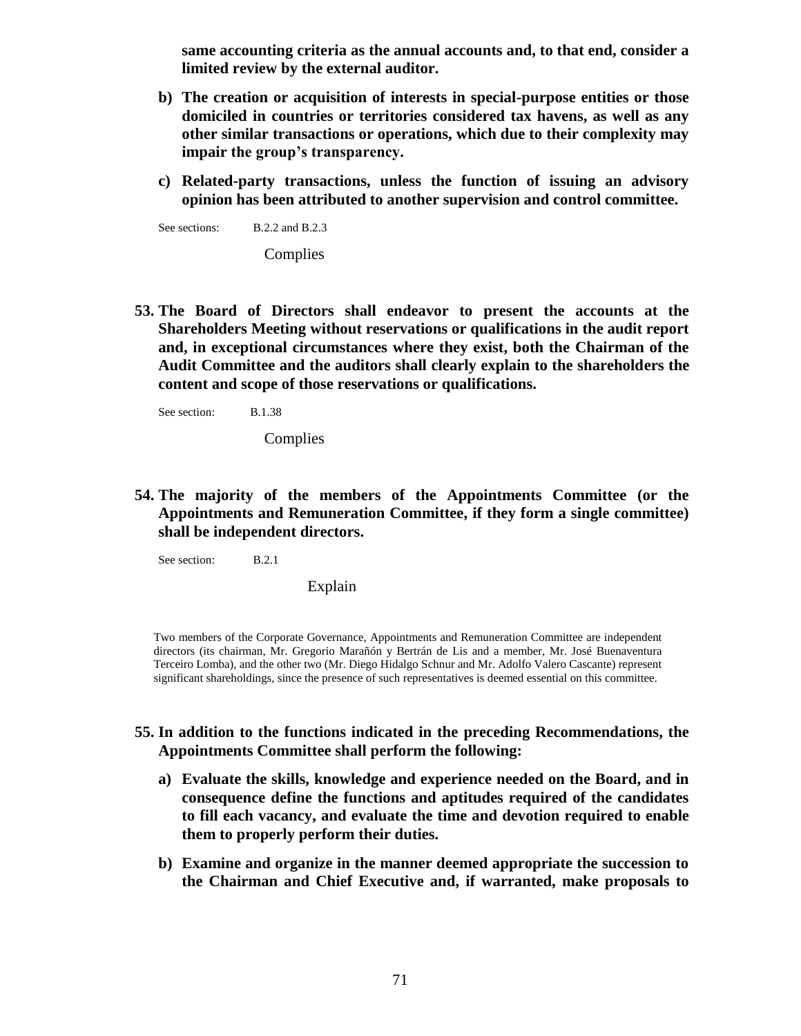**same accounting criteria as the annual accounts and, to that end, consider a limited review by the external auditor.**

**b) The creation or acquisition of interests in special-purpose entities or those domiciled in countries or territories considered tax havens, as well as any other similar transactions or operations, which due to their complexity may impair the group's transparency.**

**c) Related-party transactions, unless the function of issuing an advisory opinion has been attributed to another supervision and control committee.**

See sections: B.2.2 and B.2.3

Complies

**53. The Board of Directors shall endeavor to present the accounts at the Shareholders Meeting without reservations or qualifications in the audit report and, in exceptional circumstances where they exist, both the Chairman of the Audit Committee and the auditors shall clearly explain to the shareholders the content and scope of those reservations or qualifications.**

See section: B.1.38

Complies

**54. The majority of the members of the Appointments Committee (or the Appointments and Remuneration Committee, if they form a single committee) shall be independent directors.**

See section: B.2.1

Explain

Two members of the Corporate Governance, Appointments and Remuneration Committee are independent directors (its chairman, Mr. Gregorio Marañón y Bertrán de Lis and a member, Mr. José Buenaventura Terceiro Lomba), and the other two (Mr. Diego Hidalgo Schnur and Mr. Adolfo Valero Cascante) represent significant shareholdings, since the presence of such representatives is deemed essential on this committee.

**55. In addition to the functions indicated in the preceding Recommendations, the Appointments Committee shall perform the following:**

**a) Evaluate the skills, knowledge and experience needed on the Board, and in consequence define the functions and aptitudes required of the candidates to fill each vacancy, and evaluate the time and devotion required to enable them to properly perform their duties.**

**b) Examine and organize in the manner deemed appropriate the succession to the Chairman and Chief Executive and, if warranted, make proposals to**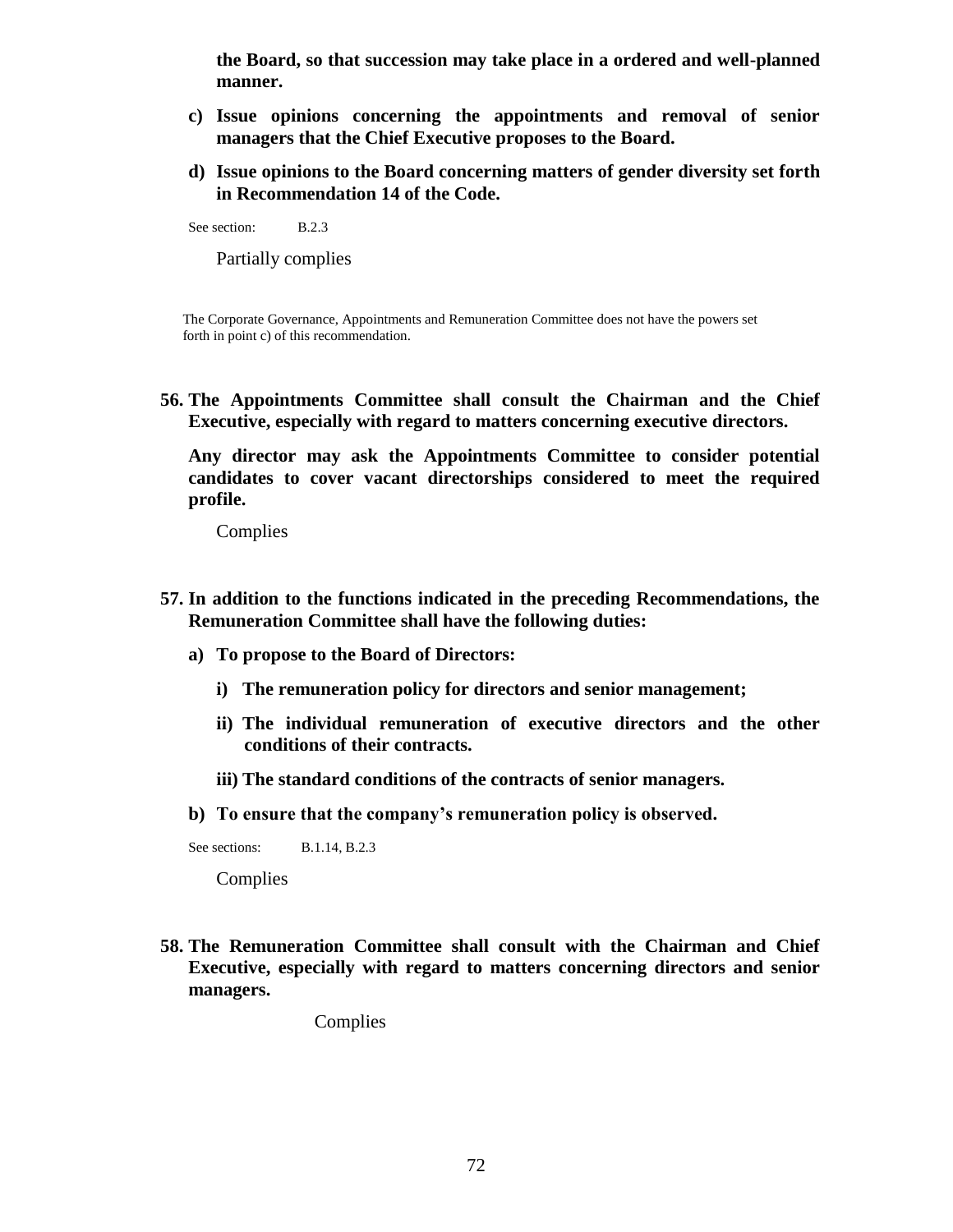**the Board, so that succession may take place in a ordered and well-planned manner.**

**c) Issue opinions concerning the appointments and removal of senior managers that the Chief Executive proposes to the Board.**

**d) Issue opinions to the Board concerning matters of gender diversity set forth in Recommendation 14 of the Code.**

See section: B.2.3

Partially complies

The Corporate Governance, Appointments and Remuneration Committee does not have the powers set forth in point c) of this recommendation.

**56. The Appointments Committee shall consult the Chairman and the Chief Executive, especially with regard to matters concerning executive directors.**

**Any director may ask the Appointments Committee to consider potential candidates to cover vacant directorships considered to meet the required profile.**

Complies

**57. In addition to the functions indicated in the preceding Recommendations, the Remuneration Committee shall have the following duties:**

**a) To propose to the Board of Directors:**

**i) The remuneration policy for directors and senior management;**

**ii) The individual remuneration of executive directors and the other conditions of their contracts.**

**iii) The standard conditions of the contracts of senior managers.**

**b) To ensure that the company's remuneration policy is observed.**

See sections: B.1.14, B.2.3

Complies

**58. The Remuneration Committee shall consult with the Chairman and Chief Executive, especially with regard to matters concerning directors and senior managers.**

Complies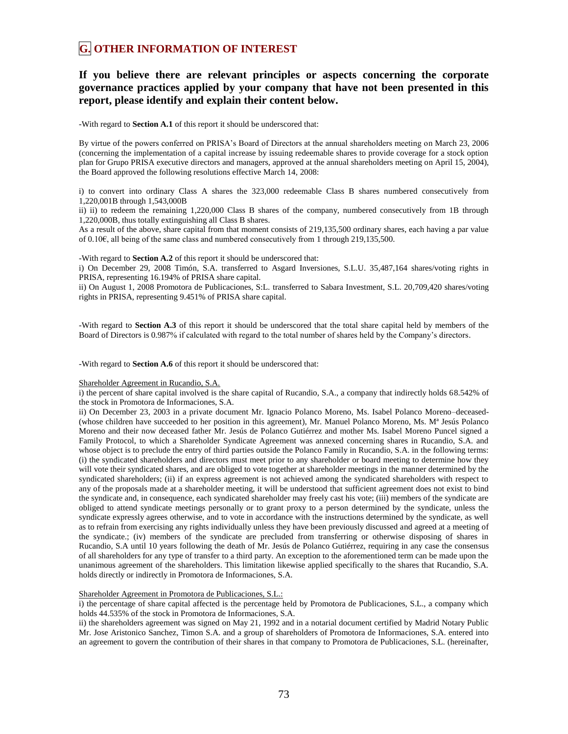## G. OTHER INFORMATION OF INTEREST

### If you believe there are relevant principles or aspects concerning the corporate governance practices applied by your company that have not been presented in this report, please identify and explain their content below.

-With regard to **Section A.1** of this report it should be underscored that:

By virtue of the powers conferred on PRISA's Board of Directors at the annual shareholders meeting on March 23, 2006 (concerning the implementation of a capital increase by issuing redeemable shares to provide coverage for a stock option plan for Grupo PRISA executive directors and managers, approved at the annual shareholders meeting on April 15, 2004), the Board approved the following resolutions effective March 14, 2008:

i) to convert into ordinary Class A shares the 323,000 redeemable Class B shares numbered consecutively from 1,220,001B through 1,543,000B

ii) ii) to redeem the remaining 1,220,000 Class B shares of the company, numbered consecutively from 1B through 1,220,000B, thus totally extinguishing all Class B shares.

As a result of the above, share capital from that moment consists of 219,135,500 ordinary shares, each having a par value of 0.10€, all being of the same class and numbered consecutively from 1 through 219,135,500.

-With regard to **Section A.2** of this report it should be underscored that:

i) On December 29, 2008 Timón, S.A. transferred to Asgard Inversiones, S.L.U. 35,487,164 shares/voting rights in PRISA, representing 16.194% of PRISA share capital.

ii) On August 1, 2008 Promotora de Publicaciones, S:L. transferred to Sabara Investment, S.L. 20,709,420 shares/voting rights in PRISA, representing 9.451% of PRISA share capital.

-With regard to **Section A.3** of this report it should be underscored that the total share capital held by members of the Board of Directors is 0.987% if calculated with regard to the total number of shares held by the Company's directors.

-With regard to **Section A.6** of this report it should be underscored that:

Shareholder Agreement in Rucandio, S.A.

i) the percent of share capital involved is the share capital of Rucandio, S.A., a company that indirectly holds 68.542% of the stock in Promotora de Informaciones, S.A.

ii) On December 23, 2003 in a private document Mr. Ignacio Polanco Moreno, Ms. Isabel Polanco Moreno–deceased- (whose children have succeeded to her position in this agreement), Mr. Manuel Polanco Moreno, Ms. Mª Jesús Polanco Moreno and their now deceased father Mr. Jesús de Polanco Gutiérrez and mother Ms. Isabel Moreno Puncel signed a Family Protocol, to which a Shareholder Syndicate Agreement was annexed concerning shares in Rucandio, S.A. and whose object is to preclude the entry of third parties outside the Polanco Family in Rucandio, S.A. in the following terms: (i) the syndicated shareholders and directors must meet prior to any shareholder or board meeting to determine how they will vote their syndicated shares, and are obliged to vote together at shareholder meetings in the manner determined by the syndicated shareholders; (ii) if an express agreement is not achieved among the syndicated shareholders with respect to any of the proposals made at a shareholder meeting, it will be understood that sufficient agreement does not exist to bind the syndicate and, in consequence, each syndicated shareholder may freely cast his vote; (iii) members of the syndicate are obliged to attend syndicate meetings personally or to grant proxy to a person determined by the syndicate, unless the syndicate expressly agrees otherwise, and to vote in accordance with the instructions determined by the syndicate, as well as to refrain from exercising any rights individually unless they have been previously discussed and agreed at a meeting of the syndicate.; (iv) members of the syndicate are precluded from transferring or otherwise disposing of shares in Rucandio, S.A until 10 years following the death of Mr. Jesús de Polanco Gutiérrez, requiring in any case the consensus of all shareholders for any type of transfer to a third party. An exception to the aforementioned term can be made upon the unanimous agreement of the shareholders. This limitation likewise applied specifically to the shares that Rucandio, S.A. holds directly or indirectly in Promotora de Informaciones, S.A.

Shareholder Agreement in Promotora de Publicaciones, S.L.:

i) the percentage of share capital affected is the percentage held by Promotora de Publicaciones, S.L., a company which holds 44.535% of the stock in Promotora de Informaciones, S.A.

ii) the shareholders agreement was signed on May 21, 1992 and in a notarial document certified by Madrid Notary Public Mr. Jose Aristonico Sanchez, Timon S.A. and a group of shareholders of Promotora de Informaciones, S.A. entered into an agreement to govern the contribution of their shares in that company to Promotora de Publicaciones, S.L. (hereinafter,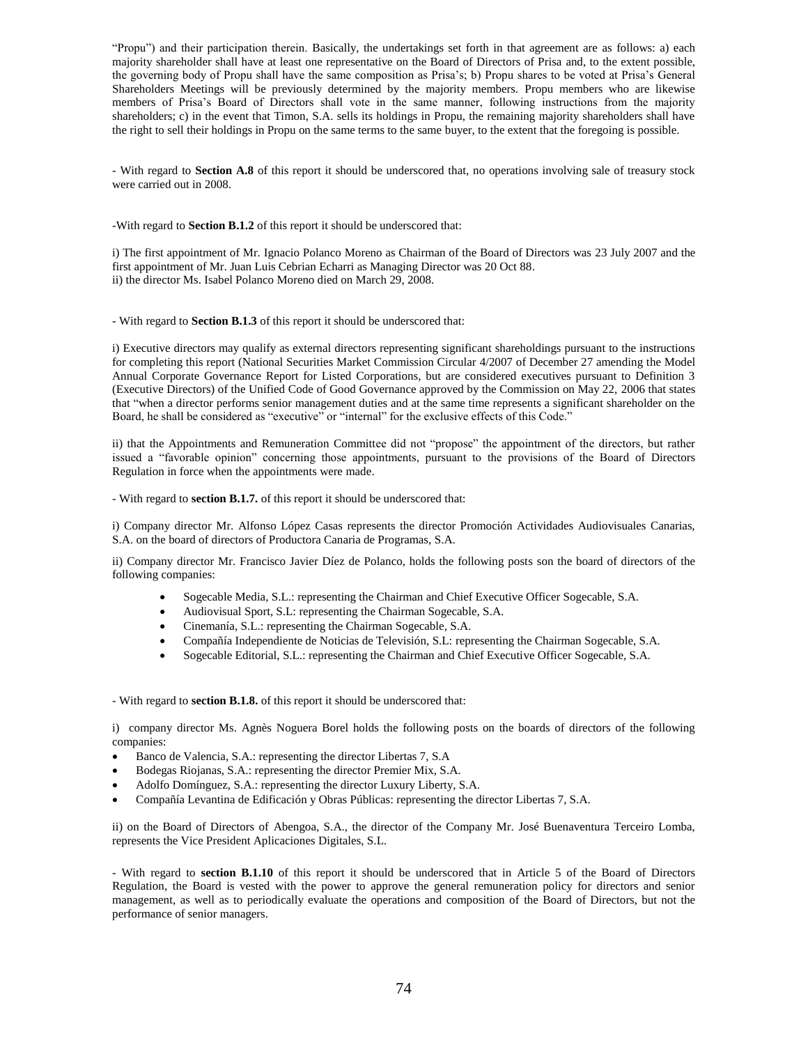"Propu") and their participation therein. Basically, the undertakings set forth in that agreement are as follows: a) each majority shareholder shall have at least one representative on the Board of Directors of Prisa and, to the extent possible, the governing body of Propu shall have the same composition as Prisa's; b) Propu shares to be voted at Prisa's General Shareholders Meetings will be previously determined by the majority members. Propu members who are likewise members of Prisa's Board of Directors shall vote in the same manner, following instructions from the majority shareholders; c) in the event that Timon, S.A. sells its holdings in Propu, the remaining majority shareholders shall have the right to sell their holdings in Propu on the same terms to the same buyer, to the extent that the foregoing is possible.

- With regard to **Section A.8** of this report it should be underscored that, no operations involving sale of treasury stock were carried out in 2008.

-With regard to **Section B.1.2** of this report it should be underscored that:

i) The first appointment of Mr. Ignacio Polanco Moreno as Chairman of the Board of Directors was 23 July 2007 and the first appointment of Mr. Juan Luis Cebrian Echarri as Managing Director was 20 Oct 88.
ii) the director Ms. Isabel Polanco Moreno died on March 29, 2008.

- With regard to **Section B.1.3** of this report it should be underscored that:

i) Executive directors may qualify as external directors representing significant shareholdings pursuant to the instructions for completing this report (National Securities Market Commission Circular 4/2007 of December 27 amending the Model Annual Corporate Governance Report for Listed Corporations, but are considered executives pursuant to Definition 3 (Executive Directors) of the Unified Code of Good Governance approved by the Commission on May 22, 2006 that states that "when a director performs senior management duties and at the same time represents a significant shareholder on the Board, he shall be considered as "executive" or "internal" for the exclusive effects of this Code."

ii) that the Appointments and Remuneration Committee did not "propose" the appointment of the directors, but rather issued a "favorable opinion" concerning those appointments, pursuant to the provisions of the Board of Directors Regulation in force when the appointments were made.

- With regard to **section B.1.7.** of this report it should be underscored that:

i) Company director Mr. Alfonso López Casas represents the director Promoción Actividades Audiovisuales Canarias, S.A. on the board of directors of Productora Canaria de Programas, S.A.

ii) Company director Mr. Francisco Javier Díez de Polanco, holds the following posts son the board of directors of the following companies:

- Sogecable Media, S.L.: representing the Chairman and Chief Executive Officer Sogecable, S.A.
- Audiovisual Sport, S.L: representing the Chairman Sogecable, S.A.
- Cinemanía, S.L.: representing the Chairman Sogecable, S.A.
- Compañía Independiente de Noticias de Televisión, S.L: representing the Chairman Sogecable, S.A.
- Sogecable Editorial, S.L.: representing the Chairman and Chief Executive Officer Sogecable, S.A.

- With regard to **section B.1.8.** of this report it should be underscored that:

i) company director Ms. Agnès Noguera Borel holds the following posts on the boards of directors of the following companies:

- Banco de Valencia, S.A.: representing the director Libertas 7, S.A
- Bodegas Riojanas, S.A.: representing the director Premier Mix, S.A.
- Adolfo Domínguez, S.A.: representing the director Luxury Liberty, S.A.
- Compañía Levantina de Edificación y Obras Públicas: representing the director Libertas 7, S.A.

ii) on the Board of Directors of Abengoa, S.A., the director of the Company Mr. José Buenaventura Terceiro Lomba, represents the Vice President Aplicaciones Digitales, S.L.

- With regard to **section B.1.10** of this report it should be underscored that in Article 5 of the Board of Directors Regulation, the Board is vested with the power to approve the general remuneration policy for directors and senior management, as well as to periodically evaluate the operations and composition of the Board of Directors, but not the performance of senior managers.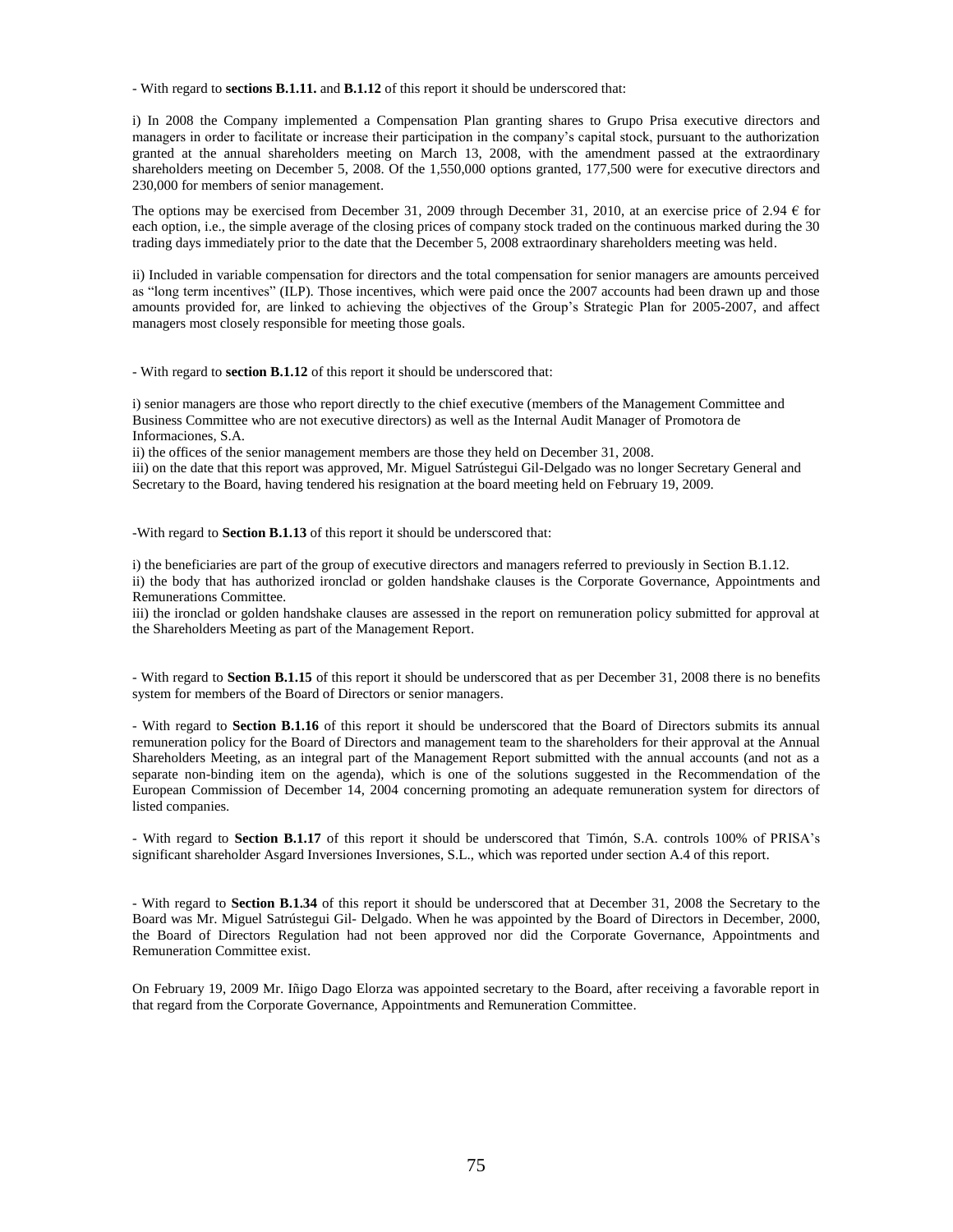- With regard to **sections B.1.11.** and **B.1.12** of this report it should be underscored that:

i) In 2008 the Company implemented a Compensation Plan granting shares to Grupo Prisa executive directors and managers in order to facilitate or increase their participation in the company's capital stock, pursuant to the authorization granted at the annual shareholders meeting on March 13, 2008, with the amendment passed at the extraordinary shareholders meeting on December 5, 2008. Of the 1,550,000 options granted, 177,500 were for executive directors and 230,000 for members of senior management.

The options may be exercised from December 31, 2009 through December 31, 2010, at an exercise price of 2.94 € for each option, i.e., the simple average of the closing prices of company stock traded on the continuous marked during the 30 trading days immediately prior to the date that the December 5, 2008 extraordinary shareholders meeting was held.

ii) Included in variable compensation for directors and the total compensation for senior managers are amounts perceived as "long term incentives" (ILP). Those incentives, which were paid once the 2007 accounts had been drawn up and those amounts provided for, are linked to achieving the objectives of the Group's Strategic Plan for 2005-2007, and affect managers most closely responsible for meeting those goals.

- With regard to **section B.1.12** of this report it should be underscored that:

i) senior managers are those who report directly to the chief executive (members of the Management Committee and Business Committee who are not executive directors) as well as the Internal Audit Manager of Promotora de Informaciones, S.A.
ii) the offices of the senior management members are those they held on December 31, 2008.
iii) on the date that this report was approved, Mr. Miguel Satrústegui Gil-Delgado was no longer Secretary General and Secretary to the Board, having tendered his resignation at the board meeting held on February 19, 2009.

-With regard to **Section B.1.13** of this report it should be underscored that:

i) the beneficiaries are part of the group of executive directors and managers referred to previously in Section B.1.12.
ii) the body that has authorized ironclad or golden handshake clauses is the Corporate Governance, Appointments and Remunerations Committee.
iii) the ironclad or golden handshake clauses are assessed in the report on remuneration policy submitted for approval at the Shareholders Meeting as part of the Management Report.

- With regard to **Section B.1.15** of this report it should be underscored that as per December 31, 2008 there is no benefits system for members of the Board of Directors or senior managers.

- With regard to **Section B.1.16** of this report it should be underscored that the Board of Directors submits its annual remuneration policy for the Board of Directors and management team to the shareholders for their approval at the Annual Shareholders Meeting, as an integral part of the Management Report submitted with the annual accounts (and not as a separate non-binding item on the agenda), which is one of the solutions suggested in the Recommendation of the European Commission of December 14, 2004 concerning promoting an adequate remuneration system for directors of listed companies.

- With regard to **Section B.1.17** of this report it should be underscored that Timón, S.A. controls 100% of PRISA's significant shareholder Asgard Inversiones Inversiones, S.L., which was reported under section A.4 of this report.

- With regard to **Section B.1.34** of this report it should be underscored that at December 31, 2008 the Secretary to the Board was Mr. Miguel Satrústegui Gil- Delgado. When he was appointed by the Board of Directors in December, 2000, the Board of Directors Regulation had not been approved nor did the Corporate Governance, Appointments and Remuneration Committee exist.

On February 19, 2009 Mr. Iñigo Dago Elorza was appointed secretary to the Board, after receiving a favorable report in that regard from the Corporate Governance, Appointments and Remuneration Committee.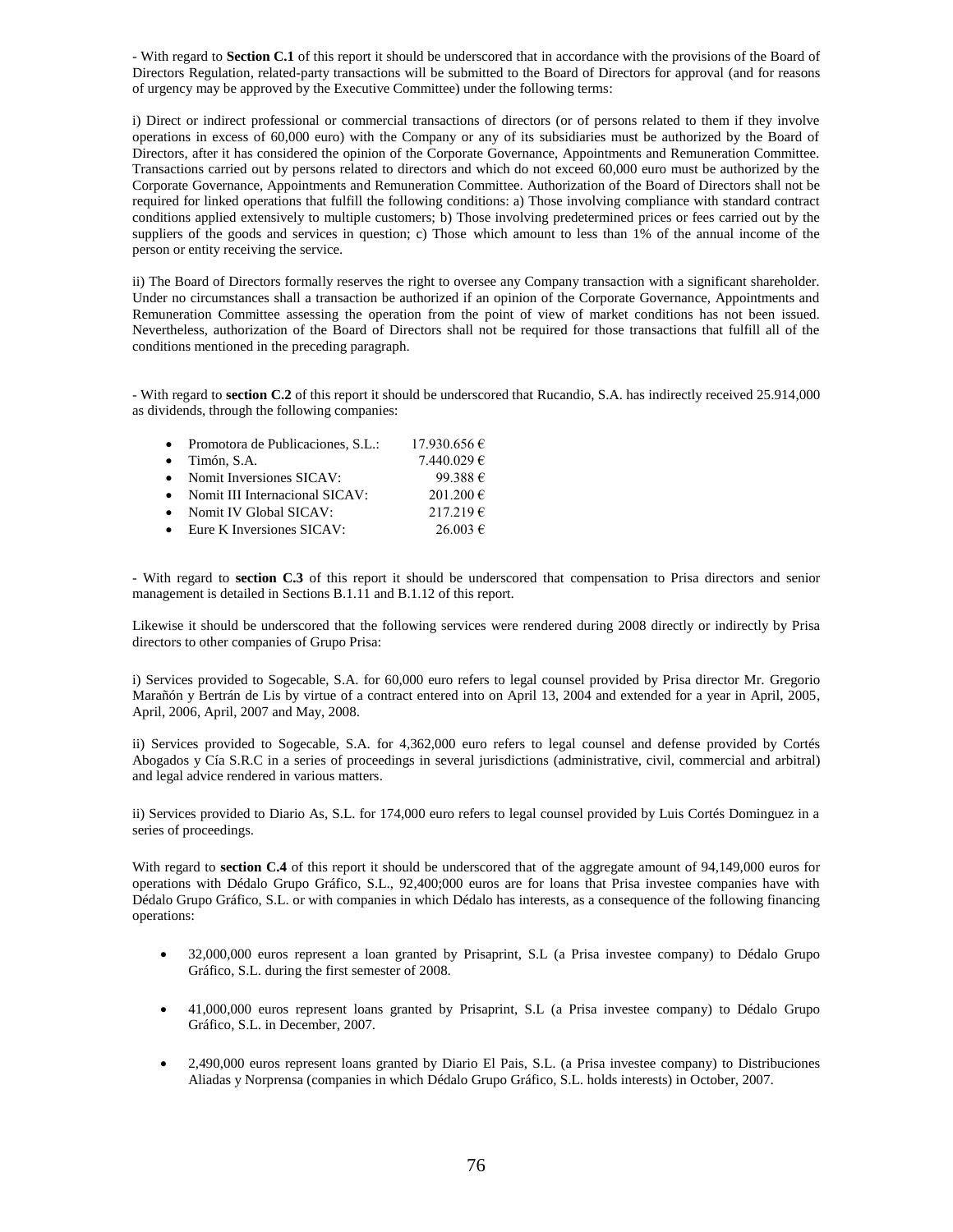- With regard to **Section C.1** of this report it should be underscored that in accordance with the provisions of the Board of Directors Regulation, related-party transactions will be submitted to the Board of Directors for approval (and for reasons of urgency may be approved by the Executive Committee) under the following terms:

i) Direct or indirect professional or commercial transactions of directors (or of persons related to them if they involve operations in excess of 60,000 euro) with the Company or any of its subsidiaries must be authorized by the Board of Directors, after it has considered the opinion of the Corporate Governance, Appointments and Remuneration Committee. Transactions carried out by persons related to directors and which do not exceed 60,000 euro must be authorized by the Corporate Governance, Appointments and Remuneration Committee. Authorization of the Board of Directors shall not be required for linked operations that fulfill the following conditions: a) Those involving compliance with standard contract conditions applied extensively to multiple customers; b) Those involving predetermined prices or fees carried out by the suppliers of the goods and services in question; c) Those which amount to less than 1% of the annual income of the person or entity receiving the service.

ii) The Board of Directors formally reserves the right to oversee any Company transaction with a significant shareholder. Under no circumstances shall a transaction be authorized if an opinion of the Corporate Governance, Appointments and Remuneration Committee assessing the operation from the point of view of market conditions has not been issued. Nevertheless, authorization of the Board of Directors shall not be required for those transactions that fulfill all of the conditions mentioned in the preceding paragraph.

- With regard to **section C.2** of this report it should be underscored that Rucandio, S.A. has indirectly received 25.914,000 as dividends, through the following companies:

- Promotora de Publicaciones, S.L.: 17.930.656 €
- Timón, S.A. 7.440.029 €
- Nomit Inversiones SICAV: 99.388 €
- Nomit III Internacional SICAV: 201.200 €
- Nomit IV Global SICAV: 217.219 €
- Eure K Inversiones SICAV: 26.003 €

- With regard to **section C.3** of this report it should be underscored that compensation to Prisa directors and senior management is detailed in Sections B.1.11 and B.1.12 of this report.

Likewise it should be underscored that the following services were rendered during 2008 directly or indirectly by Prisa directors to other companies of Grupo Prisa:

i) Services provided to Sogecable, S.A. for 60,000 euro refers to legal counsel provided by Prisa director Mr. Gregorio Marañón y Bertrán de Lis by virtue of a contract entered into on April 13, 2004 and extended for a year in April, 2005, April, 2006, April, 2007 and May, 2008.

ii) Services provided to Sogecable, S.A. for 4,362,000 euro refers to legal counsel and defense provided by Cortés Abogados y Cía S.R.C in a series of proceedings in several jurisdictions (administrative, civil, commercial and arbitral) and legal advice rendered in various matters.

ii) Services provided to Diario As, S.L. for 174,000 euro refers to legal counsel provided by Luis Cortés Dominguez in a series of proceedings.

With regard to **section C.4** of this report it should be underscored that of the aggregate amount of 94,149,000 euros for operations with Dédalo Grupo Gráfico, S.L., 92,400;000 euros are for loans that Prisa investee companies have with Dédalo Grupo Gráfico, S.L. or with companies in which Dédalo has interests, as a consequence of the following financing operations:

- 32,000,000 euros represent a loan granted by Prisaprint, S.L (a Prisa investee company) to Dédalo Grupo Gráfico, S.L. during the first semester of 2008.

- 41,000,000 euros represent loans granted by Prisaprint, S.L (a Prisa investee company) to Dédalo Grupo Gráfico, S.L. in December, 2007.

- 2,490,000 euros represent loans granted by Diario El Pais, S.L. (a Prisa investee company) to Distribuciones Aliadas y Norprensa (companies in which Dédalo Grupo Gráfico, S.L. holds interests) in October, 2007.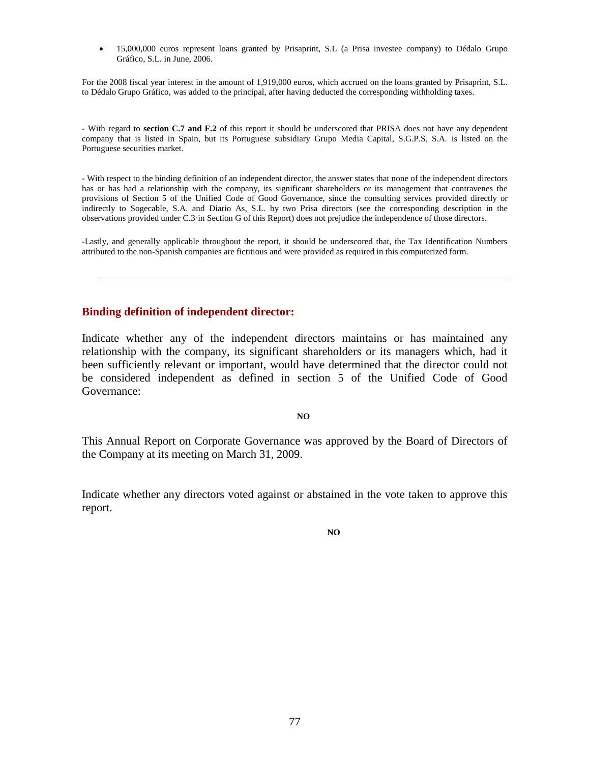- 15,000,000 euros represent loans granted by Prisaprint, S.L (a Prisa investee company) to Dédalo Grupo Gráfico, S.L. in June, 2006.

For the 2008 fiscal year interest in the amount of 1,919,000 euros, which accrued on the loans granted by Prisaprint, S.L. to Dédalo Grupo Gráfico, was added to the principal, after having deducted the corresponding withholding taxes.

- With regard to **section C.7 and F.2** of this report it should be underscored that PRISA does not have any dependent company that is listed in Spain, but its Portuguese subsidiary Grupo Media Capital, S.G.P.S, S.A. is listed on the Portuguese securities market.

- With respect to the binding definition of an independent director, the answer states that none of the independent directors has or has had a relationship with the company, its significant shareholders or its management that contravenes the provisions of Section 5 of the Unified Code of Good Governance, since the consulting services provided directly or indirectly to Sogecable, S.A. and Diario As, S.L. by two Prisa directors (see the corresponding description in the observations provided under C.3·in Section G of this Report) does not prejudice the independence of those directors.

-Lastly, and generally applicable throughout the report, it should be underscored that, the Tax Identification Numbers attributed to the non-Spanish companies are fictitious and were provided as required in this computerized form.

---

## Binding definition of independent director:

Indicate whether any of the independent directors maintains or has maintained any relationship with the company, its significant shareholders or its managers which, had it been sufficiently relevant or important, would have determined that the director could not be considered independent as defined in section 5 of the Unified Code of Good Governance:

**NO**

This Annual Report on Corporate Governance was approved by the Board of Directors of the Company at its meeting on March 31, 2009.

Indicate whether any directors voted against or abstained in the vote taken to approve this report.

**NO**